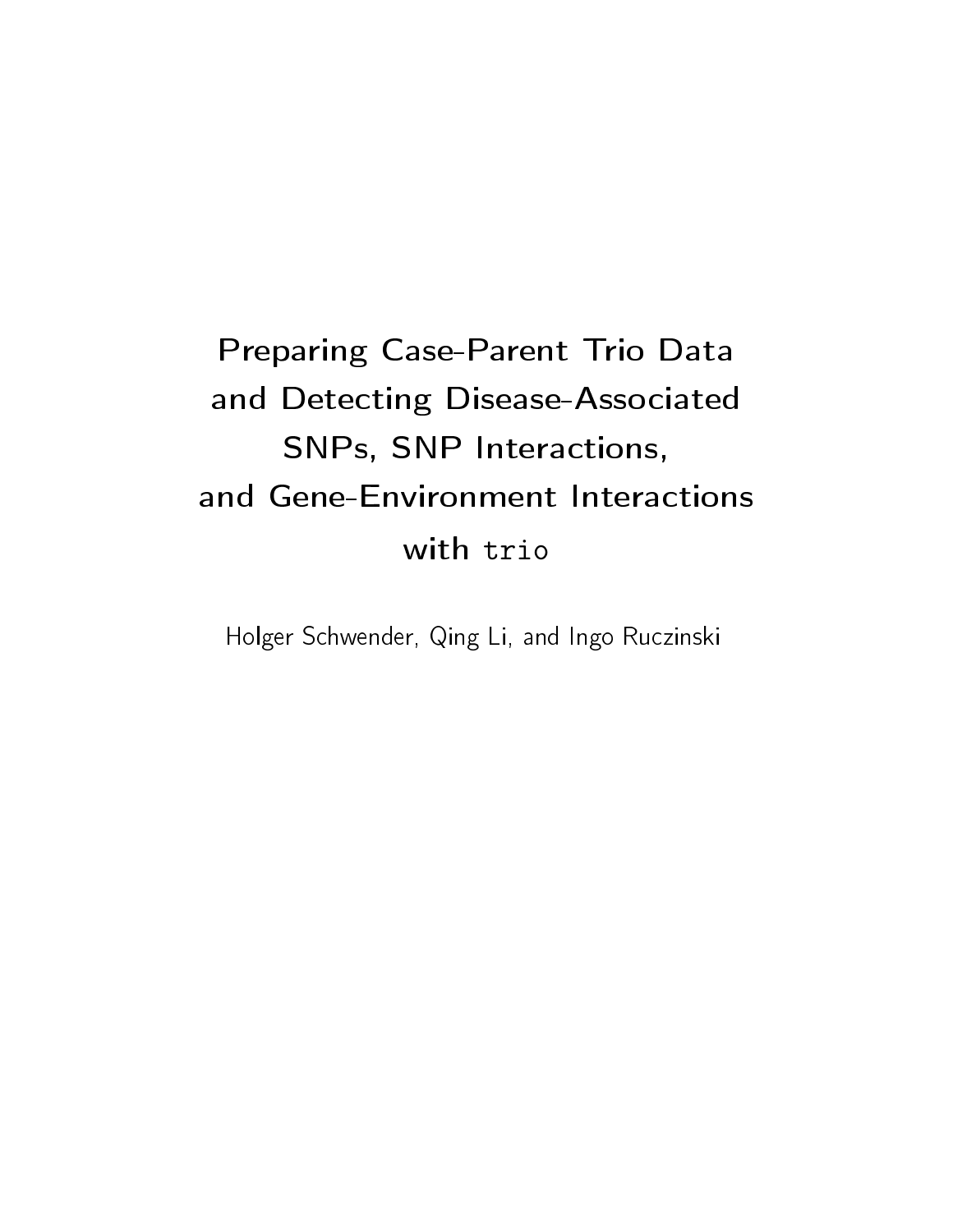# Preparing Case-Parent Trio Data and Detecting Disease-Associated SNPs, SNP Interactions, and Gene-Environment Interactions with `trio`

Holger Schwender, Qing Li, and Ingo Ruczinski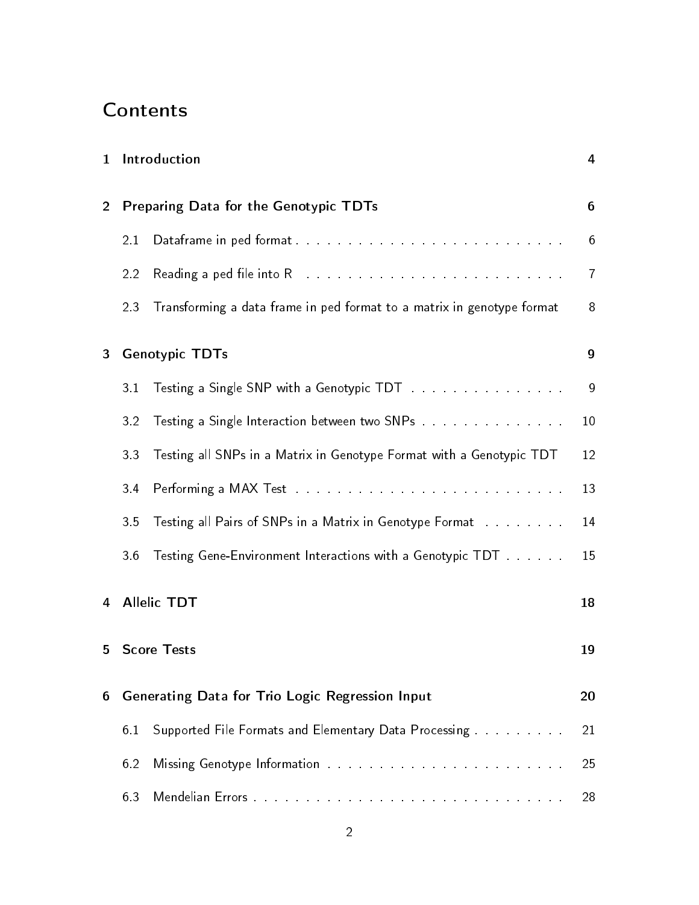# Contents

**1 Introduction** 4

**2 Preparing Data for the Genotypic TDTs** 6

- 2.1 Dataframe in ped format . . . . . . . . . . . . . . . . . . . . . . . . . . 6
- 2.2 Reading a ped file into R . . . . . . . . . . . . . . . . . . . . . . . . . 7
- 2.3 Transforming a data frame in ped format to a matrix in genotype format 8

**3 Genotypic TDTs** 9

- 3.1 Testing a Single SNP with a Genotypic TDT . . . . . . . . . . . . . . . 9
- 3.2 Testing a Single Interaction between two SNPs . . . . . . . . . . . . . . 10
- 3.3 Testing all SNPs in a Matrix in Genotype Format with a Genotypic TDT 12
- 3.4 Performing a MAX Test . . . . . . . . . . . . . . . . . . . . . . . . . . 13
- 3.5 Testing all Pairs of SNPs in a Matrix in Genotype Format . . . . . . . . 14
- 3.6 Testing Gene-Environment Interactions with a Genotypic TDT . . . . . . 15

**4 Allelic TDT** 18

**5 Score Tests** 19

**6 Generating Data for Trio Logic Regression Input** 20

- 6.1 Supported File Formats and Elementary Data Processing . . . . . . . . . 21
- 6.2 Missing Genotype Information . . . . . . . . . . . . . . . . . . . . . . . 25
- 6.3 Mendelian Errors . . . . . . . . . . . . . . . . . . . . . . . . . . . . . . 28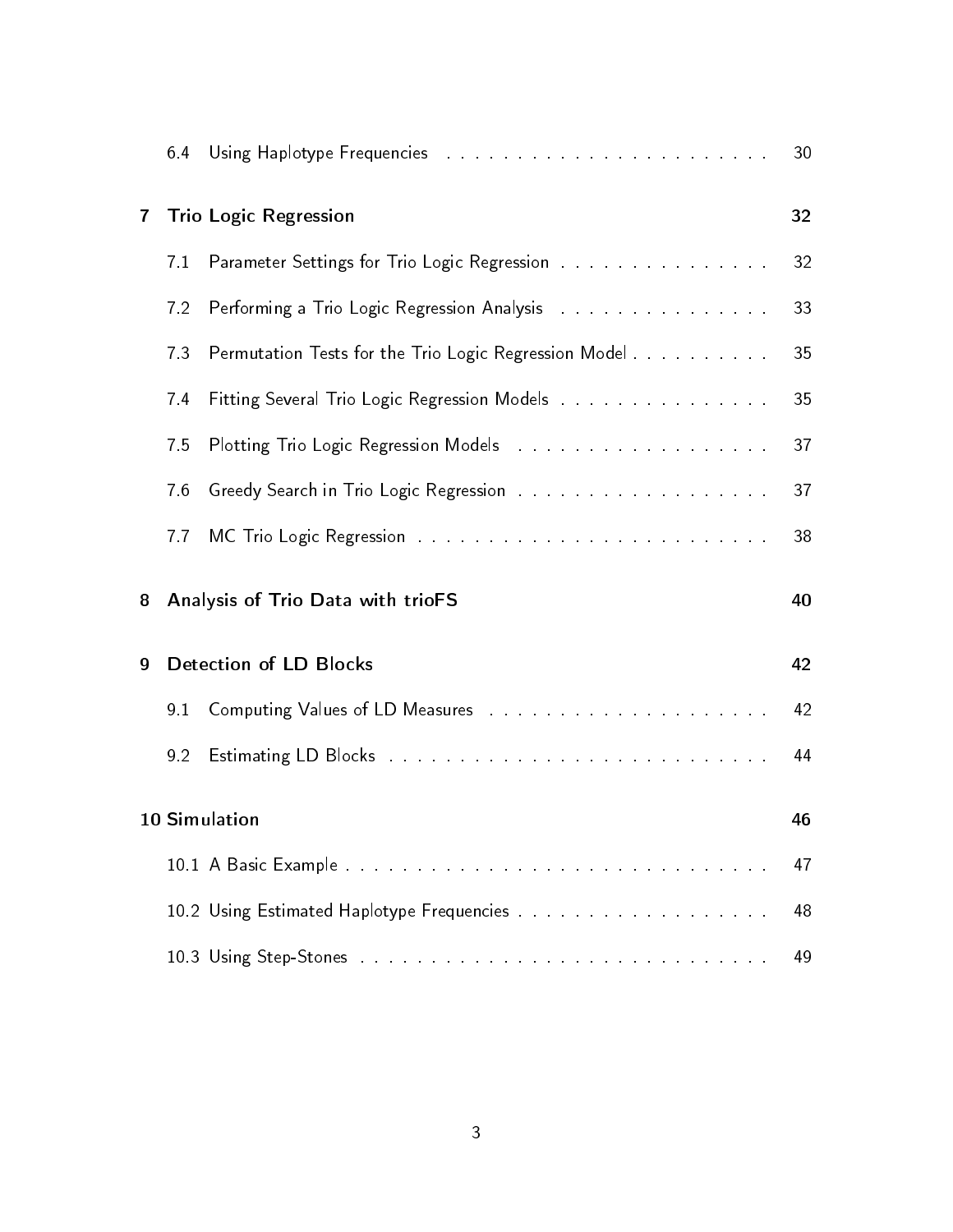| | | |
|---|---|---|
| 6.4 | Using Haplotype Frequencies | 30 |
| **7** | **Trio Logic Regression** | **32** |
| 7.1 | Parameter Settings for Trio Logic Regression | 32 |
| 7.2 | Performing a Trio Logic Regression Analysis | 33 |
| 7.3 | Permutation Tests for the Trio Logic Regression Model | 35 |
| 7.4 | Fitting Several Trio Logic Regression Models | 35 |
| 7.5 | Plotting Trio Logic Regression Models | 37 |
| 7.6 | Greedy Search in Trio Logic Regression | 37 |
| 7.7 | MC Trio Logic Regression | 38 |
| **8** | **Analysis of Trio Data with trioFS** | **40** |
| **9** | **Detection of LD Blocks** | **42** |
| 9.1 | Computing Values of LD Measures | 42 |
| 9.2 | Estimating LD Blocks | 44 |
| **10** | **Simulation** | **46** |
| 10.1 | A Basic Example | 47 |
| 10.2 | Using Estimated Haplotype Frequencies | 48 |
| 10.3 | Using Step-Stones | 49 |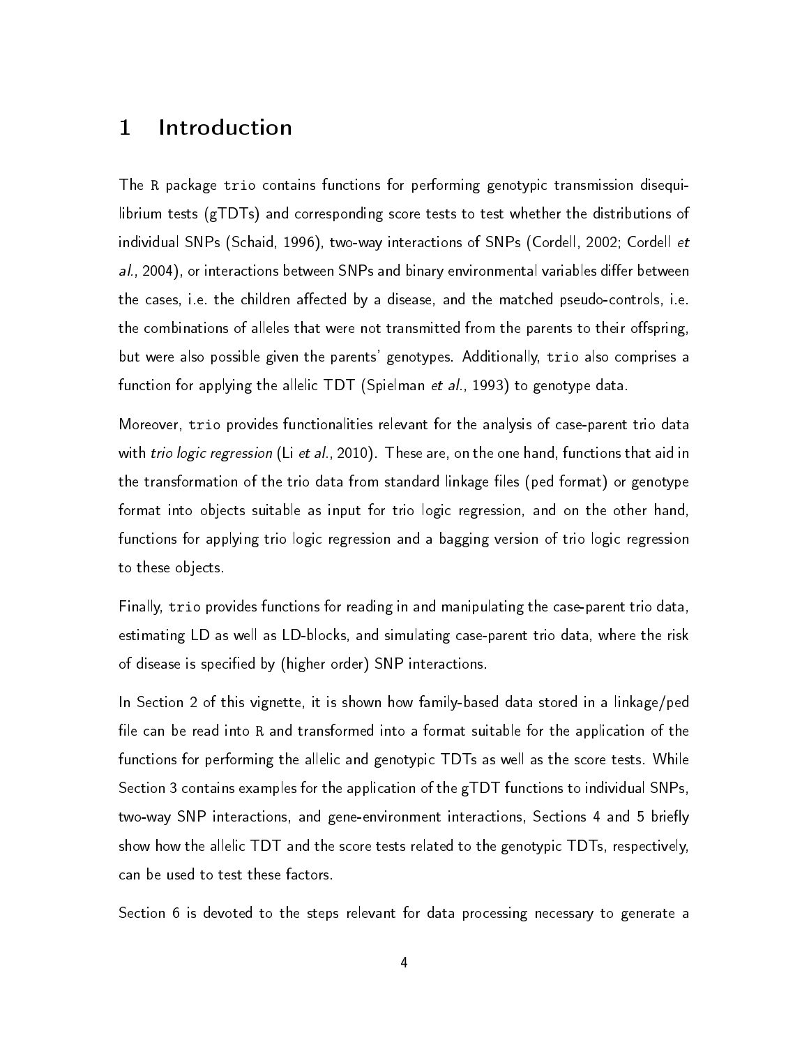# 1 Introduction

The R package `trio` contains functions for performing genotypic transmission disequilibrium tests (gTDTs) and corresponding score tests to test whether the distributions of individual SNPs (Schaid, 1996), two-way interactions of SNPs (Cordell, 2002; Cordell *et al.*, 2004), or interactions between SNPs and binary environmental variables differ between the cases, i.e. the children affected by a disease, and the matched pseudo-controls, i.e. the combinations of alleles that were not transmitted from the parents to their offspring, but were also possible given the parents' genotypes. Additionally, `trio` also comprises a function for applying the allelic TDT (Spielman *et al.*, 1993) to genotype data.

Moreover, `trio` provides functionalities relevant for the analysis of case-parent trio data with *trio logic regression* (Li *et al.*, 2010). These are, on the one hand, functions that aid in the transformation of the trio data from standard linkage files (ped format) or genotype format into objects suitable as input for trio logic regression, and on the other hand, functions for applying trio logic regression and a bagging version of trio logic regression to these objects.

Finally, `trio` provides functions for reading in and manipulating the case-parent trio data, estimating LD as well as LD-blocks, and simulating case-parent trio data, where the risk of disease is specified by (higher order) SNP interactions.

In Section 2 of this vignette, it is shown how family-based data stored in a linkage/ped file can be read into R and transformed into a format suitable for the application of the functions for performing the allelic and genotypic TDTs as well as the score tests. While Section 3 contains examples for the application of the gTDT functions to individual SNPs, two-way SNP interactions, and gene-environment interactions, Sections 4 and 5 briefly show how the allelic TDT and the score tests related to the genotypic TDTs, respectively, can be used to test these factors.

Section 6 is devoted to the steps relevant for data processing necessary to generate a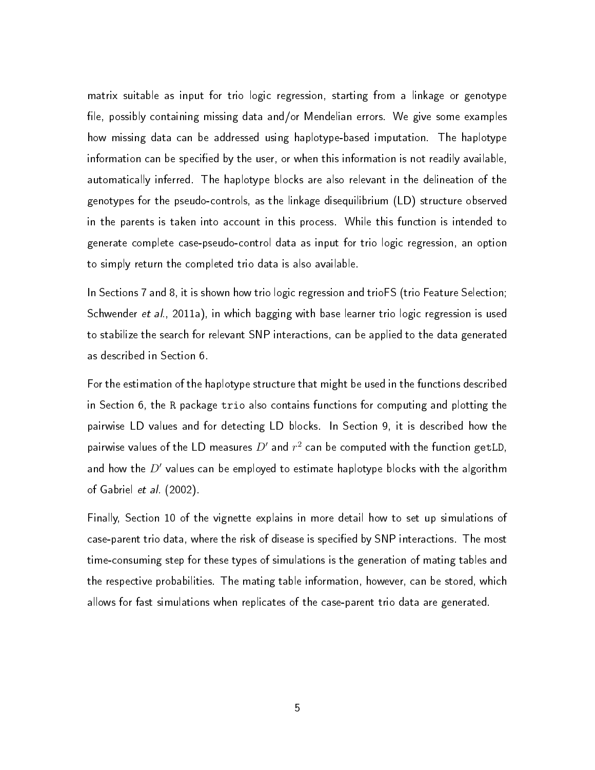matrix suitable as input for trio logic regression, starting from a linkage or genotype file, possibly containing missing data and/or Mendelian errors. We give some examples how missing data can be addressed using haplotype-based imputation. The haplotype information can be specified by the user, or when this information is not readily available, automatically inferred. The haplotype blocks are also relevant in the delineation of the genotypes for the pseudo-controls, as the linkage disequilibrium (LD) structure observed in the parents is taken into account in this process. While this function is intended to generate complete case-pseudo-control data as input for trio logic regression, an option to simply return the completed trio data is also available.

In Sections 7 and 8, it is shown how trio logic regression and trioFS (trio Feature Selection; Schwender *et al.*, 2011a), in which bagging with base learner trio logic regression is used to stabilize the search for relevant SNP interactions, can be applied to the data generated as described in Section 6.

For the estimation of the haplotype structure that might be used in the functions described in Section 6, the `R` package `trio` also contains functions for computing and plotting the pairwise LD values and for detecting LD blocks. In Section 9, it is described how the pairwise values of the LD measures $D'$ and $r^2$ can be computed with the function `getLD`, and how the $D'$ values can be employed to estimate haplotype blocks with the algorithm of Gabriel *et al.* (2002).

Finally, Section 10 of the vignette explains in more detail how to set up simulations of case-parent trio data, where the risk of disease is specified by SNP interactions. The most time-consuming step for these types of simulations is the generation of mating tables and the respective probabilities. The mating table information, however, can be stored, which allows for fast simulations when replicates of the case-parent trio data are generated.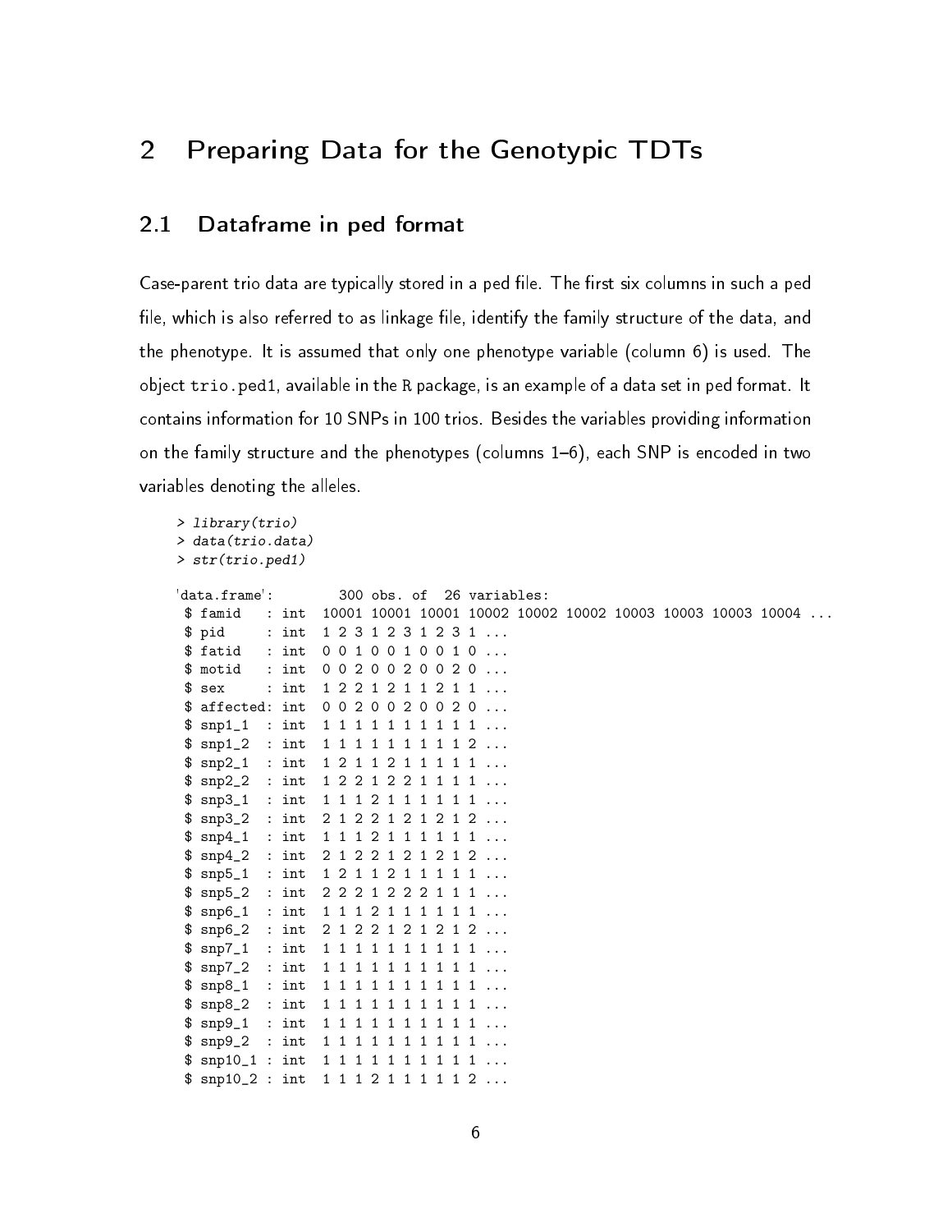# 2 Preparing Data for the Genotypic TDTs

## 2.1 Dataframe in ped format

Case-parent trio data are typically stored in a ped file. The first six columns in such a ped file, which is also referred to as linkage file, identify the family structure of the data, and the phenotype. It is assumed that only one phenotype variable (column 6) is used. The object trio.ped1, available in the R package, is an example of a data set in ped format. It contains information for 10 SNPs in 100 trios. Besides the variables providing information on the family structure and the phenotypes (columns 1–6), each SNP is encoded in two variables denoting the alleles.

```
> library(trio)
> data(trio.data)
> str(trio.ped1)

'data.frame':       300 obs. of  26 variables:
 $ famid   : int  10001 10001 10001 10002 10002 10002 10003 10003 10003 10004 ...
 $ pid     : int  1 2 3 1 2 3 1 2 3 1 ...
 $ fatid   : int  0 0 1 0 0 1 0 0 1 0 ...
 $ motid   : int  0 0 2 0 0 2 0 0 2 0 ...
 $ sex     : int  1 2 2 1 2 1 1 2 1 1 ...
 $ affected: int  0 0 2 0 0 2 0 0 2 0 ...
 $ snp1_1  : int  1 1 1 1 1 1 1 1 1 1 ...
 $ snp1_2  : int  1 1 1 1 1 1 1 1 1 2 ...
 $ snp2_1  : int  1 2 1 1 2 1 1 1 1 1 ...
 $ snp2_2  : int  1 2 2 1 2 2 1 1 1 1 ...
 $ snp3_1  : int  1 1 1 2 1 1 1 1 1 1 ...
 $ snp3_2  : int  2 1 2 2 1 2 1 2 1 2 ...
 $ snp4_1  : int  1 1 1 2 1 1 1 1 1 1 ...
 $ snp4_2  : int  2 1 2 2 1 2 1 2 1 2 ...
 $ snp5_1  : int  1 2 1 1 2 1 1 1 1 1 ...
 $ snp5_2  : int  2 2 2 1 2 2 2 1 1 1 ...
 $ snp6_1  : int  1 1 1 2 1 1 1 1 1 1 ...
 $ snp6_2  : int  2 1 2 2 1 2 1 2 1 2 ...
 $ snp7_1  : int  1 1 1 1 1 1 1 1 1 1 ...
 $ snp7_2  : int  1 1 1 1 1 1 1 1 1 1 ...
 $ snp8_1  : int  1 1 1 1 1 1 1 1 1 1 ...
 $ snp8_2  : int  1 1 1 1 1 1 1 1 1 1 ...
 $ snp9_1  : int  1 1 1 1 1 1 1 1 1 1 ...
 $ snp9_2  : int  1 1 1 1 1 1 1 1 1 1 ...
 $ snp10_1 : int  1 1 1 1 1 1 1 1 1 1 ...
 $ snp10_2 : int  1 1 1 2 1 1 1 1 1 2 ...
```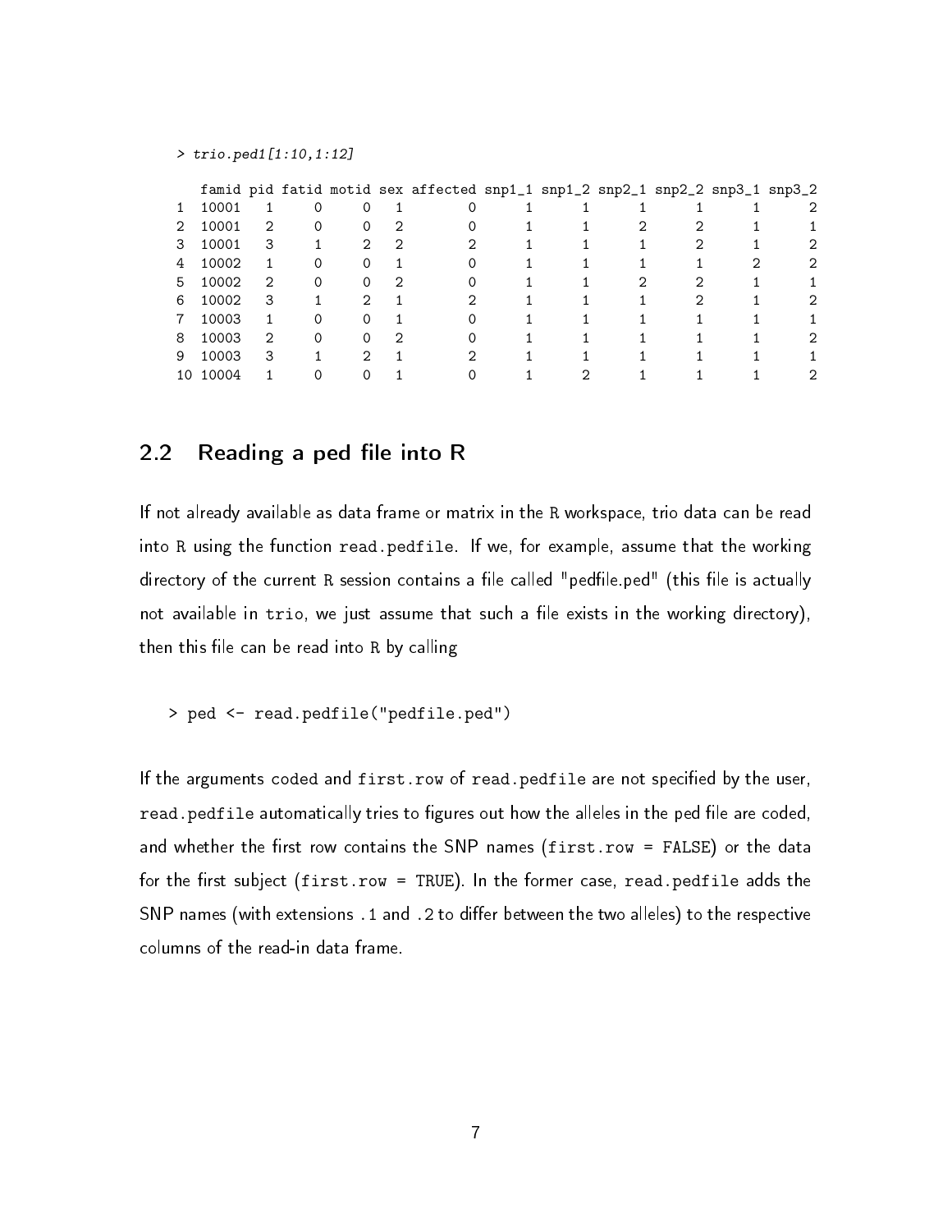```
> trio.ped1[1:10,1:12]

   famid pid fatid motid sex affected snp1_1 snp1_2 snp2_1 snp2_2 snp3_1 snp3_2
1  10001   1     0     0   1        0      1      1      1      1      1      2
2  10001   2     0     0   2        0      1      1      2      2      1      1
3  10001   3     1     2   2        2      1      1      1      2      1      2
4  10002   1     0     0   1        0      1      1      1      1      2      2
5  10002   2     0     0   2        0      1      1      2      2      1      1
6  10002   3     1     2   1        2      1      1      1      2      1      2
7  10003   1     0     0   1        0      1      1      1      1      1      1
8  10003   2     0     0   2        0      1      1      1      1      1      2
9  10003   3     1     2   1        2      1      1      1      1      1      1
10 10004   1     0     0   1        0      1      2      1      1      1      2
```

## 2.2 Reading a ped file into R

If not already available as data frame or matrix in the R workspace, trio data can be read into R using the function `read.pedfile`. If we, for example, assume that the working directory of the current R session contains a file called "pedfile.ped" (this file is actually not available in `trio`, we just assume that such a file exists in the working directory), then this file can be read into R by calling

```
> ped <- read.pedfile("pedfile.ped")
```

If the arguments `coded` and `first.row` of `read.pedfile` are not specified by the user, `read.pedfile` automatically tries to figures out how the alleles in the ped file are coded, and whether the first row contains the SNP names (`first.row = FALSE`) or the data for the first subject (`first.row = TRUE`). In the former case, `read.pedfile` adds the SNP names (with extensions `.1` and `.2` to differ between the two alleles) to the respective columns of the read-in data frame.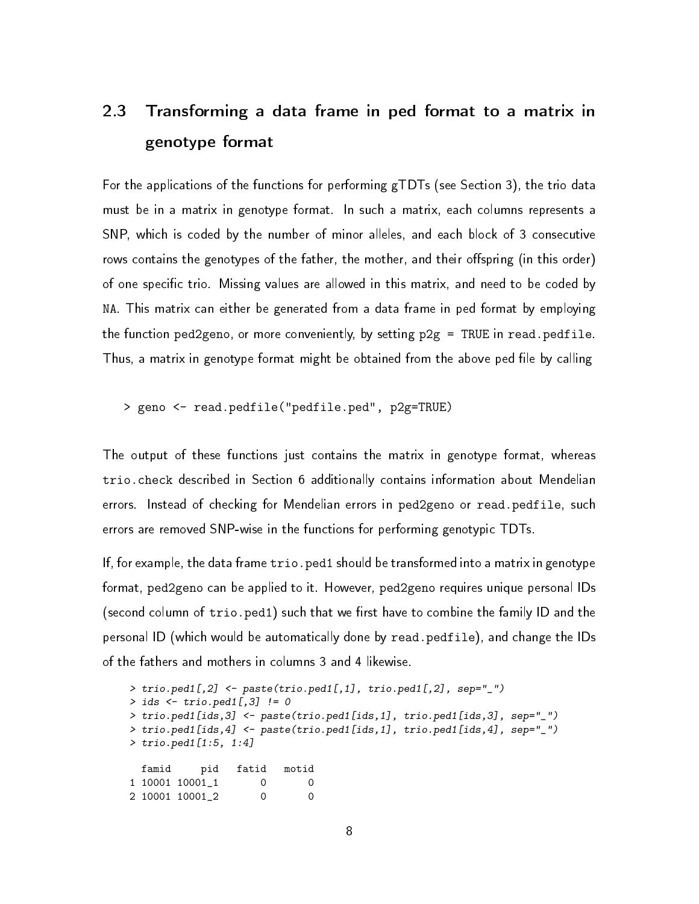## 2.3 Transforming a data frame in ped format to a matrix in genotype format

For the applications of the functions for performing gTDTs (see Section 3), the trio data must be in a matrix in genotype format. In such a matrix, each columns represents a SNP, which is coded by the number of minor alleles, and each block of 3 consecutive rows contains the genotypes of the father, the mother, and their offspring (in this order) of one specific trio. Missing values are allowed in this matrix, and need to be coded by `NA`. This matrix can either be generated from a data frame in ped format by employing the function ped2geno, or more conveniently, by setting `p2g = TRUE` in `read.pedfile`. Thus, a matrix in genotype format might be obtained from the above ped file by calling

```
> geno <- read.pedfile("pedfile.ped", p2g=TRUE)
```

The output of these functions just contains the matrix in genotype format, whereas `trio.check` described in Section 6 additionally contains information about Mendelian errors. Instead of checking for Mendelian errors in ped2geno or `read.pedfile`, such errors are removed SNP-wise in the functions for performing genotypic TDTs.

If, for example, the data frame `trio.ped1` should be transformed into a matrix in genotype format, ped2geno can be applied to it. However, ped2geno requires unique personal IDs (second column of `trio.ped1`) such that we first have to combine the family ID and the personal ID (which would be automatically done by `read.pedfile`), and change the IDs of the fathers and mothers in columns 3 and 4 likewise.

```
> trio.ped1[,2] <- paste(trio.ped1[,1], trio.ped1[,2], sep="_")
> ids <- trio.ped1[,3] != 0
> trio.ped1[ids,3] <- paste(trio.ped1[ids,1], trio.ped1[ids,3], sep="_")
> trio.ped1[ids,4] <- paste(trio.ped1[ids,1], trio.ped1[ids,4], sep="_")
> trio.ped1[1:5, 1:4]

  famid     pid  fatid  motid
1 10001 10001_1      0      0
2 10001 10001_2      0      0
```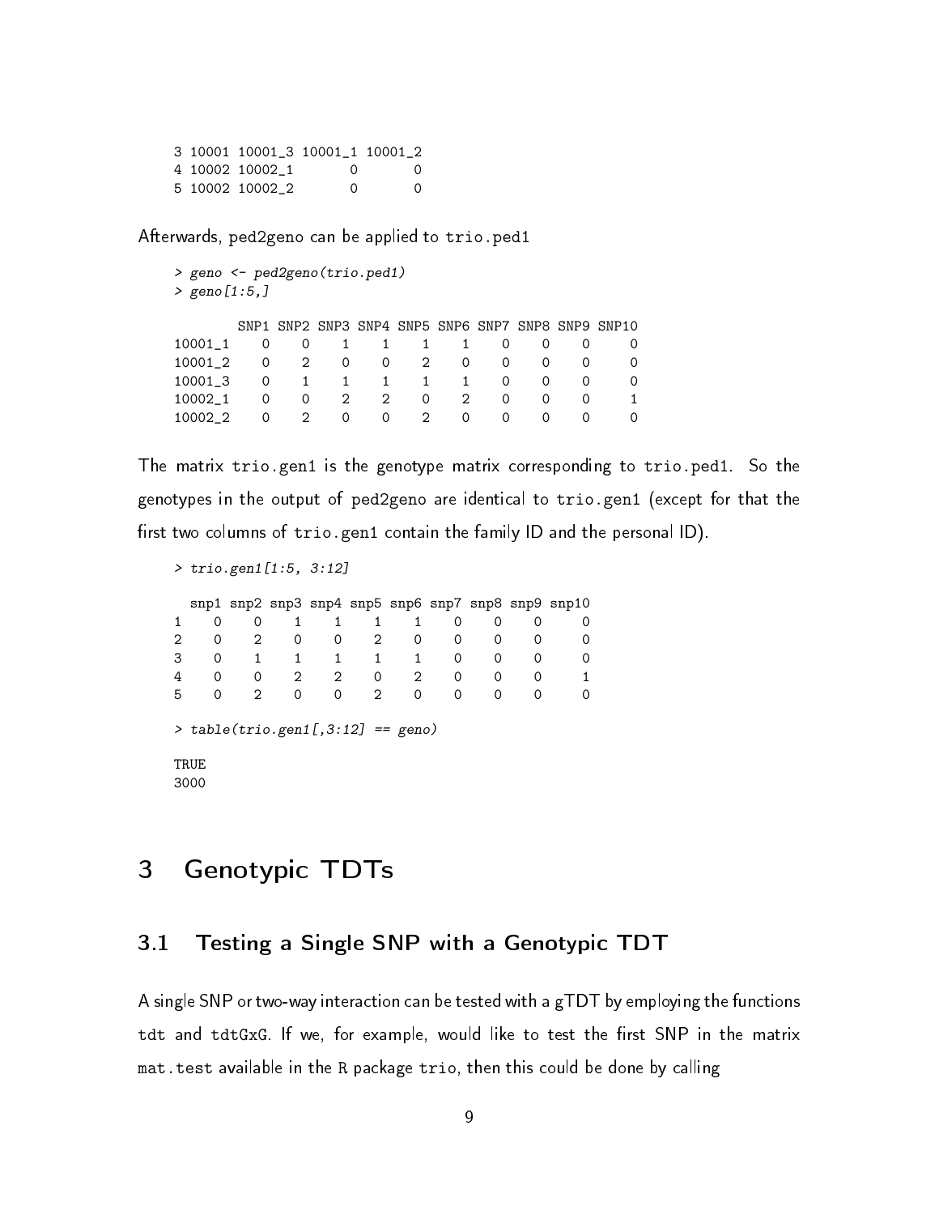```
3 10001 10001_3 10001_1 10001_2
4 10002 10002_1       0       0
5 10002 10002_2       0       0
```

Afterwards, ped2geno can be applied to trio.ped1

```
> geno <- ped2geno(trio.ped1)
> geno[1:5,]

        SNP1 SNP2 SNP3 SNP4 SNP5 SNP6 SNP7 SNP8 SNP9 SNP10
10001_1    0    0    1    1    1    1    0    0    0     0
10001_2    0    2    0    0    2    0    0    0    0     0
10001_3    0    1    1    1    1    1    0    0    0     0
10002_1    0    0    2    2    0    2    0    0    0     1
10002_2    0    2    0    0    2    0    0    0    0     0
```

The matrix trio.gen1 is the genotype matrix corresponding to trio.ped1. So the genotypes in the output of ped2geno are identical to trio.gen1 (except for that the first two columns of trio.gen1 contain the family ID and the personal ID).

```
> trio.gen1[1:5, 3:12]

  snp1 snp2 snp3 snp4 snp5 snp6 snp7 snp8 snp9 snp10
1    0    0    1    1    1    1    0    0    0     0
2    0    2    0    0    2    0    0    0    0     0
3    0    1    1    1    1    1    0    0    0     0
4    0    0    2    2    0    2    0    0    0     1
5    0    2    0    0    2    0    0    0    0     0

> table(trio.gen1[,3:12] == geno)

TRUE
3000
```

# 3 Genotypic TDTs

## 3.1 Testing a Single SNP with a Genotypic TDT

A single SNP or two-way interaction can be tested with a gTDT by employing the functions tdt and tdtGxG. If we, for example, would like to test the first SNP in the matrix mat.test available in the R package trio, then this could be done by calling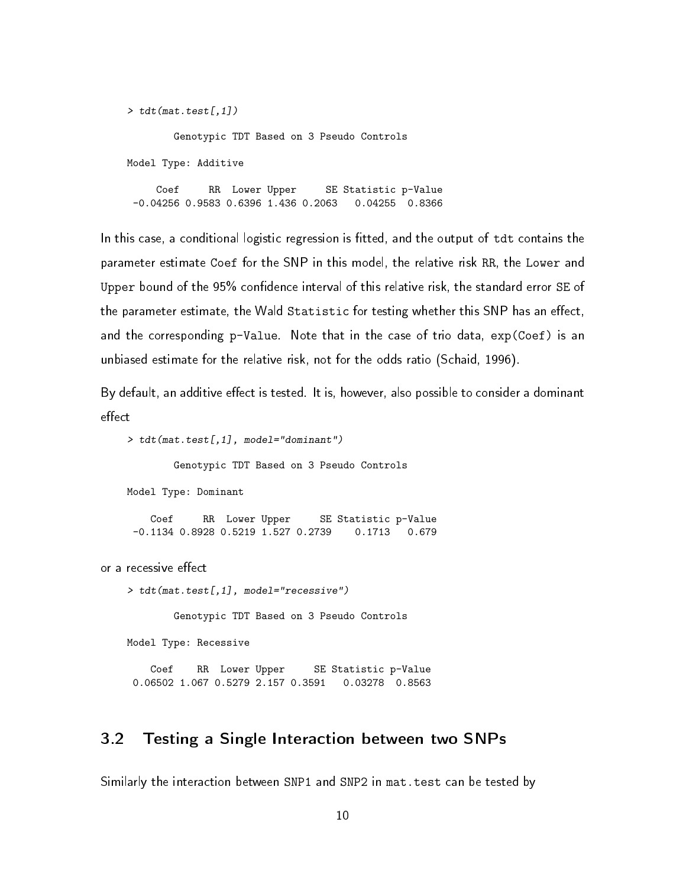```
> tdt(mat.test[,1])

        Genotypic TDT Based on 3 Pseudo Controls

Model Type: Additive

     Coef     RR  Lower Upper     SE Statistic p-Value
 -0.04256 0.9583 0.6396 1.436 0.2063   0.04255  0.8366
```

In this case, a conditional logistic regression is fitted, and the output of `tdt` contains the parameter estimate `Coef` for the SNP in this model, the relative risk `RR`, the `Lower` and `Upper` bound of the 95% confidence interval of this relative risk, the standard error `SE` of the parameter estimate, the Wald `Statistic` for testing whether this SNP has an effect, and the corresponding `p-Value`. Note that in the case of trio data, `exp(Coef)` is an unbiased estimate for the relative risk, not for the odds ratio (Schaid, 1996).

By default, an additive effect is tested. It is, however, also possible to consider a dominant effect

```
> tdt(mat.test[,1], model="dominant")

        Genotypic TDT Based on 3 Pseudo Controls

Model Type: Dominant

    Coef     RR  Lower Upper     SE Statistic p-Value
 -0.1134 0.8928 0.5219 1.527 0.2739    0.1713   0.679
```

or a recessive effect

```
> tdt(mat.test[,1], model="recessive")

        Genotypic TDT Based on 3 Pseudo Controls

Model Type: Recessive

    Coef    RR  Lower Upper     SE Statistic p-Value
 0.06502 1.067 0.5279 2.157 0.3591   0.03278  0.8563
```

## 3.2 Testing a Single Interaction between two SNPs

Similarly the interaction between `SNP1` and `SNP2` in `mat.test` can be tested by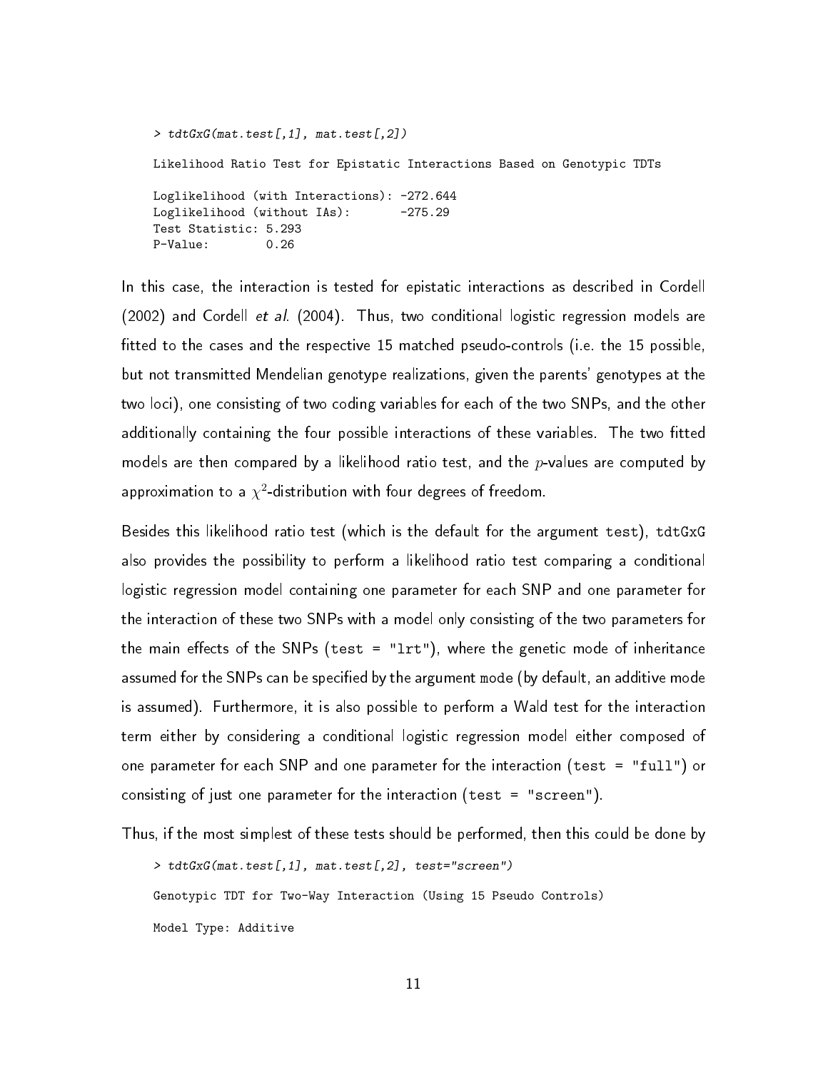```
> tdtGxG(mat.test[,1], mat.test[,2])

Likelihood Ratio Test for Epistatic Interactions Based on Genotypic TDTs

Loglikelihood (with Interactions): -272.644
Loglikelihood (without IAs):       -275.29
Test Statistic: 5.293
P-Value:        0.26
```

In this case, the interaction is tested for epistatic interactions as described in Cordell (2002) and Cordell *et al.* (2004). Thus, two conditional logistic regression models are fitted to the cases and the respective 15 matched pseudo-controls (i.e. the 15 possible, but not transmitted Mendelian genotype realizations, given the parents' genotypes at the two loci), one consisting of two coding variables for each of the two SNPs, and the other additionally containing the four possible interactions of these variables. The two fitted models are then compared by a likelihood ratio test, and the $p$-values are computed by approximation to a $\chi^2$-distribution with four degrees of freedom.

Besides this likelihood ratio test (which is the default for the argument `test`), `tdtGxG` also provides the possibility to perform a likelihood ratio test comparing a conditional logistic regression model containing one parameter for each SNP and one parameter for the interaction of these two SNPs with a model only consisting of the two parameters for the main effects of the SNPs (`test = "lrt"`), where the genetic mode of inheritance assumed for the SNPs can be specified by the argument `mode` (by default, an additive mode is assumed). Furthermore, it is also possible to perform a Wald test for the interaction term either by considering a conditional logistic regression model either composed of one parameter for each SNP and one parameter for the interaction (`test = "full"`) or consisting of just one parameter for the interaction (`test = "screen"`).

Thus, if the most simplest of these tests should be performed, then this could be done by

```
> tdtGxG(mat.test[,1], mat.test[,2], test="screen")

Genotypic TDT for Two-Way Interaction (Using 15 Pseudo Controls)

Model Type: Additive
```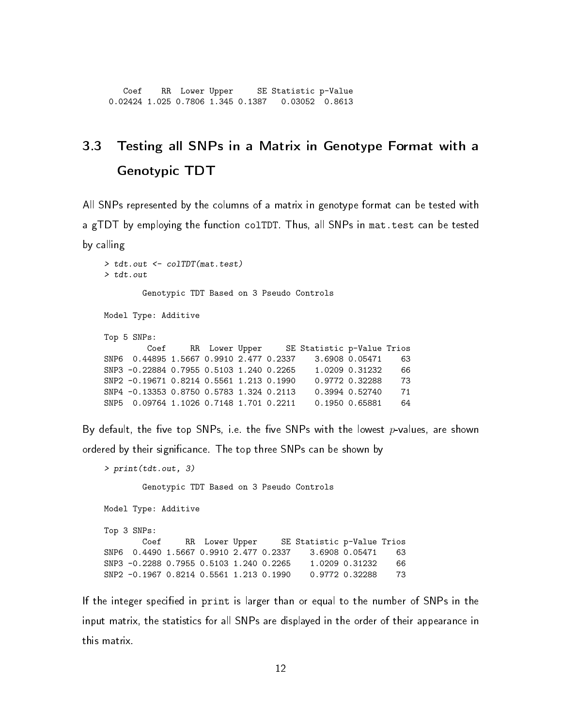```
      Coef    RR  Lower Upper     SE Statistic p-Value
   0.02424 1.025 0.7806 1.345 0.1387   0.03052  0.8613
```

## 3.3 Testing all SNPs in a Matrix in Genotype Format with a Genotypic TDT

All SNPs represented by the columns of a matrix in genotype format can be tested with a gTDT by employing the function `colTDT`. Thus, all SNPs in `mat.test` can be tested by calling

```
> tdt.out <- colTDT(mat.test)
> tdt.out

        Genotypic TDT Based on 3 Pseudo Controls

Model Type: Additive

Top 5 SNPs:
         Coef     RR  Lower Upper     SE Statistic p-Value Trios
SNP6  0.44895 1.5667 0.9910 2.477 0.2337    3.6908 0.05471    63
SNP3 -0.22884 0.7955 0.5103 1.240 0.2265    1.0209 0.31232    66
SNP2 -0.19671 0.8214 0.5561 1.213 0.1990    0.9772 0.32288    73
SNP4 -0.13353 0.8750 0.5783 1.324 0.2113    0.3994 0.52740    71
SNP5  0.09764 1.1026 0.7148 1.701 0.2211    0.1950 0.65881    64
```

By default, the five top SNPs, i.e. the five SNPs with the lowest $p$-values, are shown ordered by their significance. The top three SNPs can be shown by

```
> print(tdt.out, 3)

        Genotypic TDT Based on 3 Pseudo Controls

Model Type: Additive

Top 3 SNPs:
        Coef     RR  Lower Upper     SE Statistic p-Value Trios
SNP6  0.4490 1.5667 0.9910 2.477 0.2337    3.6908 0.05471    63
SNP3 -0.2288 0.7955 0.5103 1.240 0.2265    1.0209 0.31232    66
SNP2 -0.1967 0.8214 0.5561 1.213 0.1990    0.9772 0.32288    73
```

If the integer specified in `print` is larger than or equal to the number of SNPs in the input matrix, the statistics for all SNPs are displayed in the order of their appearance in this matrix.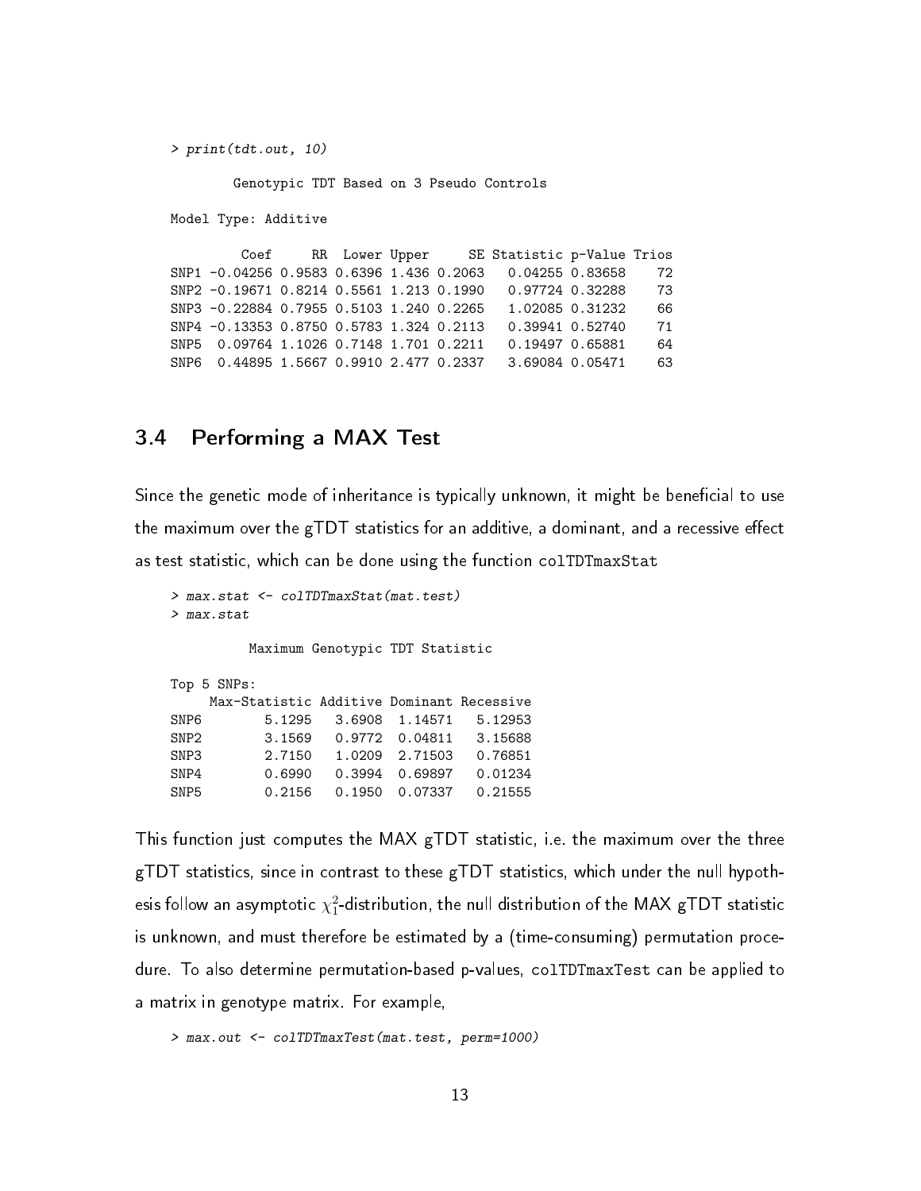```
> print(tdt.out, 10)

        Genotypic TDT Based on 3 Pseudo Controls

Model Type: Additive

         Coef     RR  Lower Upper     SE Statistic p-Value Trios
SNP1 -0.04256 0.9583 0.6396 1.436 0.2063   0.04255 0.83658    72
SNP2 -0.19671 0.8214 0.5561 1.213 0.1990   0.97724 0.32288    73
SNP3 -0.22884 0.7955 0.5103 1.240 0.2265   1.02085 0.31232    66
SNP4 -0.13353 0.8750 0.5783 1.324 0.2113   0.39941 0.52740    71
SNP5  0.09764 1.1026 0.7148 1.701 0.2211   0.19497 0.65881    64
SNP6  0.44895 1.5667 0.9910 2.477 0.2337   3.69084 0.05471    63
```

## 3.4 Performing a MAX Test

Since the genetic mode of inheritance is typically unknown, it might be beneficial to use the maximum over the gTDT statistics for an additive, a dominant, and a recessive effect as test statistic, which can be done using the function `colTDTmaxStat`

```
> max.stat <- colTDTmaxStat(mat.test)
> max.stat

          Maximum Genotypic TDT Statistic

Top 5 SNPs:
     Max-Statistic Additive Dominant Recessive
SNP6        5.1295   3.6908  1.14571   5.12953
SNP2        3.1569   0.9772  0.04811   3.15688
SNP3        2.7150   1.0209  2.71503   0.76851
SNP4        0.6990   0.3994  0.69897   0.01234
SNP5        0.2156   0.1950  0.07337   0.21555
```

This function just computes the MAX gTDT statistic, i.e. the maximum over the three gTDT statistics, since in contrast to these gTDT statistics, which under the null hypothesis follow an asymptotic $\chi^2_1$-distribution, the null distribution of the MAX gTDT statistic is unknown, and must therefore be estimated by a (time-consuming) permutation procedure. To also determine permutation-based p-values, `colTDTmaxTest` can be applied to a matrix in genotype matrix. For example,

```
> max.out <- colTDTmaxTest(mat.test, perm=1000)
```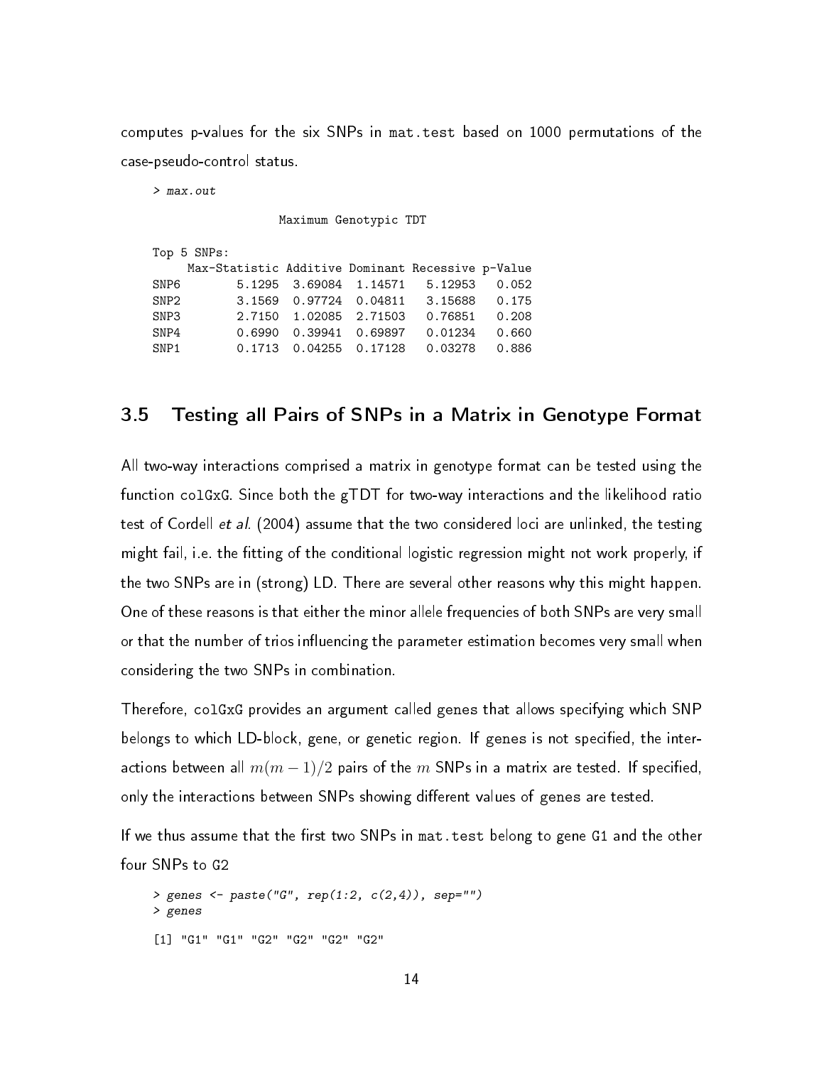computes p-values for the six SNPs in mat.test based on 1000 permutations of the case-pseudo-control status.

```
> max.out

                  Maximum Genotypic TDT

Top 5 SNPs:
     Max-Statistic Additive Dominant Recessive p-Value
SNP6        5.1295  3.69084  1.14571   5.12953   0.052
SNP2        3.1569  0.97724  0.04811   3.15688   0.175
SNP3        2.7150  1.02085  2.71503   0.76851   0.208
SNP4        0.6990  0.39941  0.69897   0.01234   0.660
SNP1        0.1713  0.04255  0.17128   0.03278   0.886
```

## 3.5 Testing all Pairs of SNPs in a Matrix in Genotype Format

All two-way interactions comprised a matrix in genotype format can be tested using the function colGxG. Since both the gTDT for two-way interactions and the likelihood ratio test of Cordell *et al.* (2004) assume that the two considered loci are unlinked, the testing might fail, i.e. the fitting of the conditional logistic regression might not work properly, if the two SNPs are in (strong) LD. There are several other reasons why this might happen. One of these reasons is that either the minor allele frequencies of both SNPs are very small or that the number of trios influencing the parameter estimation becomes very small when considering the two SNPs in combination.

Therefore, colGxG provides an argument called genes that allows specifying which SNP belongs to which LD-block, gene, or genetic region. If genes is not specified, the interactions between all $m(m-1)/2$ pairs of the $m$ SNPs in a matrix are tested. If specified, only the interactions between SNPs showing different values of genes are tested.

If we thus assume that the first two SNPs in mat.test belong to gene G1 and the other four SNPs to G2

```
> genes <- paste("G", rep(1:2, c(2,4)), sep="")
> genes

[1] "G1" "G1" "G2" "G2" "G2" "G2"
```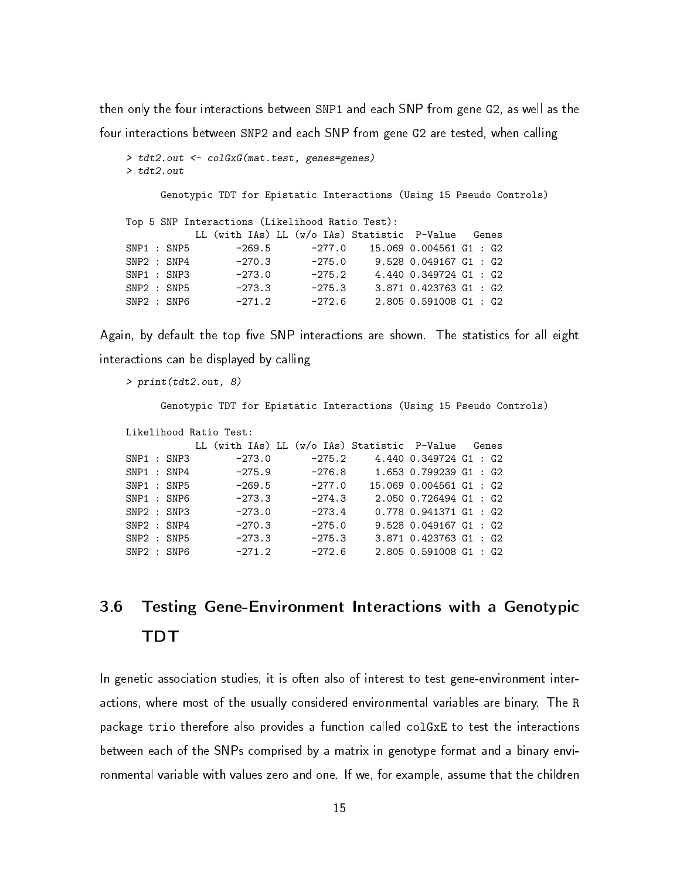then only the four interactions between SNP1 and each SNP from gene G2, as well as the four interactions between SNP2 and each SNP from gene G2 are tested, when calling

```
> tdt2.out <- colGxG(mat.test, genes=genes)
> tdt2.out

      Genotypic TDT for Epistatic Interactions (Using 15 Pseudo Controls)

Top 5 SNP Interactions (Likelihood Ratio Test):
            LL (with IAs) LL (w/o IAs) Statistic  P-Value   Genes
SNP1 : SNP5        -269.5       -277.0    15.069 0.004561 G1 : G2
SNP2 : SNP4        -270.3       -275.0     9.528 0.049167 G1 : G2
SNP1 : SNP3        -273.0       -275.2     4.440 0.349724 G1 : G2
SNP2 : SNP5        -273.3       -275.3     3.871 0.423763 G1 : G2
SNP2 : SNP6        -271.2       -272.6     2.805 0.591008 G1 : G2
```

Again, by default the top five SNP interactions are shown. The statistics for all eight interactions can be displayed by calling

```
> print(tdt2.out, 8)

      Genotypic TDT for Epistatic Interactions (Using 15 Pseudo Controls)

Likelihood Ratio Test:
            LL (with IAs) LL (w/o IAs) Statistic  P-Value   Genes
SNP1 : SNP3        -273.0       -275.2     4.440 0.349724 G1 : G2
SNP1 : SNP4        -275.9       -276.8     1.653 0.799239 G1 : G2
SNP1 : SNP5        -269.5       -277.0    15.069 0.004561 G1 : G2
SNP1 : SNP6        -273.3       -274.3     2.050 0.726494 G1 : G2
SNP2 : SNP3        -273.0       -273.4     0.778 0.941371 G1 : G2
SNP2 : SNP4        -270.3       -275.0     9.528 0.049167 G1 : G2
SNP2 : SNP5        -273.3       -275.3     3.871 0.423763 G1 : G2
SNP2 : SNP6        -271.2       -272.6     2.805 0.591008 G1 : G2
```

## 3.6 Testing Gene-Environment Interactions with a Genotypic TDT

In genetic association studies, it is often also of interest to test gene-environment interactions, where most of the usually considered environmental variables are binary. The R package trio therefore also provides a function called colGxE to test the interactions between each of the SNPs comprised by a matrix in genotype format and a binary environmental variable with values zero and one. If we, for example, assume that the children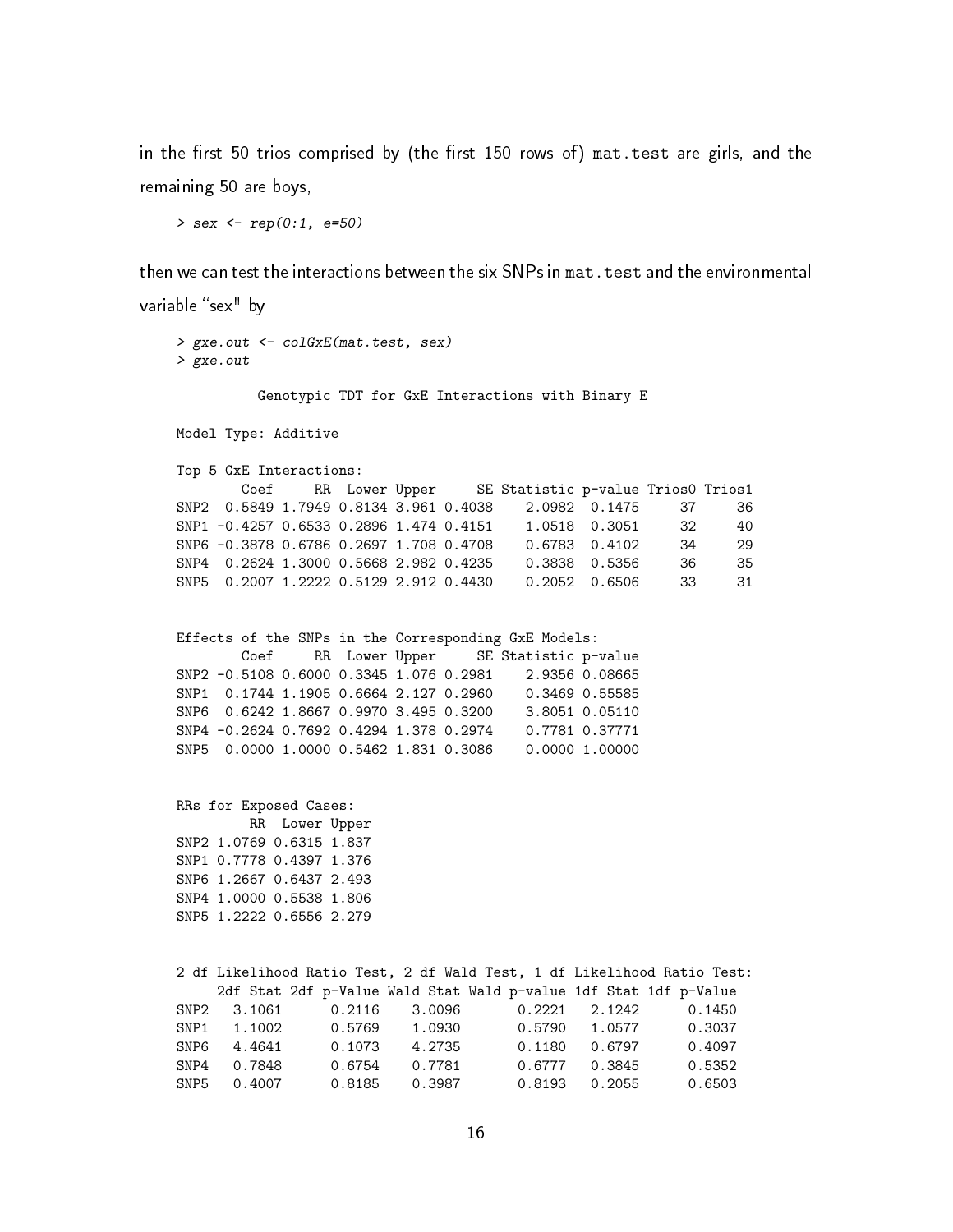in the first 50 trios comprised by (the first 150 rows of) mat.test are girls, and the remaining 50 are boys,

```
> sex <- rep(0:1, e=50)
```

then we can test the interactions between the six SNPs in mat.test and the environmental variable "sex" by

```
> gxe.out <- colGxE(mat.test, sex)
> gxe.out

         Genotypic TDT for GxE Interactions with Binary E

Model Type: Additive

Top 5 GxE Interactions:
        Coef     RR  Lower Upper     SE Statistic p-value Trios0 Trios1
SNP2  0.5849 1.7949 0.8134 3.961 0.4038    2.0982  0.1475     37     36
SNP1 -0.4257 0.6533 0.2896 1.474 0.4151    1.0518  0.3051     32     40
SNP6 -0.3878 0.6786 0.2697 1.708 0.4708    0.6783  0.4102     34     29
SNP4  0.2624 1.3000 0.5668 2.982 0.4235    0.3838  0.5356     36     35
SNP5  0.2007 1.2222 0.5129 2.912 0.4430    0.2052  0.6506     33     31


Effects of the SNPs in the Corresponding GxE Models:
        Coef     RR  Lower Upper     SE Statistic p-value
SNP2 -0.5108 0.6000 0.3345 1.076 0.2981    2.9356 0.08665
SNP1  0.1744 1.1905 0.6664 2.127 0.2960    0.3469 0.55585
SNP6  0.6242 1.8667 0.9970 3.495 0.3200    3.8051 0.05110
SNP4 -0.2624 0.7692 0.4294 1.378 0.2974    0.7781 0.37771
SNP5  0.0000 1.0000 0.5462 1.831 0.3086    0.0000 1.00000


RRs for Exposed Cases:
         RR  Lower Upper
SNP2 1.0769 0.6315 1.837
SNP1 0.7778 0.4397 1.376
SNP6 1.2667 0.6437 2.493
SNP4 1.0000 0.5538 1.806
SNP5 1.2222 0.6556 2.279


2 df Likelihood Ratio Test, 2 df Wald Test, 1 df Likelihood Ratio Test:
     2df Stat 2df p-Value Wald Stat Wald p-value 1df Stat 1df p-Value
SNP2   3.1061      0.2116    3.0096       0.2221   2.1242      0.1450
SNP1   1.1002      0.5769    1.0930       0.5790   1.0577      0.3037
SNP6   4.4641      0.1073    4.2735       0.1180   0.6797      0.4097
SNP4   0.7848      0.6754    0.7781       0.6777   0.3845      0.5352
SNP5   0.4007      0.8185    0.3987       0.8193   0.2055      0.6503
```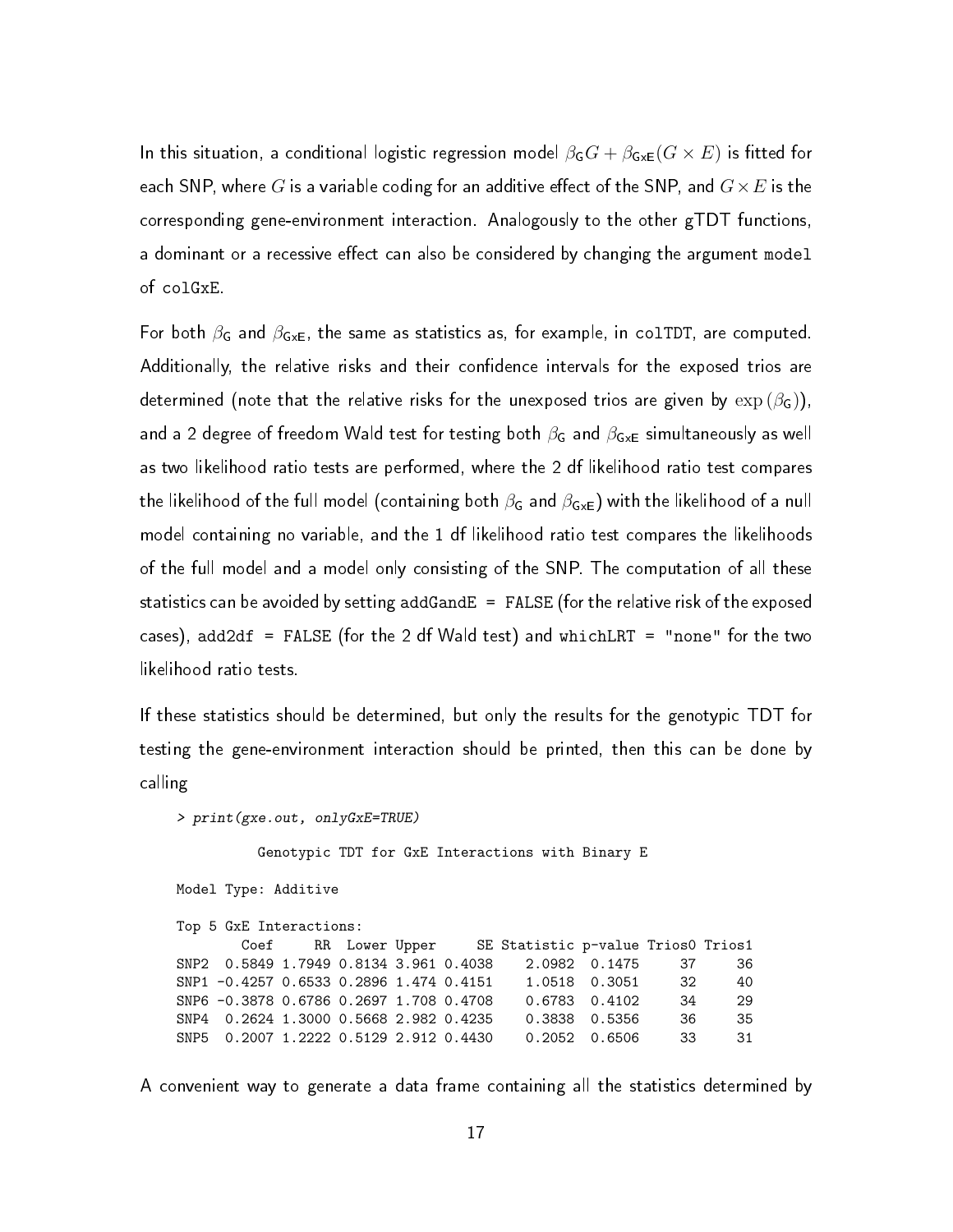In this situation, a conditional logistic regression model $\beta_{\mathsf{G}} G + \beta_{\mathsf{GxE}}(G \times E)$ is fitted for each SNP, where $G$ is a variable coding for an additive effect of the SNP, and $G \times E$ is the corresponding gene-environment interaction. Analogously to the other gTDT functions, a dominant or a recessive effect can also be considered by changing the argument `model` of `colGxE`.

For both $\beta_{\mathsf{G}}$ and $\beta_{\mathsf{GxE}}$, the same as statistics as, for example, in `colTDT`, are computed. Additionally, the relative risks and their confidence intervals for the exposed trios are determined (note that the relative risks for the unexposed trios are given by $\exp(\beta_{\mathsf{G}})$), and a 2 degree of freedom Wald test for testing both $\beta_{\mathsf{G}}$ and $\beta_{\mathsf{GxE}}$ simultaneously as well as two likelihood ratio tests are performed, where the 2 df likelihood ratio test compares the likelihood of the full model (containing both $\beta_{\mathsf{G}}$ and $\beta_{\mathsf{GxE}}$) with the likelihood of a null model containing no variable, and the 1 df likelihood ratio test compares the likelihoods of the full model and a model only consisting of the SNP. The computation of all these statistics can be avoided by setting `addGandE = FALSE` (for the relative risk of the exposed cases), `add2df = FALSE` (for the 2 df Wald test) and `whichLRT = "none"` for the two likelihood ratio tests.

If these statistics should be determined, but only the results for the genotypic TDT for testing the gene-environment interaction should be printed, then this can be done by calling

```
> print(gxe.out, onlyGxE=TRUE)

          Genotypic TDT for GxE Interactions with Binary E

Model Type: Additive

Top 5 GxE Interactions:
        Coef     RR  Lower Upper     SE Statistic p-value Trios0 Trios1
SNP2  0.5849 1.7949 0.8134 3.961 0.4038    2.0982  0.1475     37     36
SNP1 -0.4257 0.6533 0.2896 1.474 0.4151    1.0518  0.3051     32     40
SNP6 -0.3878 0.6786 0.2697 1.708 0.4708    0.6783  0.4102     34     29
SNP4  0.2624 1.3000 0.5668 2.982 0.4235    0.3838  0.5356     36     35
SNP5  0.2007 1.2222 0.5129 2.912 0.4430    0.2052  0.6506     33     31
```

A convenient way to generate a data frame containing all the statistics determined by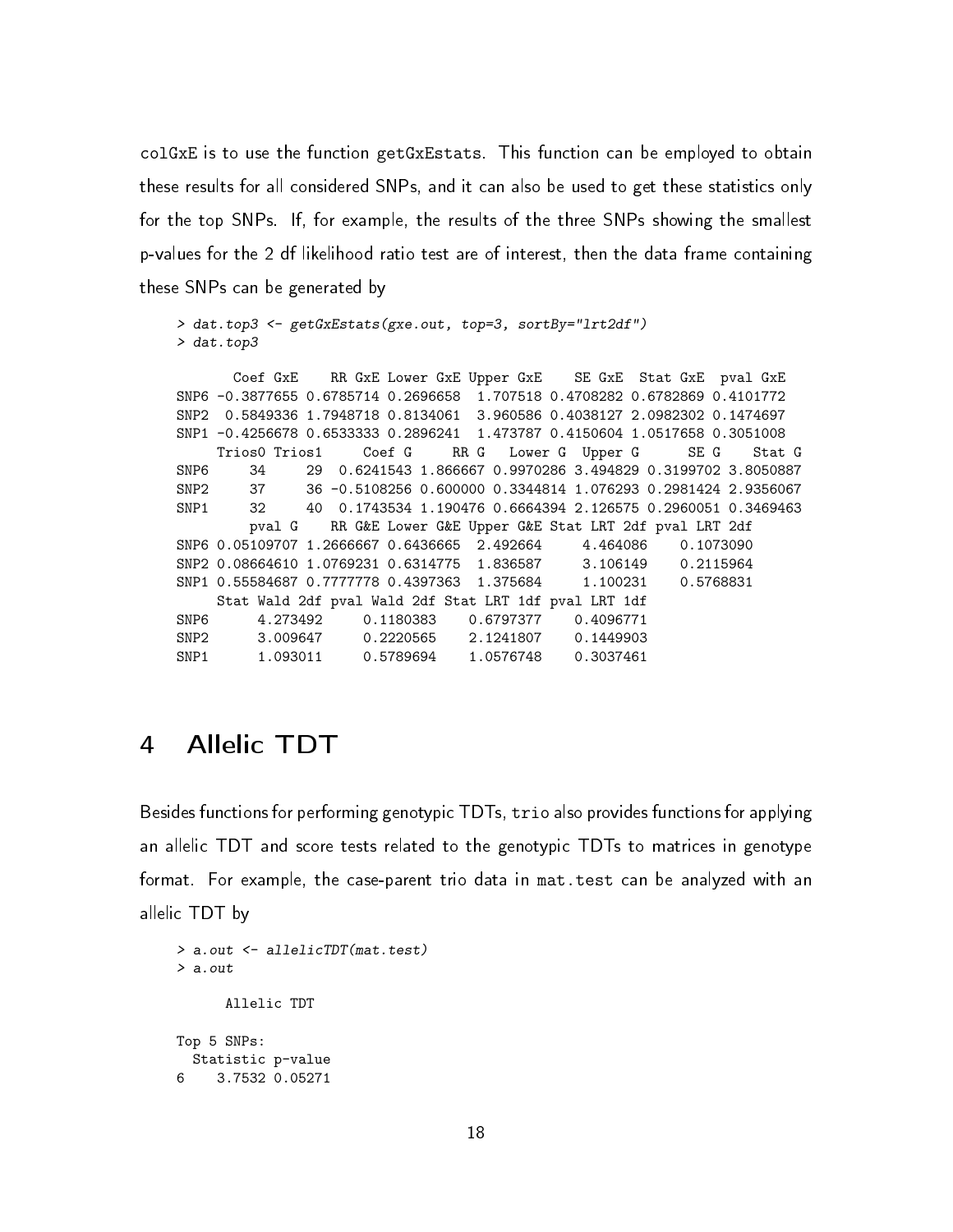colGxE is to use the function getGxEstats. This function can be employed to obtain these results for all considered SNPs, and it can also be used to get these statistics only for the top SNPs. If, for example, the results of the three SNPs showing the smallest p-values for the 2 df likelihood ratio test are of interest, then the data frame containing these SNPs can be generated by

```
> dat.top3 <- getGxEstats(gxe.out, top=3, sortBy="lrt2df")
> dat.top3

       Coef GxE    RR GxE Lower GxE Upper GxE    SE GxE  Stat GxE  pval GxE
SNP6 -0.3877655 0.6785714 0.2696658  1.707518 0.4708282 0.6782869 0.4101772
SNP2  0.5849336 1.7948718 0.8134061  3.960586 0.4038127 2.0982302 0.1474697
SNP1 -0.4256678 0.6533333 0.2896241  1.473787 0.4150604 1.0517658 0.3051008
     Trios0 Trios1      Coef G      RR G   Lower G  Upper G      SE G    Stat G
SNP6     34     29  0.6241543 1.866667 0.9970286 3.494829 0.3199702 3.8050887
SNP2     37     36 -0.5108256 0.600000 0.3344814 1.076293 0.2981424 2.9356067
SNP1     32     40  0.1743534 1.190476 0.6664394 2.126575 0.2960051 0.3469463
         pval G    RR G&E Lower G&E Upper G&E Stat LRT 2df pval LRT 2df
SNP6 0.05109707 1.2666667 0.6436665  2.492664     4.464086    0.1073090
SNP2 0.08664610 1.0769231 0.6314775  1.836587     3.106149    0.2115964
SNP1 0.55584687 0.7777778 0.4397363  1.375684     1.100231    0.5768831
     Stat Wald 2df pval Wald 2df Stat LRT 1df pval LRT 1df
SNP6      4.273492     0.1180383    0.6797377    0.4096771
SNP2      3.009647     0.2220565    2.1241807    0.1449903
SNP1      1.093011     0.5789694    1.0576748    0.3037461
```

# 4 Allelic TDT

Besides functions for performing genotypic TDTs, trio also provides functions for applying an allelic TDT and score tests related to the genotypic TDTs to matrices in genotype format. For example, the case-parent trio data in mat.test can be analyzed with an allelic TDT by

```
> a.out <- allelicTDT(mat.test)
> a.out

      Allelic TDT

Top 5 SNPs:
  Statistic p-value
6    3.7532 0.05271
```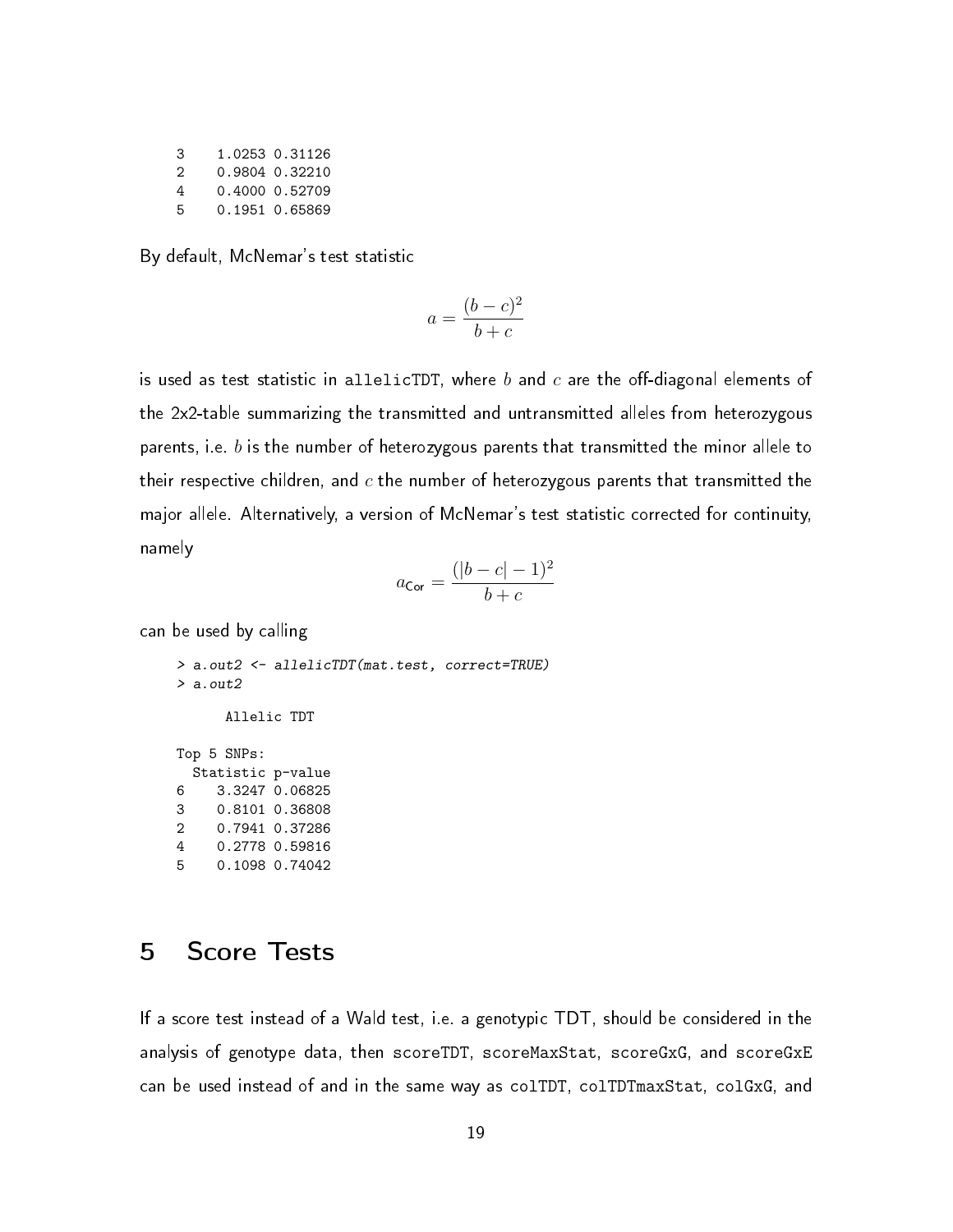```
3     1.0253 0.31126
2     0.9804 0.32210
4     0.4000 0.52709
5     0.1951 0.65869
```

By default, McNemar's test statistic

$$a = \frac{(b-c)^2}{b+c}$$

is used as test statistic in `allelicTDT`, where $b$ and $c$ are the off-diagonal elements of the 2x2-table summarizing the transmitted and untransmitted alleles from heterozygous parents, i.e. $b$ is the number of heterozygous parents that transmitted the minor allele to their respective children, and $c$ the number of heterozygous parents that transmitted the major allele. Alternatively, a version of McNemar's test statistic corrected for continuity, namely

$$a_{\mathsf{Cor}} = \frac{(|b-c|-1)^2}{b+c}$$

can be used by calling

```
> a.out2 <- allelicTDT(mat.test, correct=TRUE)
> a.out2

      Allelic TDT

Top 5 SNPs:
  Statistic p-value
6    3.3247 0.06825
3    0.8101 0.36808
2    0.7941 0.37286
4    0.2778 0.59816
5    0.1098 0.74042
```

# 5 Score Tests

If a score test instead of a Wald test, i.e. a genotypic TDT, should be considered in the analysis of genotype data, then `scoreTDT`, `scoreMaxStat`, `scoreGxG`, and `scoreGxE` can be used instead of and in the same way as `colTDT`, `colTDTmaxStat`, `colGxG`, and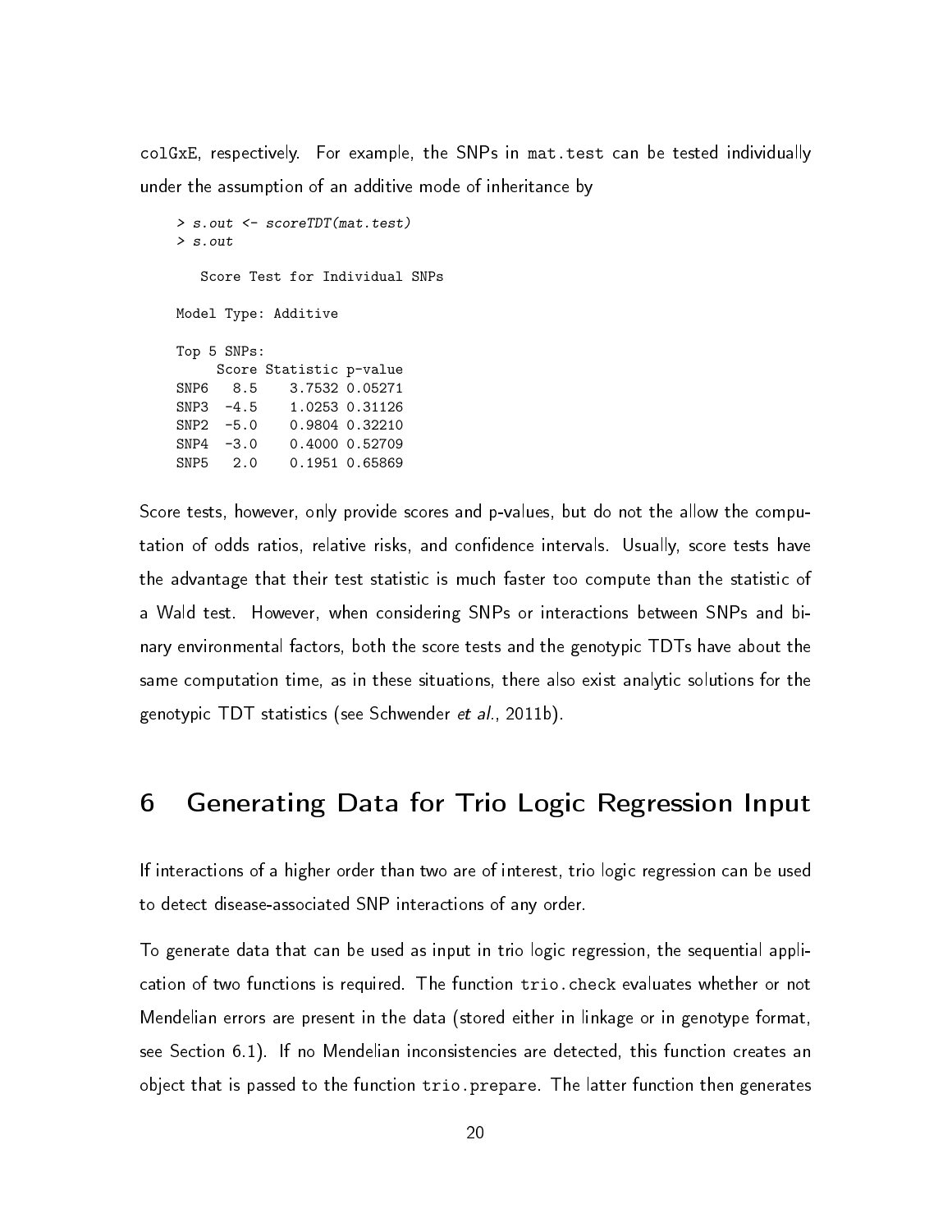colGxE, respectively. For example, the SNPs in mat.test can be tested individually under the assumption of an additive mode of inheritance by

```
> s.out <- scoreTDT(mat.test)
> s.out

   Score Test for Individual SNPs

Model Type: Additive

Top 5 SNPs:
     Score Statistic p-value
SNP6   8.5    3.7532 0.05271
SNP3  -4.5    1.0253 0.31126
SNP2  -5.0    0.9804 0.32210
SNP4  -3.0    0.4000 0.52709
SNP5   2.0    0.1951 0.65869
```

Score tests, however, only provide scores and p-values, but do not the allow the computation of odds ratios, relative risks, and confidence intervals. Usually, score tests have the advantage that their test statistic is much faster too compute than the statistic of a Wald test. However, when considering SNPs or interactions between SNPs and binary environmental factors, both the score tests and the genotypic TDTs have about the same computation time, as in these situations, there also exist analytic solutions for the genotypic TDT statistics (see Schwender *et al.*, 2011b).

# 6 Generating Data for Trio Logic Regression Input

If interactions of a higher order than two are of interest, trio logic regression can be used to detect disease-associated SNP interactions of any order.

To generate data that can be used as input in trio logic regression, the sequential application of two functions is required. The function trio.check evaluates whether or not Mendelian errors are present in the data (stored either in linkage or in genotype format, see Section 6.1). If no Mendelian inconsistencies are detected, this function creates an object that is passed to the function trio.prepare. The latter function then generates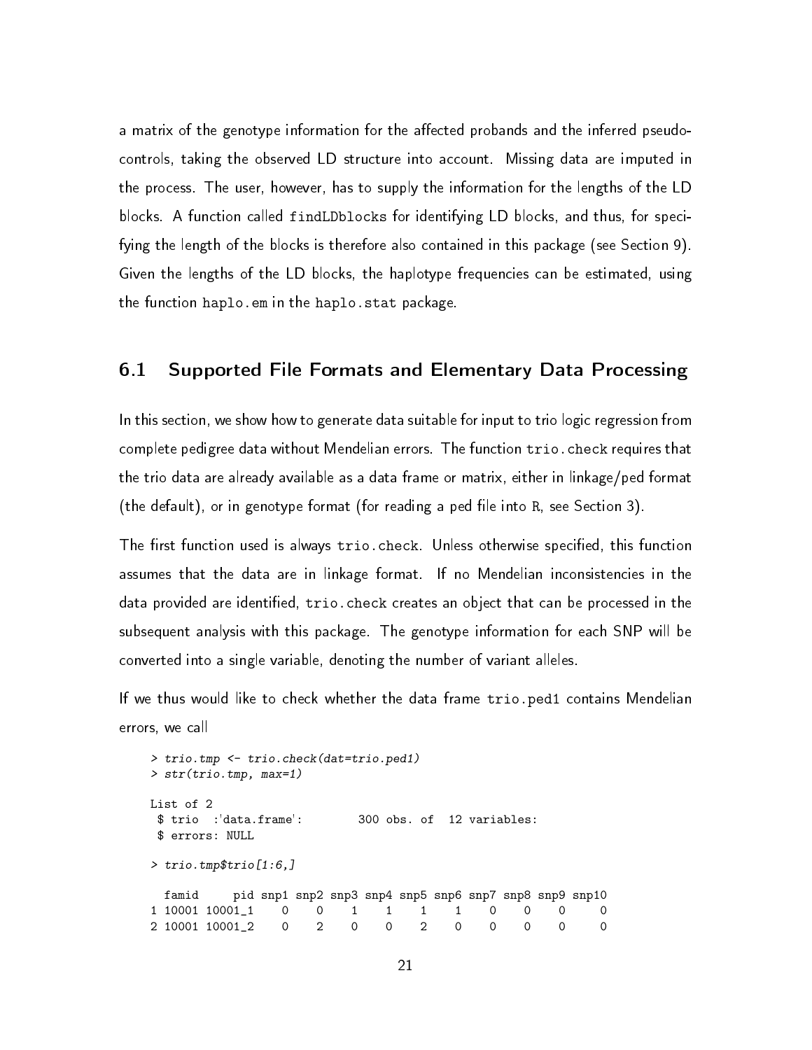a matrix of the genotype information for the affected probands and the inferred pseudo-controls, taking the observed LD structure into account. Missing data are imputed in the process. The user, however, has to supply the information for the lengths of the LD blocks. A function called `findLDblocks` for identifying LD blocks, and thus, for specifying the length of the blocks is therefore also contained in this package (see Section 9). Given the lengths of the LD blocks, the haplotype frequencies can be estimated, using the function `haplo.em` in the `haplo.stat` package.

## 6.1 Supported File Formats and Elementary Data Processing

In this section, we show how to generate data suitable for input to trio logic regression from complete pedigree data without Mendelian errors. The function `trio.check` requires that the trio data are already available as a data frame or matrix, either in linkage/ped format (the default), or in genotype format (for reading a ped file into R, see Section 3).

The first function used is always `trio.check`. Unless otherwise specified, this function assumes that the data are in linkage format. If no Mendelian inconsistencies in the data provided are identified, `trio.check` creates an object that can be processed in the subsequent analysis with this package. The genotype information for each SNP will be converted into a single variable, denoting the number of variant alleles.

If we thus would like to check whether the data frame `trio.ped1` contains Mendelian errors, we call

```
> trio.tmp <- trio.check(dat=trio.ped1)
> str(trio.tmp, max=1)

List of 2
 $ trio  :'data.frame':        300 obs. of  12 variables:
 $ errors: NULL

> trio.tmp$trio[1:6,]

  famid     pid snp1 snp2 snp3 snp4 snp5 snp6 snp7 snp8 snp9 snp10
1 10001 10001_1    0    0    1    1    1    1    0    0    0     0
2 10001 10001_2    0    2    0    0    2    0    0    0    0     0
```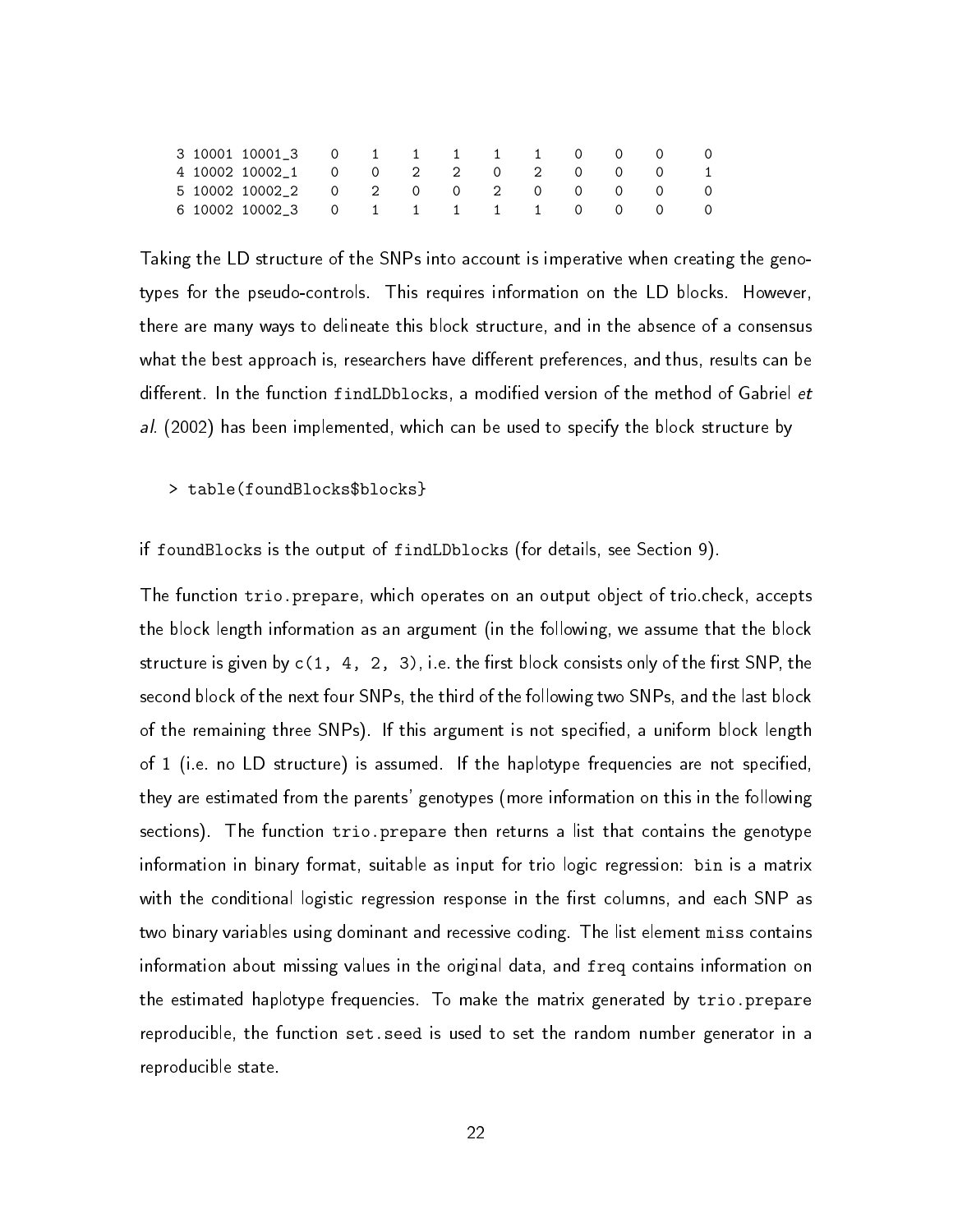```
3 10001 10001_3    0    1    1    1    1    1    0    0    0    0
4 10002 10002_1    0    0    2    2    0    2    0    0    0    1
5 10002 10002_2    0    2    0    0    2    0    0    0    0    0
6 10002 10002_3    0    1    1    1    1    1    0    0    0    0
```

Taking the LD structure of the SNPs into account is imperative when creating the genotypes for the pseudo-controls. This requires information on the LD blocks. However, there are many ways to delineate this block structure, and in the absence of a consensus what the best approach is, researchers have different preferences, and thus, results can be different. In the function `findLDblocks`, a modified version of the method of Gabriel *et al.* (2002) has been implemented, which can be used to specify the block structure by

```
> table(foundBlocks$blocks}
```

if `foundBlocks` is the output of `findLDblocks` (for details, see Section 9).

The function `trio.prepare`, which operates on an output object of trio.check, accepts the block length information as an argument (in the following, we assume that the block structure is given by `c(1, 4, 2, 3)`, i.e. the first block consists only of the first SNP, the second block of the next four SNPs, the third of the following two SNPs, and the last block of the remaining three SNPs). If this argument is not specified, a uniform block length of 1 (i.e. no LD structure) is assumed. If the haplotype frequencies are not specified, they are estimated from the parents' genotypes (more information on this in the following sections). The function `trio.prepare` then returns a list that contains the genotype information in binary format, suitable as input for trio logic regression: `bin` is a matrix with the conditional logistic regression response in the first columns, and each SNP as two binary variables using dominant and recessive coding. The list element `miss` contains information about missing values in the original data, and `freq` contains information on the estimated haplotype frequencies. To make the matrix generated by `trio.prepare` reproducible, the function `set.seed` is used to set the random number generator in a reproducible state.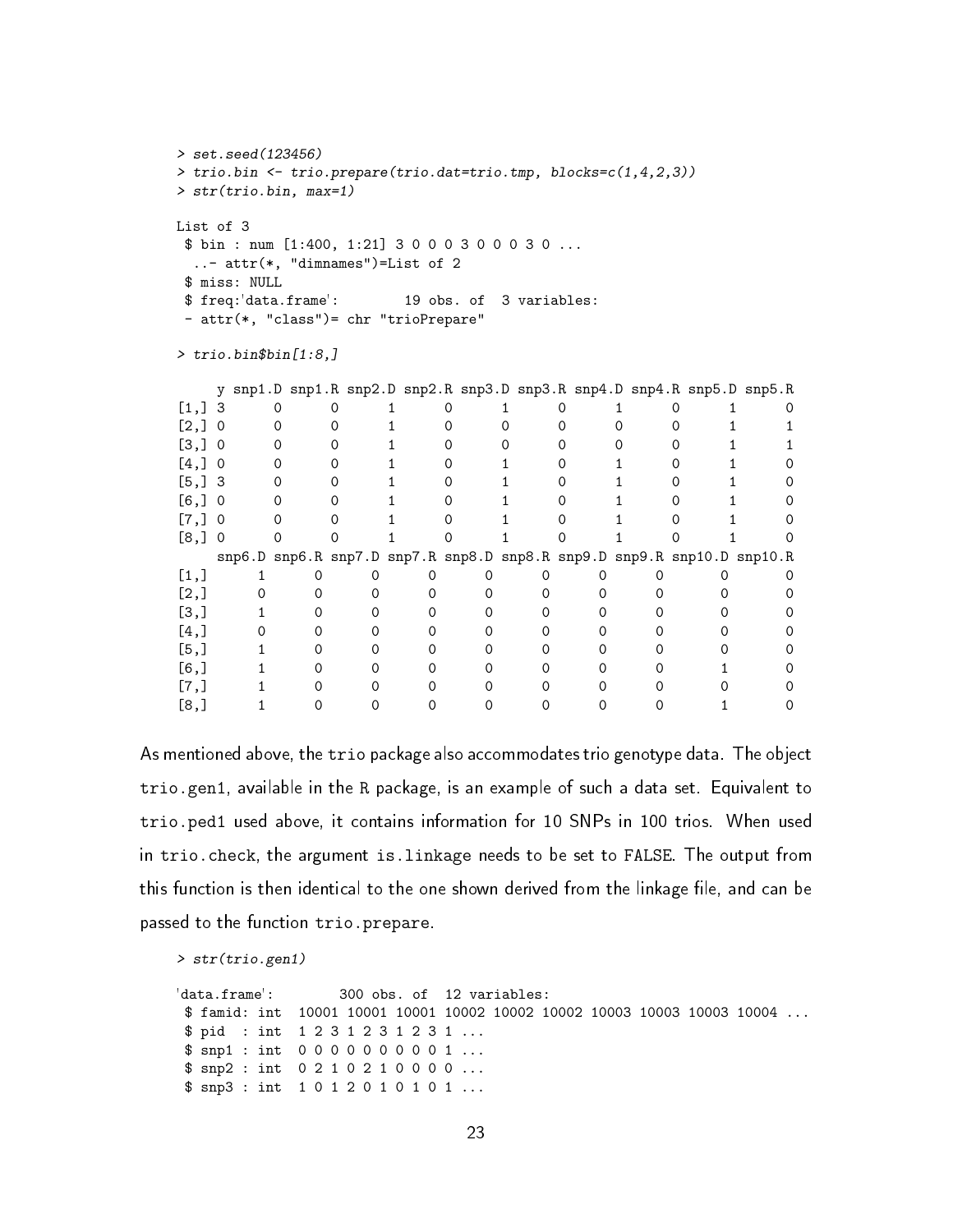```
> set.seed(123456)
> trio.bin <- trio.prepare(trio.dat=trio.tmp, blocks=c(1,4,2,3))
> str(trio.bin, max=1)

List of 3
 $ bin : num [1:400, 1:21] 3 0 0 0 3 0 0 0 3 0 ...
  ..- attr(*, "dimnames")=List of 2
 $ miss: NULL
 $ freq:'data.frame':        19 obs. of  3 variables:
 - attr(*, "class")= chr "trioPrepare"

> trio.bin$bin[1:8,]

     y snp1.D snp1.R snp2.D snp2.R snp3.D snp3.R snp4.D snp4.R snp5.D snp5.R
[1,] 3      0      0      1      0      1      0      1      0      1      0
[2,] 0      0      0      1      0      0      0      0      0      1      1
[3,] 0      0      0      1      0      0      0      0      0      1      1
[4,] 0      0      0      1      0      1      0      1      0      1      0
[5,] 3      0      0      1      0      1      0      1      0      1      0
[6,] 0      0      0      1      0      1      0      1      0      1      0
[7,] 0      0      0      1      0      1      0      1      0      1      0
[8,] 0      0      0      1      0      1      0      1      0      1      0
     snp6.D snp6.R snp7.D snp7.R snp8.D snp8.R snp9.D snp9.R snp10.D snp10.R
[1,]      1      0      0      0      0      0      0      0       0       0
[2,]      0      0      0      0      0      0      0      0       0       0
[3,]      1      0      0      0      0      0      0      0       0       0
[4,]      0      0      0      0      0      0      0      0       0       0
[5,]      1      0      0      0      0      0      0      0       0       0
[6,]      1      0      0      0      0      0      0      0       1       0
[7,]      1      0      0      0      0      0      0      0       0       0
[8,]      1      0      0      0      0      0      0      0       1       0
```

As mentioned above, the trio package also accommodates trio genotype data. The object trio.gen1, available in the R package, is an example of such a data set. Equivalent to trio.ped1 used above, it contains information for 10 SNPs in 100 trios. When used in trio.check, the argument is.linkage needs to be set to FALSE. The output from this function is then identical to the one shown derived from the linkage file, and can be passed to the function trio.prepare.

```
> str(trio.gen1)

'data.frame':        300 obs. of  12 variables:
 $ famid: int  10001 10001 10001 10002 10002 10002 10003 10003 10003 10004 ...
 $ pid  : int  1 2 3 1 2 3 1 2 3 1 ...
 $ snp1 : int  0 0 0 0 0 0 0 0 0 1 ...
 $ snp2 : int  0 2 1 0 2 1 0 0 0 0 ...
 $ snp3 : int  1 0 1 2 0 1 0 1 0 1 ...
```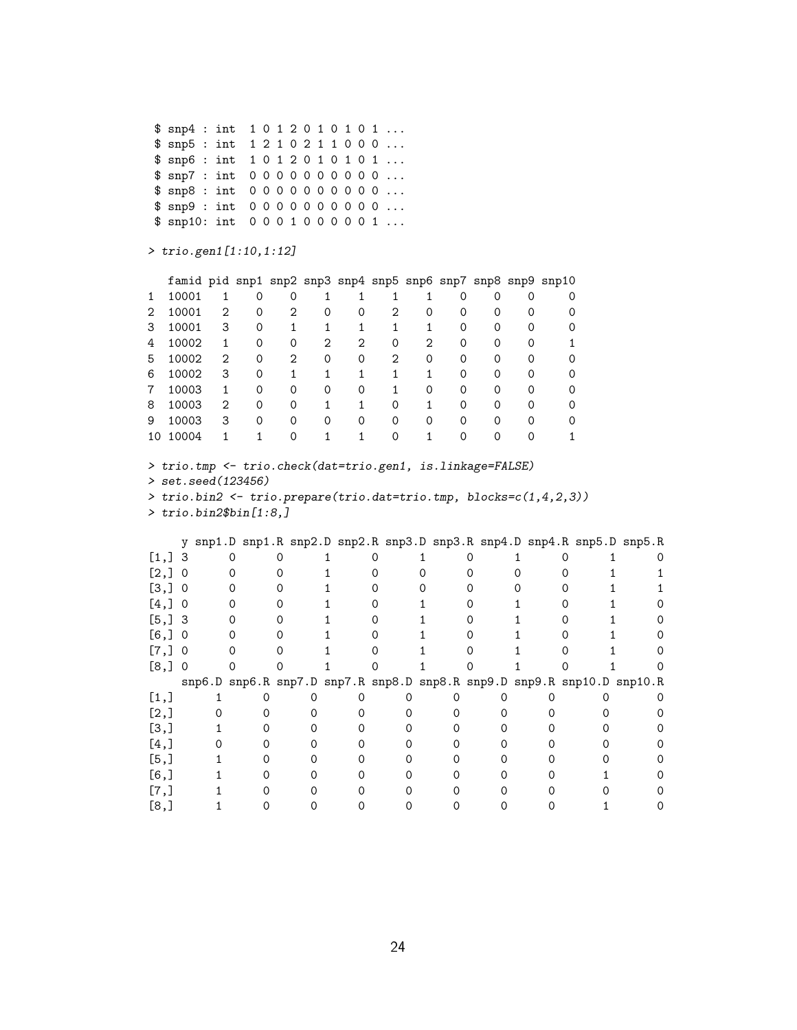```
 $ snp4 : int  1 0 1 2 0 1 0 1 0 1 ...
 $ snp5 : int  1 2 1 0 2 1 1 0 0 0 ...
 $ snp6 : int  1 0 1 2 0 1 0 1 0 1 ...
 $ snp7 : int  0 0 0 0 0 0 0 0 0 0 ...
 $ snp8 : int  0 0 0 0 0 0 0 0 0 0 ...
 $ snp9 : int  0 0 0 0 0 0 0 0 0 0 ...
 $ snp10: int  0 0 0 1 0 0 0 0 0 1 ...
```

```
> trio.gen1[1:10,1:12]
```

```
   famid pid snp1 snp2 snp3 snp4 snp5 snp6 snp7 snp8 snp9 snp10
1  10001   1    0    0    1    1    1    1    0    0    0     0
2  10001   2    0    2    0    0    2    0    0    0    0     0
3  10001   3    0    1    1    1    1    1    0    0    0     0
4  10002   1    0    0    2    2    0    2    0    0    0     1
5  10002   2    0    2    0    0    2    0    0    0    0     0
6  10002   3    0    1    1    1    1    1    0    0    0     0
7  10003   1    0    0    0    0    1    0    0    0    0     0
8  10003   2    0    0    1    1    0    1    0    0    0     0
9  10003   3    0    0    0    0    0    0    0    0    0     0
10 10004   1    1    0    1    1    0    1    0    0    0     1
```

```
> trio.tmp <- trio.check(dat=trio.gen1, is.linkage=FALSE)
> set.seed(123456)
> trio.bin2 <- trio.prepare(trio.dat=trio.tmp, blocks=c(1,4,2,3))
> trio.bin2$bin[1:8,]
```

```
     y snp1.D snp1.R snp2.D snp2.R snp3.D snp3.R snp4.D snp4.R snp5.D snp5.R
[1,] 3      0      0      1      0      1      0      1      0      1      0
[2,] 0      0      0      1      0      0      0      0      0      1      1
[3,] 0      0      0      1      0      0      0      0      0      1      1
[4,] 0      0      0      1      0      1      0      1      0      1      0
[5,] 3      0      0      1      0      1      0      1      0      1      0
[6,] 0      0      0      1      0      1      0      1      0      1      0
[7,] 0      0      0      1      0      1      0      1      0      1      0
[8,] 0      0      0      1      0      1      0      1      0      1      0
     snp6.D snp6.R snp7.D snp7.R snp8.D snp8.R snp9.D snp9.R snp10.D snp10.R
[1,]      1      0      0      0      0      0      0      0       0       0
[2,]      0      0      0      0      0      0      0      0       0       0
[3,]      1      0      0      0      0      0      0      0       0       0
[4,]      0      0      0      0      0      0      0      0       0       0
[5,]      1      0      0      0      0      0      0      0       0       0
[6,]      1      0      0      0      0      0      0      0       1       0
[7,]      1      0      0      0      0      0      0      0       0       0
[8,]      1      0      0      0      0      0      0      0       1       0
```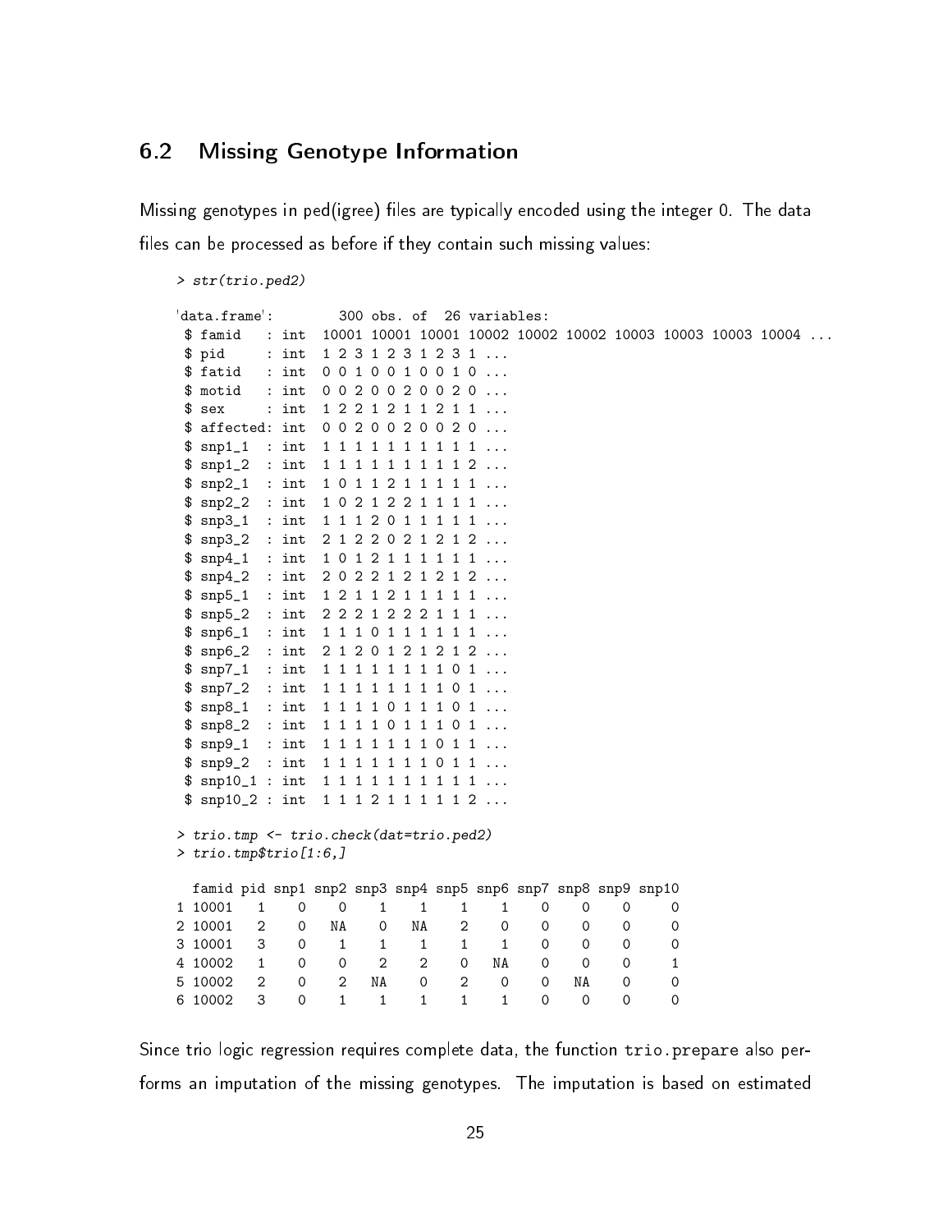## 6.2 Missing Genotype Information

Missing genotypes in ped(igree) files are typically encoded using the integer 0. The data files can be processed as before if they contain such missing values:

```
> str(trio.ped2)

'data.frame':        300 obs. of  26 variables:
 $ famid   : int  10001 10001 10001 10002 10002 10002 10003 10003 10003 10004 ...
 $ pid     : int  1 2 3 1 2 3 1 2 3 1 ...
 $ fatid   : int  0 0 1 0 0 1 0 0 1 0 ...
 $ motid   : int  0 0 2 0 0 2 0 0 2 0 ...
 $ sex     : int  1 2 2 1 2 1 1 2 1 1 ...
 $ affected: int  0 0 2 0 0 2 0 0 2 0 ...
 $ snp1_1  : int  1 1 1 1 1 1 1 1 1 1 ...
 $ snp1_2  : int  1 1 1 1 1 1 1 1 1 2 ...
 $ snp2_1  : int  1 0 1 1 2 1 1 1 1 1 ...
 $ snp2_2  : int  1 0 2 1 2 2 1 1 1 1 ...
 $ snp3_1  : int  1 1 1 2 0 1 1 1 1 1 ...
 $ snp3_2  : int  2 1 2 2 0 2 1 2 1 2 ...
 $ snp4_1  : int  1 0 1 2 1 1 1 1 1 1 ...
 $ snp4_2  : int  2 0 2 2 1 2 1 2 1 2 ...
 $ snp5_1  : int  1 2 1 1 2 1 1 1 1 1 ...
 $ snp5_2  : int  2 2 2 1 2 2 2 1 1 1 ...
 $ snp6_1  : int  1 1 1 0 1 1 1 1 1 1 ...
 $ snp6_2  : int  2 1 2 0 1 2 1 2 1 2 ...
 $ snp7_1  : int  1 1 1 1 1 1 1 1 0 1 ...
 $ snp7_2  : int  1 1 1 1 1 1 1 1 0 1 ...
 $ snp8_1  : int  1 1 1 1 0 1 1 1 0 1 ...
 $ snp8_2  : int  1 1 1 1 0 1 1 1 0 1 ...
 $ snp9_1  : int  1 1 1 1 1 1 1 0 1 1 ...
 $ snp9_2  : int  1 1 1 1 1 1 1 0 1 1 ...
 $ snp10_1 : int  1 1 1 1 1 1 1 1 1 1 ...
 $ snp10_2 : int  1 1 1 2 1 1 1 1 1 2 ...

> trio.tmp <- trio.check(dat=trio.ped2)
> trio.tmp$trio[1:6,]

  famid pid snp1 snp2 snp3 snp4 snp5 snp6 snp7 snp8 snp9 snp10
1 10001   1    0    0    1    1    1    1    0    0    0     0
2 10001   2    0   NA    0   NA    2    0    0    0    0     0
3 10001   3    0    1    1    1    1    1    0    0    0     0
4 10002   1    0    0    2    2    0   NA    0    0    0     1
5 10002   2    0    2   NA    0    2    0    0   NA    0     0
6 10002   3    0    1    1    1    1    1    0    0    0     0
```

Since trio logic regression requires complete data, the function `trio.prepare` also performs an imputation of the missing genotypes. The imputation is based on estimated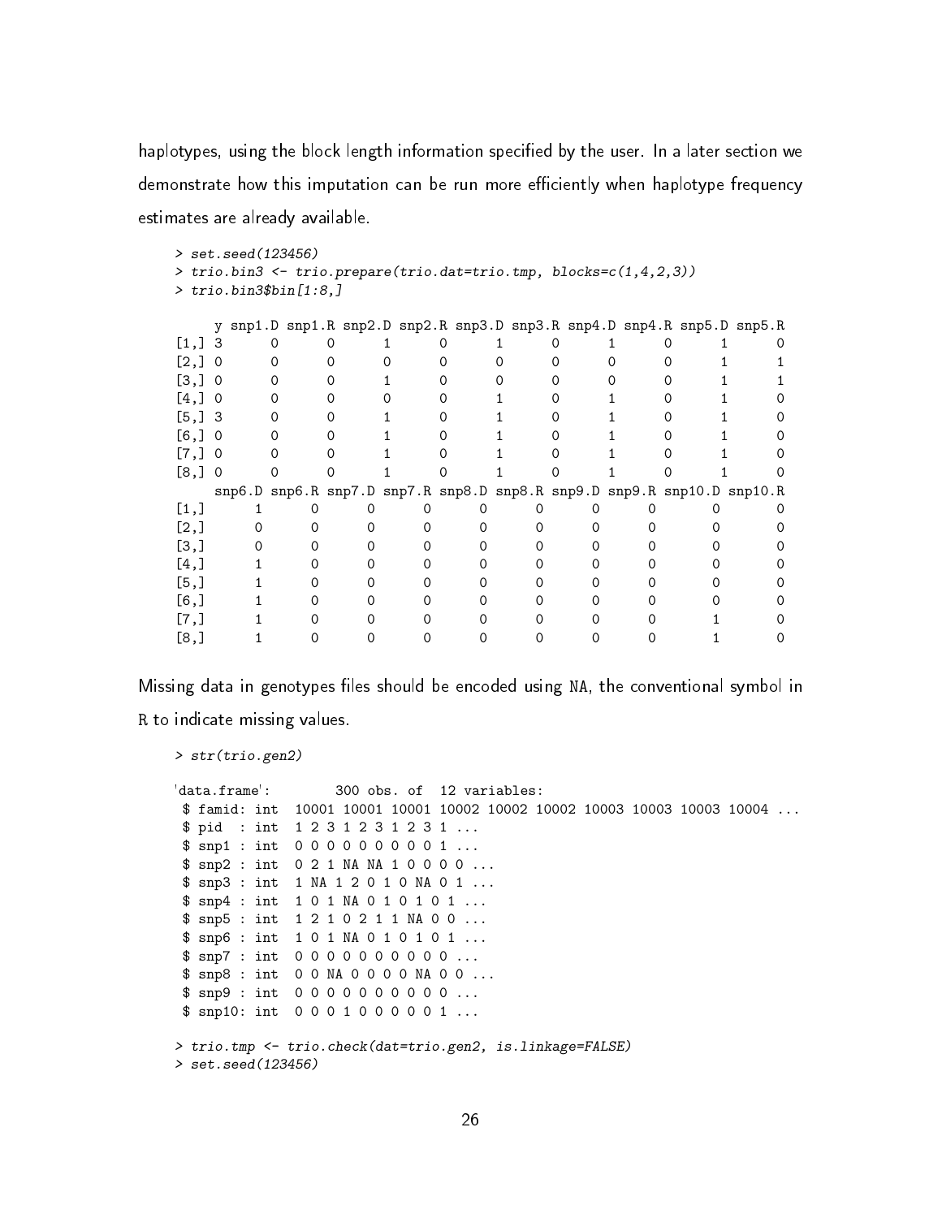haplotypes, using the block length information specified by the user. In a later section we demonstrate how this imputation can be run more efficiently when haplotype frequency estimates are already available.

```
> set.seed(123456)
> trio.bin3 <- trio.prepare(trio.dat=trio.tmp, blocks=c(1,4,2,3))
> trio.bin3$bin[1:8,]

     y snp1.D snp1.R snp2.D snp2.R snp3.D snp3.R snp4.D snp4.R snp5.D snp5.R
[1,] 3      0      0      1      0      1      0      1      0      1      0
[2,] 0      0      0      0      0      0      0      0      0      1      1
[3,] 0      0      0      1      0      0      0      0      0      1      1
[4,] 0      0      0      0      0      1      0      1      0      1      0
[5,] 3      0      0      1      0      1      0      1      0      1      0
[6,] 0      0      0      1      0      1      0      1      0      1      0
[7,] 0      0      0      1      0      1      0      1      0      1      0
[8,] 0      0      0      1      0      1      0      1      0      1      0
     snp6.D snp6.R snp7.D snp7.R snp8.D snp8.R snp9.D snp9.R snp10.D snp10.R
[1,]      1      0      0      0      0      0      0      0       0       0
[2,]      0      0      0      0      0      0      0      0       0       0
[3,]      0      0      0      0      0      0      0      0       0       0
[4,]      1      0      0      0      0      0      0      0       0       0
[5,]      1      0      0      0      0      0      0      0       0       0
[6,]      1      0      0      0      0      0      0      0       0       0
[7,]      1      0      0      0      0      0      0      0       1       0
[8,]      1      0      0      0      0      0      0      0       1       0
```

Missing data in genotypes files should be encoded using NA, the conventional symbol in R to indicate missing values.

```
> str(trio.gen2)

'data.frame':        300 obs. of  12 variables:
 $ famid: int  10001 10001 10001 10002 10002 10002 10003 10003 10003 10004 ...
 $ pid  : int  1 2 3 1 2 3 1 2 3 1 ...
 $ snp1 : int  0 0 0 0 0 0 0 0 0 1 ...
 $ snp2 : int  0 2 1 NA NA 1 0 0 0 0 ...
 $ snp3 : int  1 NA 1 2 0 1 0 NA 0 1 ...
 $ snp4 : int  1 0 1 NA 0 1 0 1 0 1 ...
 $ snp5 : int  1 2 1 0 2 1 1 NA 0 0 ...
 $ snp6 : int  1 0 1 NA 0 1 0 1 0 1 ...
 $ snp7 : int  0 0 0 0 0 0 0 0 0 0 ...
 $ snp8 : int  0 0 NA 0 0 0 0 NA 0 0 ...
 $ snp9 : int  0 0 0 0 0 0 0 0 0 0 ...
 $ snp10: int  0 0 0 1 0 0 0 0 0 1 ...

> trio.tmp <- trio.check(dat=trio.gen2, is.linkage=FALSE)
> set.seed(123456)
```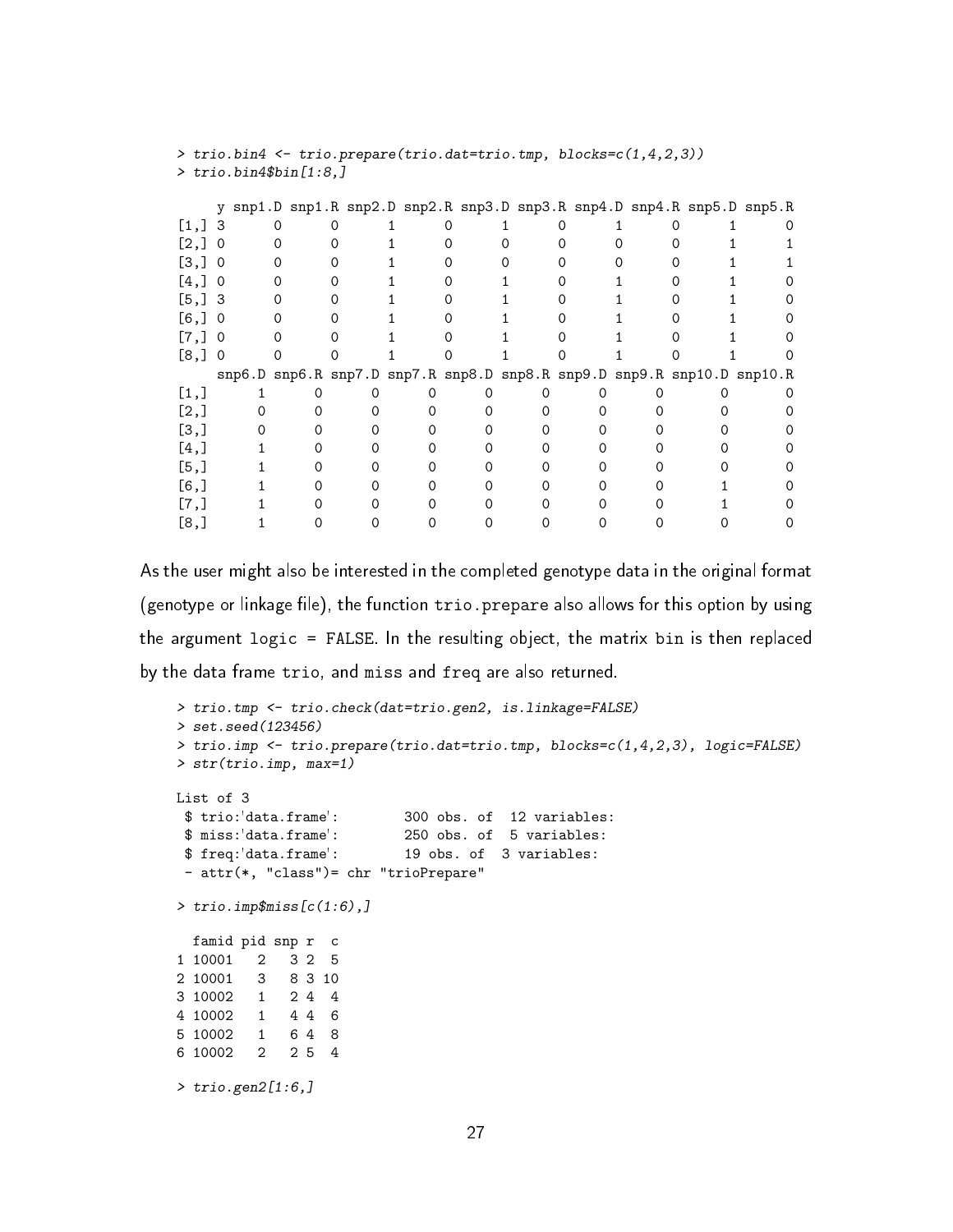```
> trio.bin4 <- trio.prepare(trio.dat=trio.tmp, blocks=c(1,4,2,3))
> trio.bin4$bin[1:8,]

     y snp1.D snp1.R snp2.D snp2.R snp3.D snp3.R snp4.D snp4.R snp5.D snp5.R
[1,] 3      0      0      1      0      1      0      1      0      1      0
[2,] 0      0      0      1      0      0      0      0      0      1      1
[3,] 0      0      0      1      0      0      0      0      0      1      1
[4,] 0      0      0      1      0      1      0      1      0      1      0
[5,] 3      0      0      1      0      1      0      1      0      1      0
[6,] 0      0      0      1      0      1      0      1      0      1      0
[7,] 0      0      0      1      0      1      0      1      0      1      0
[8,] 0      0      0      1      0      1      0      1      0      1      0
     snp6.D snp6.R snp7.D snp7.R snp8.D snp8.R snp9.D snp9.R snp10.D snp10.R
[1,]      1      0      0      0      0      0      0      0       0       0
[2,]      0      0      0      0      0      0      0      0       0       0
[3,]      0      0      0      0      0      0      0      0       0       0
[4,]      1      0      0      0      0      0      0      0       0       0
[5,]      1      0      0      0      0      0      0      0       0       0
[6,]      1      0      0      0      0      0      0      0       1       0
[7,]      1      0      0      0      0      0      0      0       1       0
[8,]      1      0      0      0      0      0      0      0       0       0
```

As the user might also be interested in the completed genotype data in the original format (genotype or linkage file), the function `trio.prepare` also allows for this option by using the argument `logic = FALSE`. In the resulting object, the matrix `bin` is then replaced by the data frame `trio`, and `miss` and `freq` are also returned.

```
> trio.tmp <- trio.check(dat=trio.gen2, is.linkage=FALSE)
> set.seed(123456)
> trio.imp <- trio.prepare(trio.dat=trio.tmp, blocks=c(1,4,2,3), logic=FALSE)
> str(trio.imp, max=1)

List of 3
 $ trio:'data.frame':        300 obs. of  12 variables:
 $ miss:'data.frame':        250 obs. of  5 variables:
 $ freq:'data.frame':        19 obs. of  3 variables:
 - attr(*, "class")= chr "trioPrepare"

> trio.imp$miss[c(1:6),]

  famid pid snp r  c
1 10001   2   3 2  5
2 10001   3   8 3 10
3 10002   1   2 4  4
4 10002   1   4 4  6
5 10002   1   6 4  8
6 10002   2   2 5  4

> trio.gen2[1:6,]
```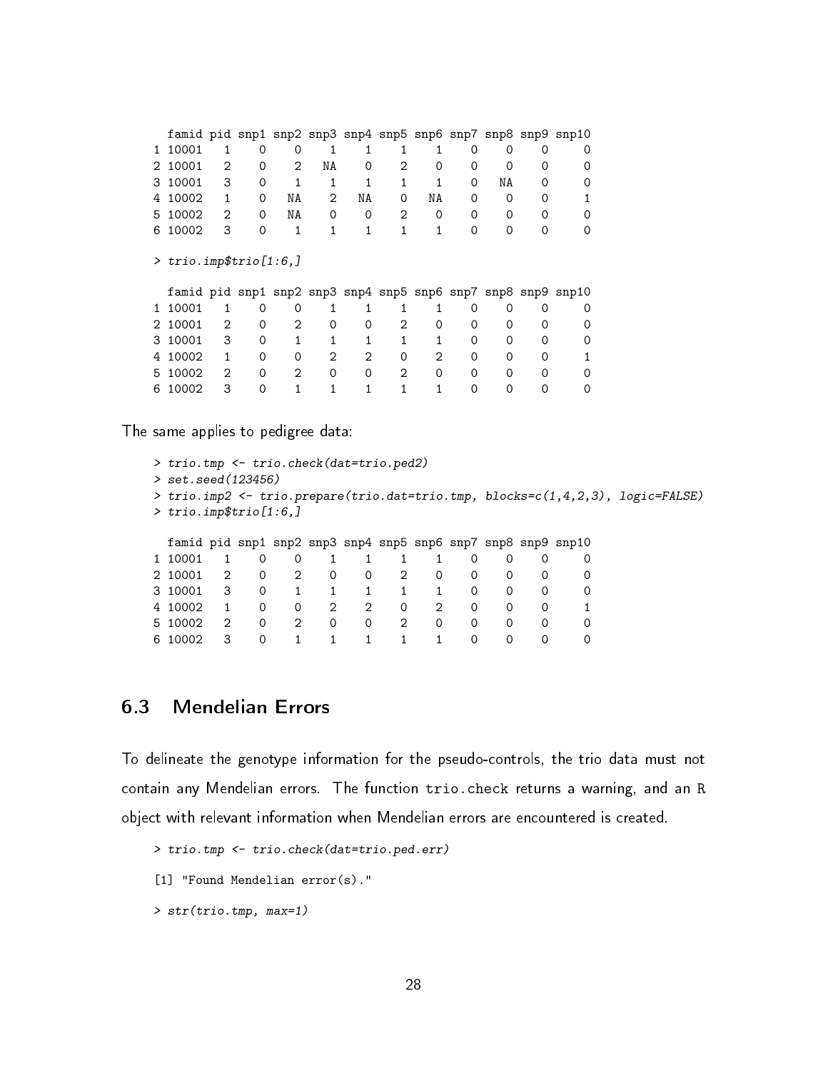```
  famid pid snp1 snp2 snp3 snp4 snp5 snp6 snp7 snp8 snp9 snp10
1 10001   1    0    0    1    1    1    1    0    0    0     0
2 10001   2    0    2   NA    0    2    0    0    0    0     0
3 10001   3    0    1    1    1    1    1    0   NA    0     0
4 10002   1    0   NA    2   NA    0   NA    0    0    0     1
5 10002   2    0   NA    0    0    2    0    0    0    0     0
6 10002   3    0    1    1    1    1    1    0    0    0     0

> trio.imp$trio[1:6,]

  famid pid snp1 snp2 snp3 snp4 snp5 snp6 snp7 snp8 snp9 snp10
1 10001   1    0    0    1    1    1    1    0    0    0     0
2 10001   2    0    2    0    0    2    0    0    0    0     0
3 10001   3    0    1    1    1    1    1    0    0    0     0
4 10002   1    0    0    2    2    0    2    0    0    0     1
5 10002   2    0    2    0    0    2    0    0    0    0     0
6 10002   3    0    1    1    1    1    1    0    0    0     0
```

The same applies to pedigree data:

```
> trio.tmp <- trio.check(dat=trio.ped2)
> set.seed(123456)
> trio.imp2 <- trio.prepare(trio.dat=trio.tmp, blocks=c(1,4,2,3), logic=FALSE)
> trio.imp$trio[1:6,]

  famid pid snp1 snp2 snp3 snp4 snp5 snp6 snp7 snp8 snp9 snp10
1 10001   1    0    0    1    1    1    1    0    0    0     0
2 10001   2    0    2    0    0    2    0    0    0    0     0
3 10001   3    0    1    1    1    1    1    0    0    0     0
4 10002   1    0    0    2    2    0    2    0    0    0     1
5 10002   2    0    2    0    0    2    0    0    0    0     0
6 10002   3    0    1    1    1    1    1    0    0    0     0
```

## 6.3 Mendelian Errors

To delineate the genotype information for the pseudo-controls, the trio data must not contain any Mendelian errors. The function `trio.check` returns a warning, and an R object with relevant information when Mendelian errors are encountered is created.

```
> trio.tmp <- trio.check(dat=trio.ped.err)

[1] "Found Mendelian error(s)."

> str(trio.tmp, max=1)
```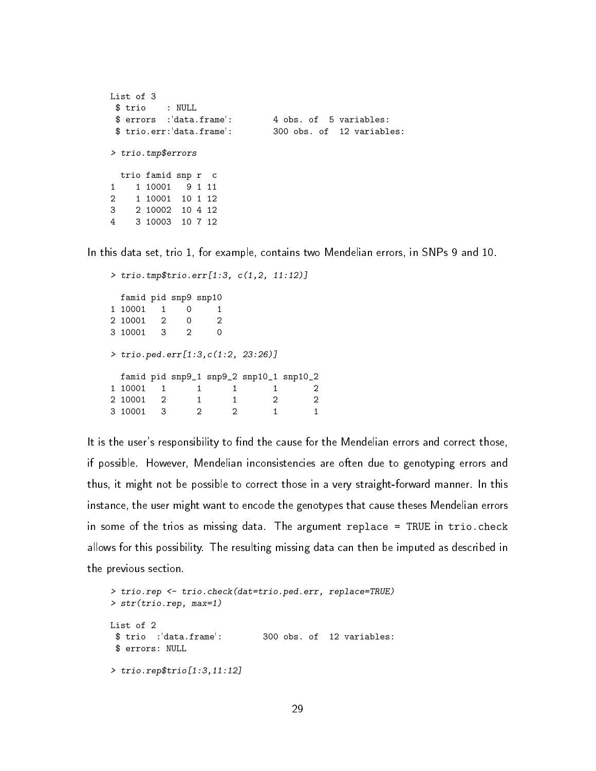```
List of 3
 $ trio    : NULL
 $ errors  :'data.frame':        4 obs. of  5 variables:
 $ trio.err:'data.frame':        300 obs. of  12 variables:

> trio.tmp$errors

  trio famid snp r  c
1    1 10001   9 1 11
2    1 10001  10 1 12
3    2 10002  10 4 12
4    3 10003  10 7 12
```

In this data set, trio 1, for example, contains two Mendelian errors, in SNPs 9 and 10.

```
> trio.tmp$trio.err[1:3, c(1,2, 11:12)]

  famid pid snp9 snp10
1 10001   1    0     1
2 10001   2    0     2
3 10001   3    2     0

> trio.ped.err[1:3,c(1:2, 23:26)]

  famid pid snp9_1 snp9_2 snp10_1 snp10_2
1 10001   1      1      1       1       2
2 10001   2      1      1       2       2
3 10001   3      2      2       1       1
```

It is the user's responsibility to find the cause for the Mendelian errors and correct those, if possible. However, Mendelian inconsistencies are often due to genotyping errors and thus, it might not be possible to correct those in a very straight-forward manner. In this instance, the user might want to encode the genotypes that cause theses Mendelian errors in some of the trios as missing data. The argument `replace = TRUE` in `trio.check` allows for this possibility. The resulting missing data can then be imputed as described in the previous section.

```
> trio.rep <- trio.check(dat=trio.ped.err, replace=TRUE)
> str(trio.rep, max=1)

List of 2
 $ trio  :'data.frame':        300 obs. of  12 variables:
 $ errors: NULL

> trio.rep$trio[1:3,11:12]
```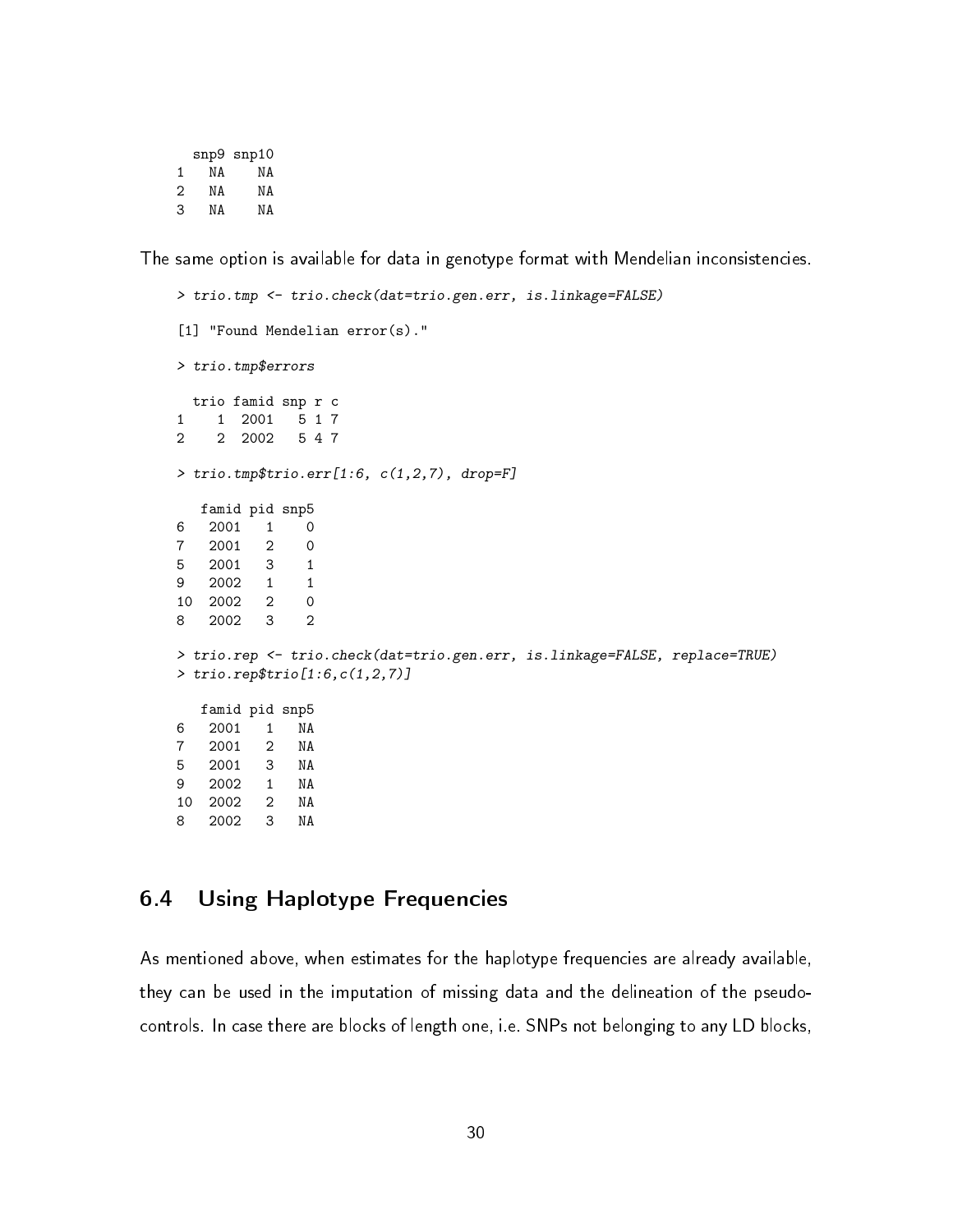```
  snp9 snp10
1   NA    NA
2   NA    NA
3   NA    NA
```

The same option is available for data in genotype format with Mendelian inconsistencies.

```
> trio.tmp <- trio.check(dat=trio.gen.err, is.linkage=FALSE)

[1] "Found Mendelian error(s)."

> trio.tmp$errors

  trio famid snp r c
1    1  2001   5 1 7
2    2  2002   5 4 7

> trio.tmp$trio.err[1:6, c(1,2,7), drop=F]

   famid pid snp5
6   2001   1    0
7   2001   2    0
5   2001   3    1
9   2002   1    1
10  2002   2    0
8   2002   3    2

> trio.rep <- trio.check(dat=trio.gen.err, is.linkage=FALSE, replace=TRUE)
> trio.rep$trio[1:6,c(1,2,7)]

   famid pid snp5
6   2001   1   NA
7   2001   2   NA
5   2001   3   NA
9   2002   1   NA
10  2002   2   NA
8   2002   3   NA
```

## 6.4 Using Haplotype Frequencies

As mentioned above, when estimates for the haplotype frequencies are already available, they can be used in the imputation of missing data and the delineation of the pseudo-controls. In case there are blocks of length one, i.e. SNPs not belonging to any LD blocks,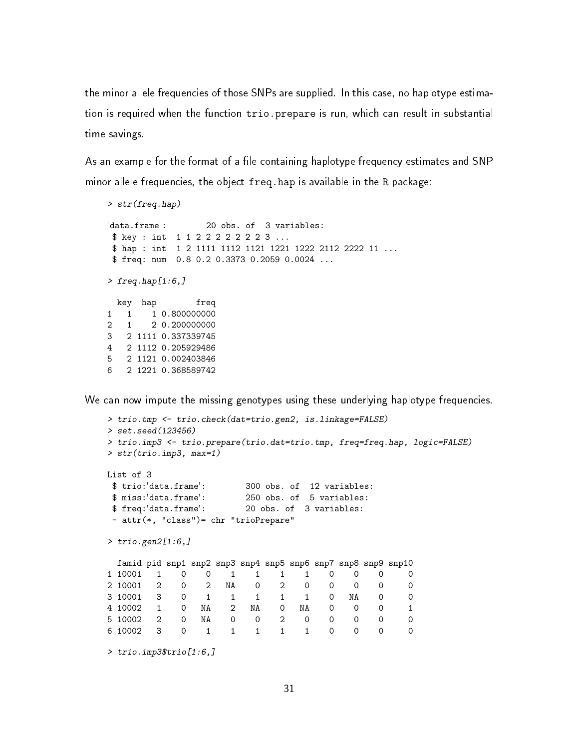the minor allele frequencies of those SNPs are supplied. In this case, no haplotype estimation is required when the function `trio.prepare` is run, which can result in substantial time savings.

As an example for the format of a file containing haplotype frequency estimates and SNP minor allele frequencies, the object `freq.hap` is available in the R package:

```
> str(freq.hap)

'data.frame':        20 obs. of  3 variables:
 $ key : int  1 1 2 2 2 2 2 2 2 3 ...
 $ hap : int  1 2 1111 1112 1121 1221 1222 2112 2222 11 ...
 $ freq: num  0.8 0.2 0.3373 0.2059 0.0024 ...

> freq.hap[1:6,]

  key  hap        freq
1   1    1 0.800000000
2   1    2 0.200000000
3   2 1111 0.337339745
4   2 1112 0.205929486
5   2 1121 0.002403846
6   2 1221 0.368589742
```

We can now impute the missing genotypes using these underlying haplotype frequencies.

```
> trio.tmp <- trio.check(dat=trio.gen2, is.linkage=FALSE)
> set.seed(123456)
> trio.imp3 <- trio.prepare(trio.dat=trio.tmp, freq=freq.hap, logic=FALSE)
> str(trio.imp3, max=1)

List of 3
 $ trio:'data.frame':        300 obs. of  12 variables:
 $ miss:'data.frame':        250 obs. of  5 variables:
 $ freq:'data.frame':        20 obs. of  3 variables:
 - attr(*, "class")= chr "trioPrepare"

> trio.gen2[1:6,]

  famid pid snp1 snp2 snp3 snp4 snp5 snp6 snp7 snp8 snp9 snp10
1 10001   1    0    0    1    1    1    1    0    0    0     0
2 10001   2    0    2   NA    0    2    0    0    0    0     0
3 10001   3    0    1    1    1    1    1    0   NA    0     0
4 10002   1    0   NA    2   NA    0   NA    0    0    0     1
5 10002   2    0   NA    0    0    2    0    0    0    0     0
6 10002   3    0    1    1    1    1    1    0    0    0     0

> trio.imp3$trio[1:6,]
```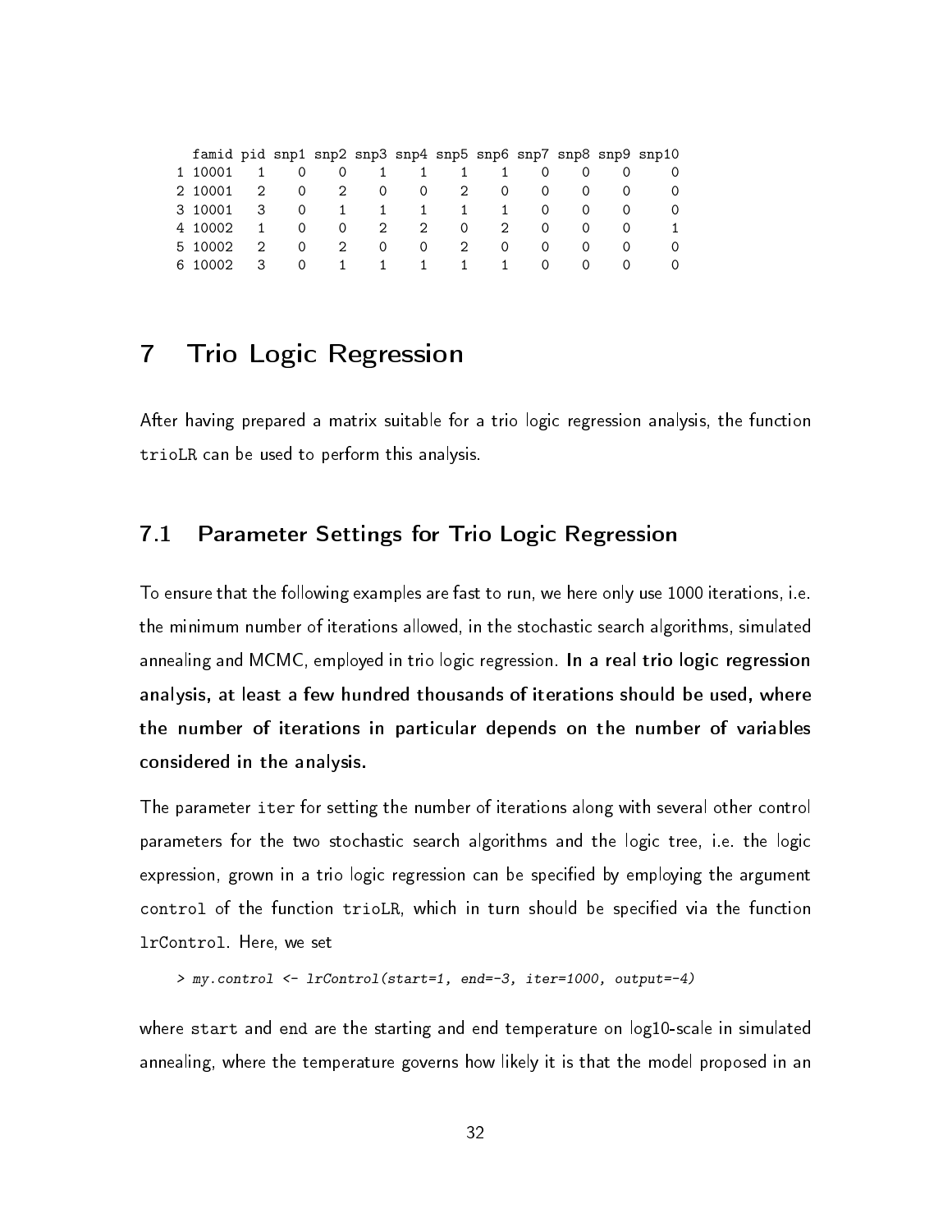```
  famid pid snp1 snp2 snp3 snp4 snp5 snp6 snp7 snp8 snp9 snp10
1 10001   1    0    0    1    1    1    1    0    0    0     0
2 10001   2    0    2    0    0    2    0    0    0    0     0
3 10001   3    0    1    1    1    1    1    0    0    0     0
4 10002   1    0    0    2    2    0    2    0    0    0     1
5 10002   2    0    2    0    0    2    0    0    0    0     0
6 10002   3    0    1    1    1    1    1    0    0    0     0
```

# 7 Trio Logic Regression

After having prepared a matrix suitable for a trio logic regression analysis, the function `trioLR` can be used to perform this analysis.

## 7.1 Parameter Settings for Trio Logic Regression

To ensure that the following examples are fast to run, we here only use 1000 iterations, i.e. the minimum number of iterations allowed, in the stochastic search algorithms, simulated annealing and MCMC, employed in trio logic regression. **In a real trio logic regression analysis, at least a few hundred thousands of iterations should be used, where the number of iterations in particular depends on the number of variables considered in the analysis.**

The parameter `iter` for setting the number of iterations along with several other control parameters for the two stochastic search algorithms and the logic tree, i.e. the logic expression, grown in a trio logic regression can be specified by employing the argument `control` of the function `trioLR`, which in turn should be specified via the function `lrControl`. Here, we set

```
> my.control <- lrControl(start=1, end=-3, iter=1000, output=-4)
```

where `start` and `end` are the starting and end temperature on log10-scale in simulated annealing, where the temperature governs how likely it is that the model proposed in an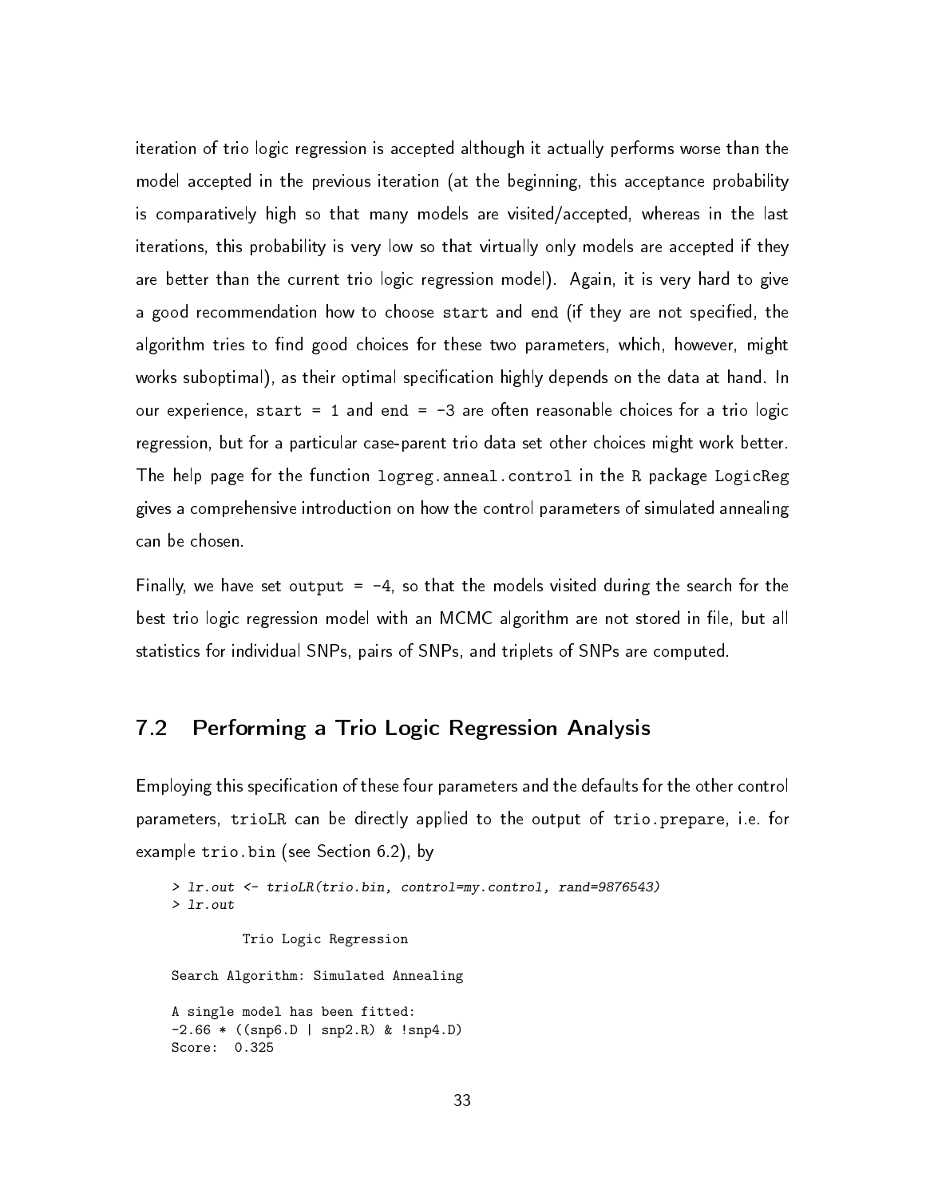iteration of trio logic regression is accepted although it actually performs worse than the model accepted in the previous iteration (at the beginning, this acceptance probability is comparatively high so that many models are visited/accepted, whereas in the last iterations, this probability is very low so that virtually only models are accepted if they are better than the current trio logic regression model). Again, it is very hard to give a good recommendation how to choose `start` and `end` (if they are not specified, the algorithm tries to find good choices for these two parameters, which, however, might works suboptimal), as their optimal specification highly depends on the data at hand. In our experience, `start = 1` and `end = -3` are often reasonable choices for a trio logic regression, but for a particular case-parent trio data set other choices might work better. The help page for the function `logreg.anneal.control` in the R package LogicReg gives a comprehensive introduction on how the control parameters of simulated annealing can be chosen.

Finally, we have set `output = -4`, so that the models visited during the search for the best trio logic regression model with an MCMC algorithm are not stored in file, but all statistics for individual SNPs, pairs of SNPs, and triplets of SNPs are computed.

## 7.2 Performing a Trio Logic Regression Analysis

Employing this specification of these four parameters and the defaults for the other control parameters, `trioLR` can be directly applied to the output of `trio.prepare`, i.e. for example `trio.bin` (see Section 6.2), by

```
> lr.out <- trioLR(trio.bin, control=my.control, rand=9876543)
> lr.out

         Trio Logic Regression

Search Algorithm: Simulated Annealing

A single model has been fitted:
-2.66 * ((snp6.D | snp2.R) & !snp4.D)
Score:  0.325
```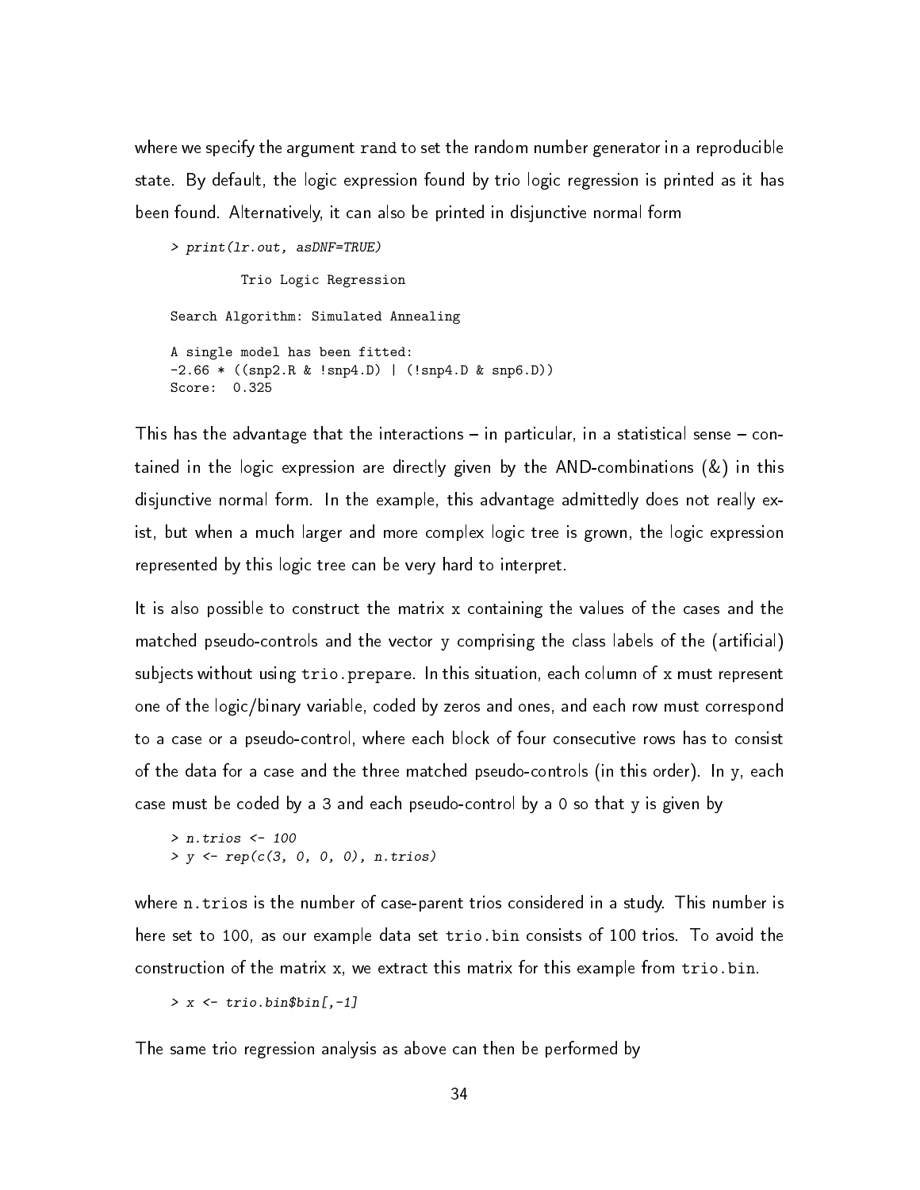where we specify the argument `rand` to set the random number generator in a reproducible state. By default, the logic expression found by trio logic regression is printed as it has been found. Alternatively, it can also be printed in disjunctive normal form

```
> print(lr.out, asDNF=TRUE)

         Trio Logic Regression

Search Algorithm: Simulated Annealing

A single model has been fitted:
-2.66 * ((snp2.R & !snp4.D) | (!snp4.D & snp6.D))
Score:  0.325
```

This has the advantage that the interactions – in particular, in a statistical sense – contained in the logic expression are directly given by the AND-combinations (&) in this disjunctive normal form. In the example, this advantage admittedly does not really exist, but when a much larger and more complex logic tree is grown, the logic expression represented by this logic tree can be very hard to interpret.

It is also possible to construct the matrix `x` containing the values of the cases and the matched pseudo-controls and the vector `y` comprising the class labels of the (artificial) subjects without using `trio.prepare`. In this situation, each column of `x` must represent one of the logic/binary variable, coded by zeros and ones, and each row must correspond to a case or a pseudo-control, where each block of four consecutive rows has to consist of the data for a case and the three matched pseudo-controls (in this order). In `y`, each case must be coded by a 3 and each pseudo-control by a 0 so that `y` is given by

```
> n.trios <- 100
> y <- rep(c(3, 0, 0, 0), n.trios)
```

where `n.trios` is the number of case-parent trios considered in a study. This number is here set to 100, as our example data set `trio.bin` consists of 100 trios. To avoid the construction of the matrix `x`, we extract this matrix for this example from `trio.bin`.

```
> x <- trio.bin$bin[,-1]
```

The same trio regression analysis as above can then be performed by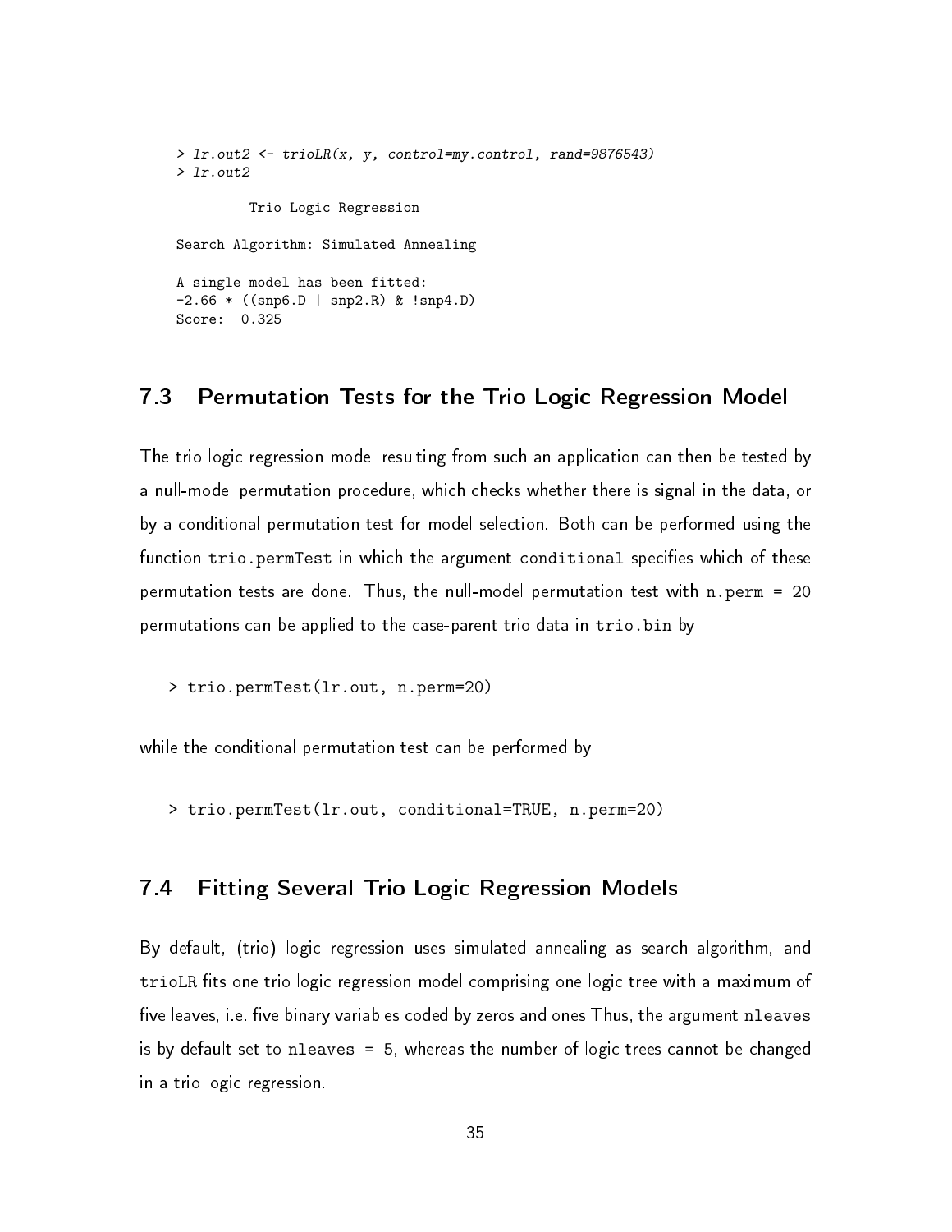```
> lr.out2 <- trioLR(x, y, control=my.control, rand=9876543)
> lr.out2

        Trio Logic Regression

Search Algorithm: Simulated Annealing

A single model has been fitted:
-2.66 * ((snp6.D | snp2.R) & !snp4.D)
Score:  0.325
```

## 7.3 Permutation Tests for the Trio Logic Regression Model

The trio logic regression model resulting from such an application can then be tested by a null-model permutation procedure, which checks whether there is signal in the data, or by a conditional permutation test for model selection. Both can be performed using the function `trio.permTest` in which the argument `conditional` specifies which of these permutation tests are done. Thus, the null-model permutation test with `n.perm = 20` permutations can be applied to the case-parent trio data in `trio.bin` by

```
> trio.permTest(lr.out, n.perm=20)
```

while the conditional permutation test can be performed by

```
> trio.permTest(lr.out, conditional=TRUE, n.perm=20)
```

## 7.4 Fitting Several Trio Logic Regression Models

By default, (trio) logic regression uses simulated annealing as search algorithm, and `trioLR` fits one trio logic regression model comprising one logic tree with a maximum of five leaves, i.e. five binary variables coded by zeros and ones Thus, the argument `nleaves` is by default set to `nleaves = 5`, whereas the number of logic trees cannot be changed in a trio logic regression.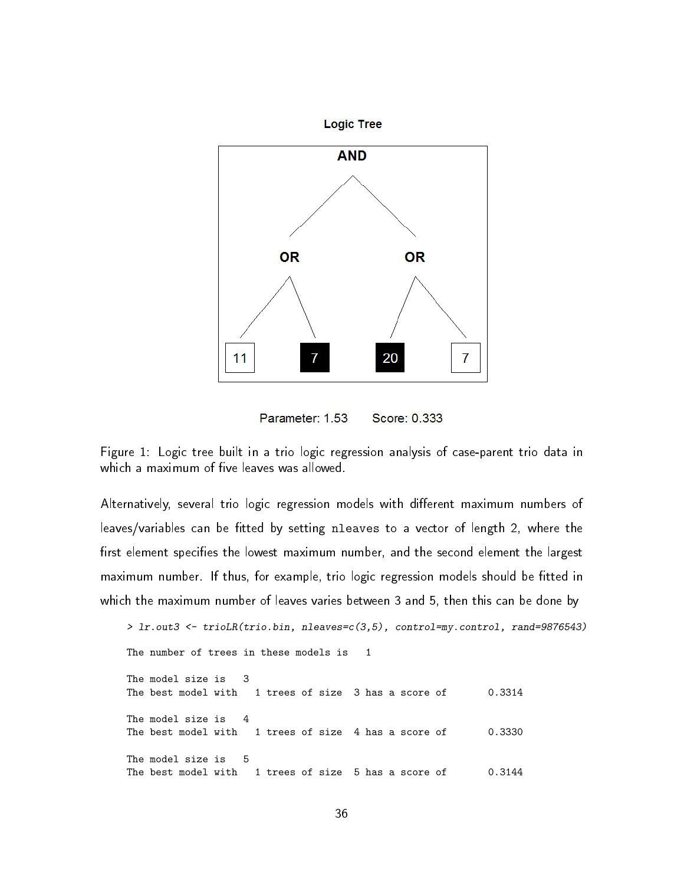Figure 1: Logic tree built in a trio logic regression analysis of case-parent trio data in which a maximum of five leaves was allowed.

Alternatively, several trio logic regression models with different maximum numbers of leaves/variables can be fitted by setting `nleaves` to a vector of length 2, where the first element specifies the lowest maximum number, and the second element the largest maximum number. If thus, for example, trio logic regression models should be fitted in which the maximum number of leaves varies between 3 and 5, then this can be done by

```
> lr.out3 <- trioLR(trio.bin, nleaves=c(3,5), control=my.control, rand=9876543)

The number of trees in these models is   1

The model size is   3
The best model with   1 trees of size  3 has a score of       0.3314

The model size is   4
The best model with   1 trees of size  4 has a score of       0.3330

The model size is   5
The best model with   1 trees of size  5 has a score of       0.3144
```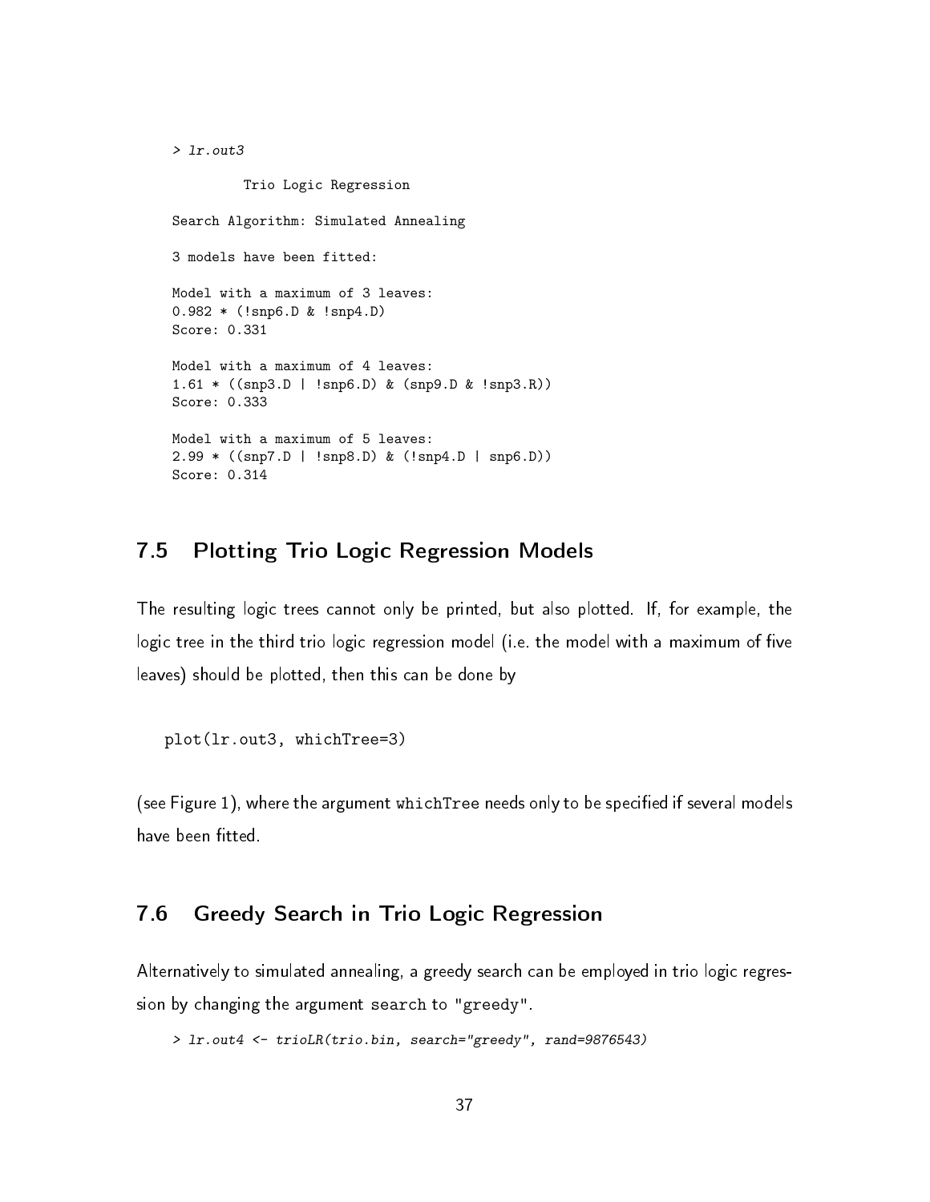```
> lr.out3

        Trio Logic Regression

Search Algorithm: Simulated Annealing

3 models have been fitted:

Model with a maximum of 3 leaves:
0.982 * (!snp6.D & !snp4.D)
Score: 0.331

Model with a maximum of 4 leaves:
1.61 * ((snp3.D | !snp6.D) & (snp9.D & !snp3.R))
Score: 0.333

Model with a maximum of 5 leaves:
2.99 * ((snp7.D | !snp8.D) & (!snp4.D | snp6.D))
Score: 0.314
```

## 7.5 Plotting Trio Logic Regression Models

The resulting logic trees cannot only be printed, but also plotted. If, for example, the logic tree in the third trio logic regression model (i.e. the model with a maximum of five leaves) should be plotted, then this can be done by

```
plot(lr.out3, whichTree=3)
```

(see Figure 1), where the argument `whichTree` needs only to be specified if several models have been fitted.

## 7.6 Greedy Search in Trio Logic Regression

Alternatively to simulated annealing, a greedy search can be employed in trio logic regression by changing the argument `search` to `"greedy"`.

```
> lr.out4 <- trioLR(trio.bin, search="greedy", rand=9876543)
```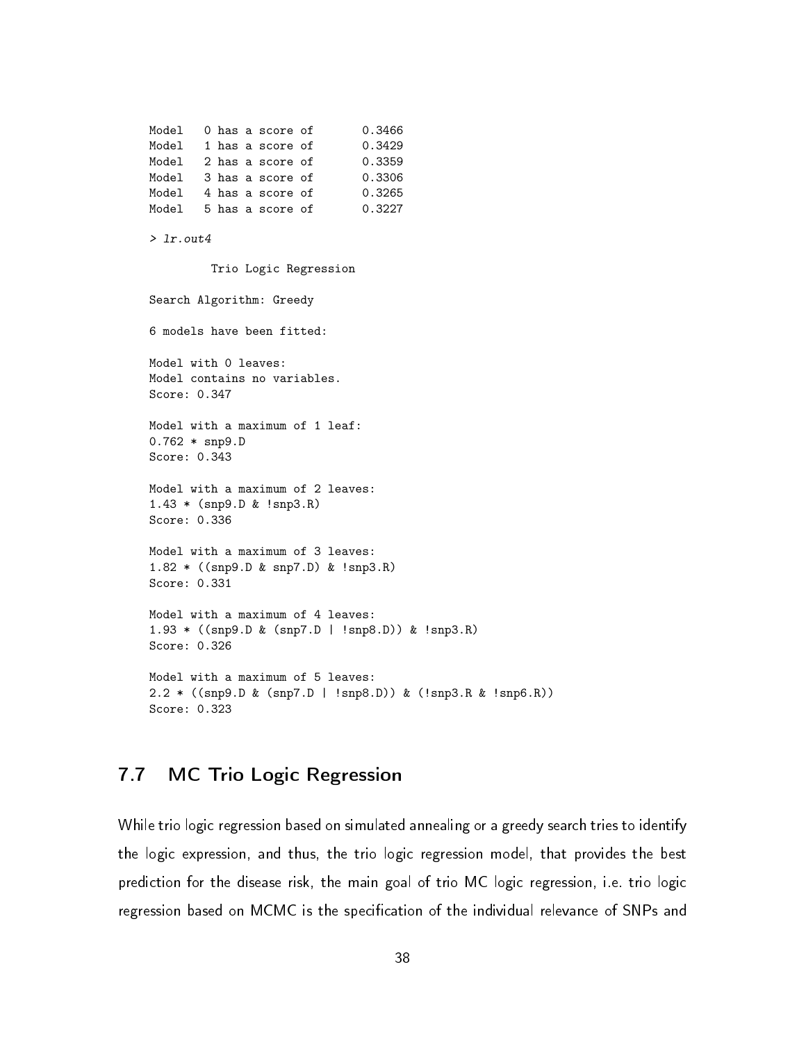```
Model   0 has a score of       0.3466
Model   1 has a score of       0.3429
Model   2 has a score of       0.3359
Model   3 has a score of       0.3306
Model   4 has a score of       0.3265
Model   5 has a score of       0.3227

> lr.out4

         Trio Logic Regression

Search Algorithm: Greedy

6 models have been fitted:

Model with 0 leaves:
Model contains no variables.
Score: 0.347

Model with a maximum of 1 leaf:
0.762 * snp9.D
Score: 0.343

Model with a maximum of 2 leaves:
1.43 * (snp9.D & !snp3.R)
Score: 0.336

Model with a maximum of 3 leaves:
1.82 * ((snp9.D & snp7.D) & !snp3.R)
Score: 0.331

Model with a maximum of 4 leaves:
1.93 * ((snp9.D & (snp7.D | !snp8.D)) & !snp3.R)
Score: 0.326

Model with a maximum of 5 leaves:
2.2 * ((snp9.D & (snp7.D | !snp8.D)) & (!snp3.R & !snp6.R))
Score: 0.323
```

## 7.7 MC Trio Logic Regression

While trio logic regression based on simulated annealing or a greedy search tries to identify the logic expression, and thus, the trio logic regression model, that provides the best prediction for the disease risk, the main goal of trio MC logic regression, i.e. trio logic regression based on MCMC is the specification of the individual relevance of SNPs and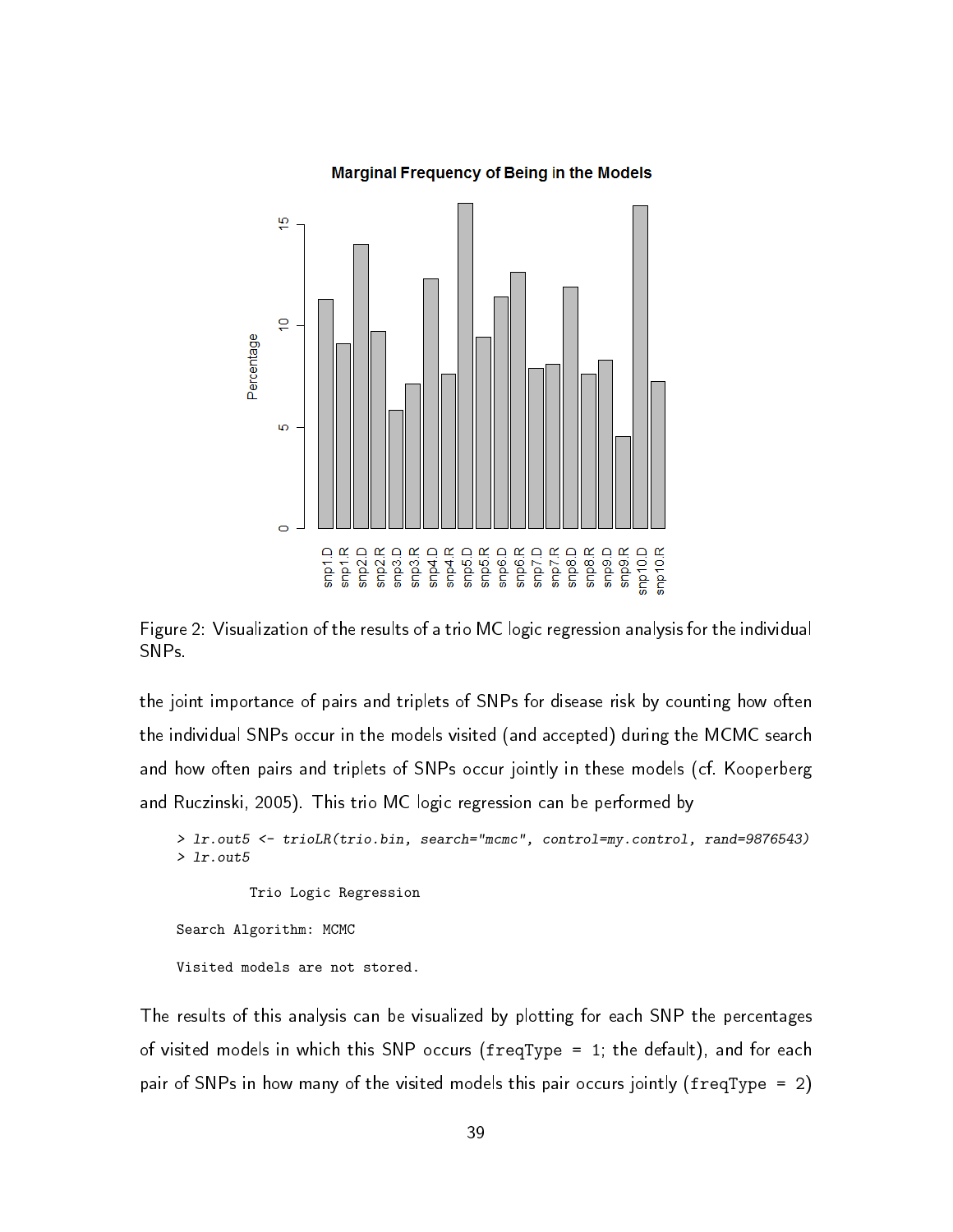Figure 2: Visualization of the results of a trio MC logic regression analysis for the individual SNPs.

the joint importance of pairs and triplets of SNPs for disease risk by counting how often the individual SNPs occur in the models visited (and accepted) during the MCMC search and how often pairs and triplets of SNPs occur jointly in these models (cf. Kooperberg and Ruczinski, 2005). This trio MC logic regression can be performed by

```
> lr.out5 <- trioLR(trio.bin, search="mcmc", control=my.control, rand=9876543)
> lr.out5

         Trio Logic Regression

Search Algorithm: MCMC

Visited models are not stored.
```

The results of this analysis can be visualized by plotting for each SNP the percentages of visited models in which this SNP occurs (`freqType = 1`; the default), and for each pair of SNPs in how many of the visited models this pair occurs jointly (`freqType = 2`)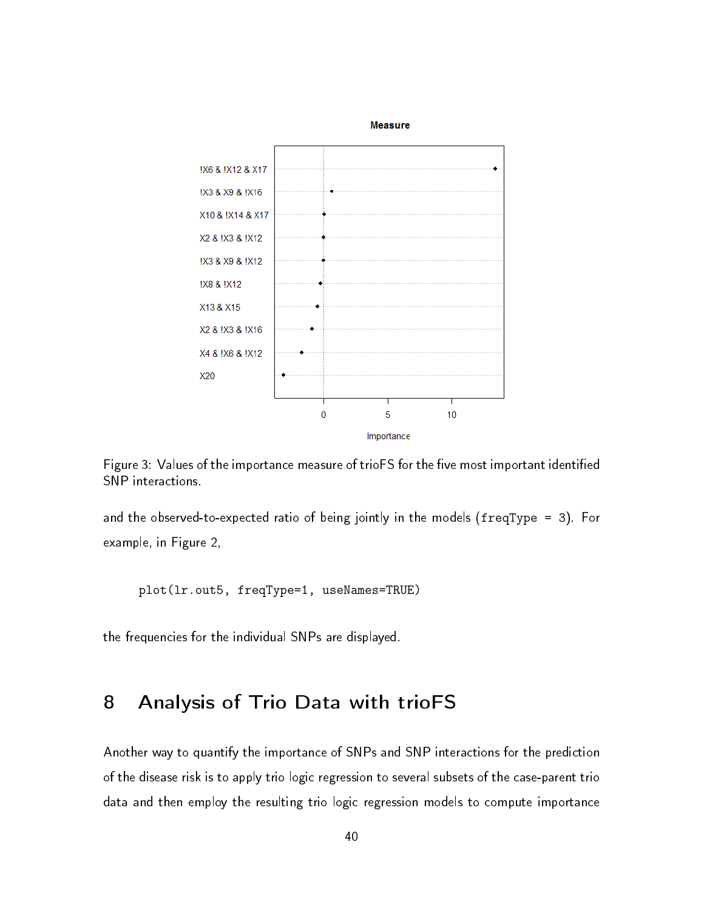Figure 3: Values of the importance measure of trioFS for the five most important identified SNP interactions.

and the observed-to-expected ratio of being jointly in the models (`freqType = 3`). For example, in Figure 2,

```
plot(lr.out5, freqType=1, useNames=TRUE)
```

the frequencies for the individual SNPs are displayed.

## 8 Analysis of Trio Data with trioFS

Another way to quantify the importance of SNPs and SNP interactions for the prediction of the disease risk is to apply trio logic regression to several subsets of the case-parent trio data and then employ the resulting trio logic regression models to compute importance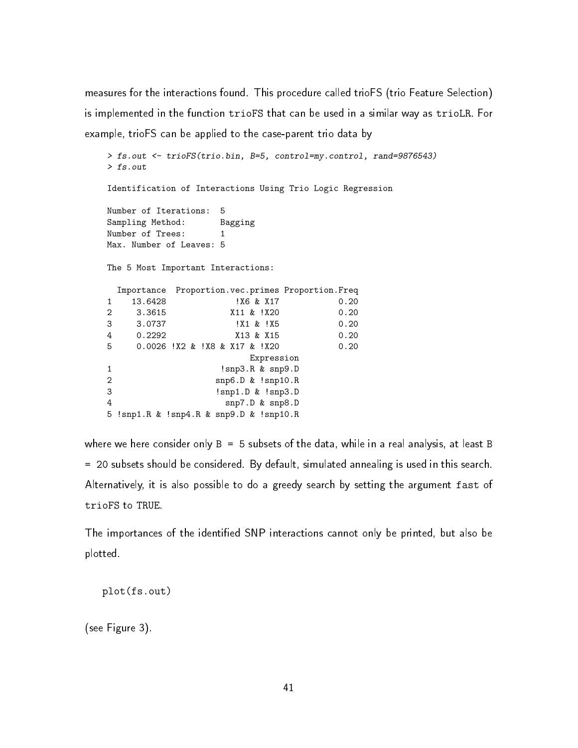measures for the interactions found. This procedure called trioFS (trio Feature Selection) is implemented in the function `trioFS` that can be used in a similar way as `trioLR`. For example, trioFS can be applied to the case-parent trio data by

```
> fs.out <- trioFS(trio.bin, B=5, control=my.control, rand=9876543)
> fs.out

Identification of Interactions Using Trio Logic Regression

Number of Iterations:  5
Sampling Method:       Bagging
Number of Trees:       1
Max. Number of Leaves: 5

The 5 Most Important Interactions:

  Importance  Proportion.vec.primes Proportion.Freq
1    13.6428              !X6 & X17            0.20
2     3.3615             X11 & !X20            0.20
3     3.0737              !X1 & !X5            0.20
4     0.2292              X13 & X15            0.20
5     0.0026 !X2 & !X8 & X17 & !X20            0.20
                              Expression
1                     !snp3.R & snp9.D
2                    snp6.D & !snp10.R
3                    !snp1.D & !snp3.D
4                      snp7.D & snp8.D
5 !snp1.R & !snp4.R & snp9.D & !snp10.R
```

where we here consider only `B = 5` subsets of the data, while in a real analysis, at least `B = 20` subsets should be considered. By default, simulated annealing is used in this search. Alternatively, it is also possible to do a greedy search by setting the argument `fast` of `trioFS` to `TRUE`.

The importances of the identified SNP interactions cannot only be printed, but also be plotted.

```
plot(fs.out)
```

(see Figure 3).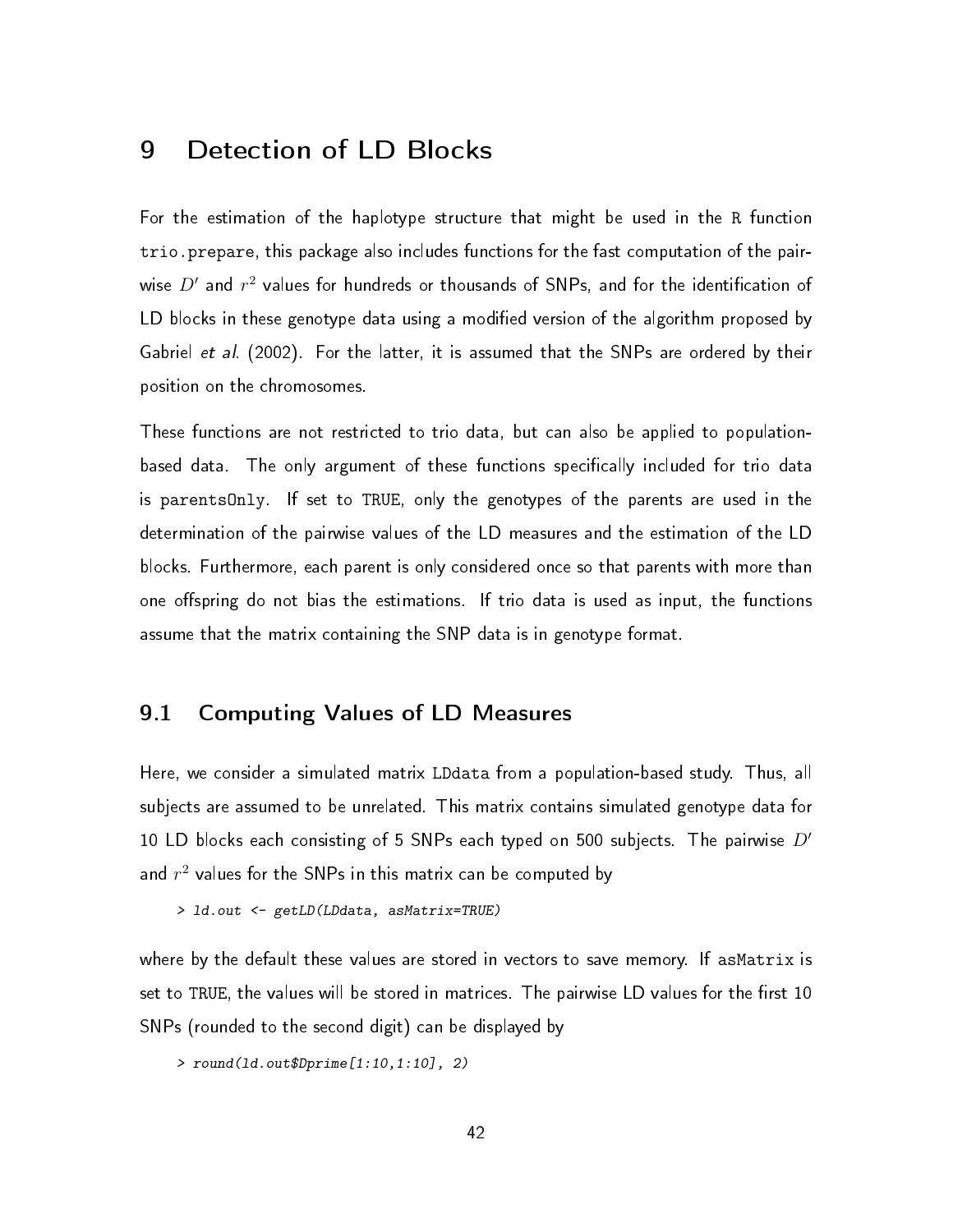# 9 Detection of LD Blocks

For the estimation of the haplotype structure that might be used in the R function `trio.prepare`, this package also includes functions for the fast computation of the pairwise $D'$ and $r^2$ values for hundreds or thousands of SNPs, and for the identification of LD blocks in these genotype data using a modified version of the algorithm proposed by Gabriel *et al.* (2002). For the latter, it is assumed that the SNPs are ordered by their position on the chromosomes.

These functions are not restricted to trio data, but can also be applied to population-based data. The only argument of these functions specifically included for trio data is `parentsOnly`. If set to `TRUE`, only the genotypes of the parents are used in the determination of the pairwise values of the LD measures and the estimation of the LD blocks. Furthermore, each parent is only considered once so that parents with more than one offspring do not bias the estimations. If trio data is used as input, the functions assume that the matrix containing the SNP data is in genotype format.

## 9.1 Computing Values of LD Measures

Here, we consider a simulated matrix `LDdata` from a population-based study. Thus, all subjects are assumed to be unrelated. This matrix contains simulated genotype data for 10 LD blocks each consisting of 5 SNPs each typed on 500 subjects. The pairwise $D'$ and $r^2$ values for the SNPs in this matrix can be computed by

```
> ld.out <- getLD(LDdata, asMatrix=TRUE)
```

where by the default these values are stored in vectors to save memory. If `asMatrix` is set to `TRUE`, the values will be stored in matrices. The pairwise LD values for the first 10 SNPs (rounded to the second digit) can be displayed by

```
> round(ld.out$Dprime[1:10,1:10], 2)
```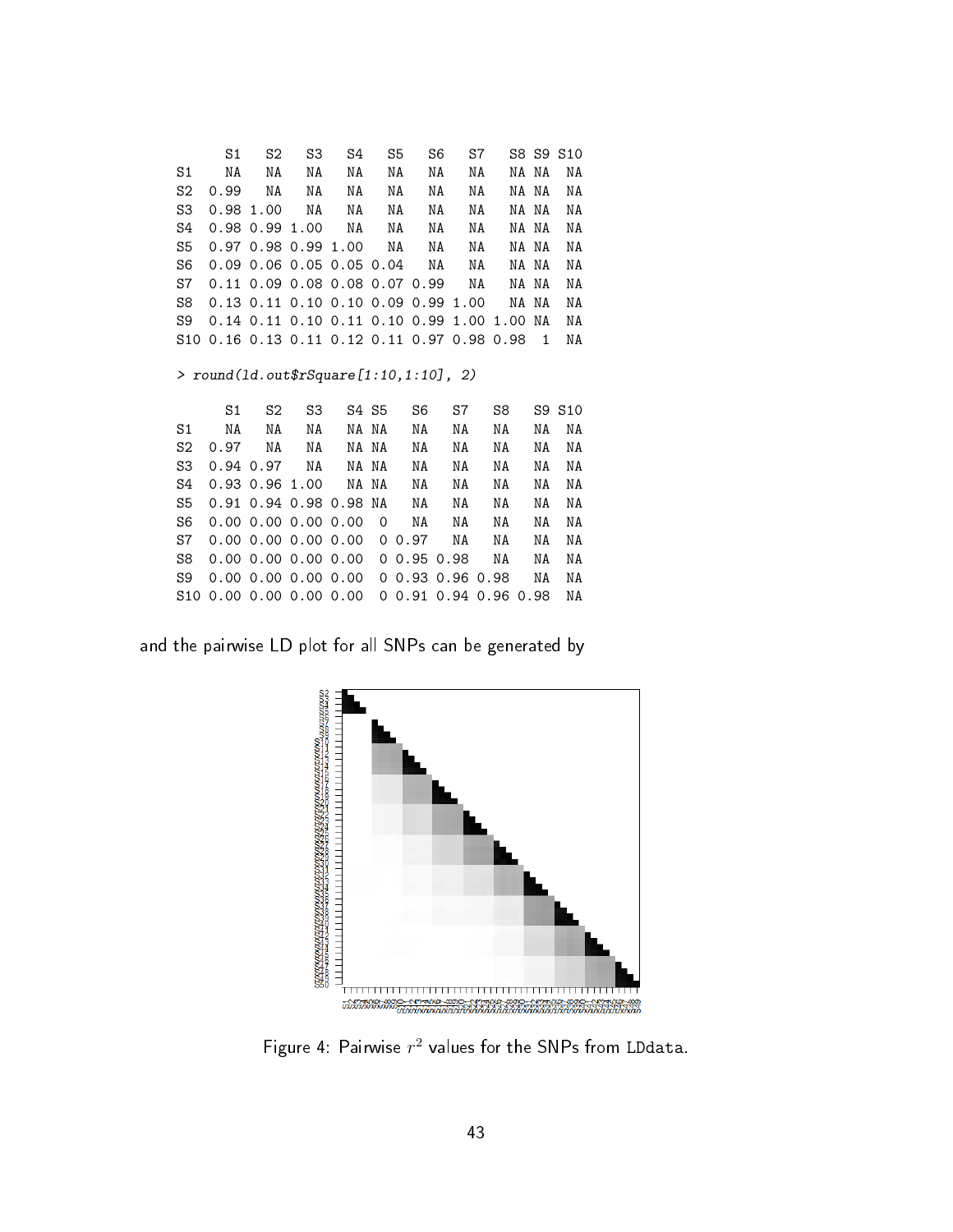```
     S1   S2   S3   S4   S5   S6   S7   S8 S9 S10
S1    NA   NA   NA   NA   NA   NA   NA   NA NA  NA
S2  0.99   NA   NA   NA   NA   NA   NA   NA NA  NA
S3  0.98 1.00   NA   NA   NA   NA   NA   NA NA  NA
S4  0.98 0.99 1.00   NA   NA   NA   NA   NA NA  NA
S5  0.97 0.98 0.99 1.00   NA   NA   NA   NA NA  NA
S6  0.09 0.06 0.05 0.05 0.04   NA   NA   NA NA  NA
S7  0.11 0.09 0.08 0.08 0.07 0.99   NA   NA NA  NA
S8  0.13 0.11 0.10 0.10 0.09 0.99 1.00   NA NA  NA
S9  0.14 0.11 0.10 0.11 0.10 0.99 1.00 1.00 NA  NA
S10 0.16 0.13 0.11 0.12 0.11 0.97 0.98 0.98  1  NA

> round(ld.out$rSquare[1:10,1:10], 2)

     S1   S2   S3   S4 S5   S6   S7   S8   S9 S10
S1    NA   NA   NA   NA NA   NA   NA   NA   NA  NA
S2  0.97   NA   NA   NA NA   NA   NA   NA   NA  NA
S3  0.94 0.97   NA   NA NA   NA   NA   NA   NA  NA
S4  0.93 0.96 1.00   NA NA   NA   NA   NA   NA  NA
S5  0.91 0.94 0.98 0.98 NA   NA   NA   NA   NA  NA
S6  0.00 0.00 0.00 0.00  0   NA   NA   NA   NA  NA
S7  0.00 0.00 0.00 0.00  0 0.97   NA   NA   NA  NA
S8  0.00 0.00 0.00 0.00  0 0.95 0.98   NA   NA  NA
S9  0.00 0.00 0.00 0.00  0 0.93 0.96 0.98   NA  NA
S10 0.00 0.00 0.00 0.00  0 0.91 0.94 0.96 0.98  NA
```

and the pairwise LD plot for all SNPs can be generated by

Figure 4: Pairwise $r^2$ values for the SNPs from LDdata.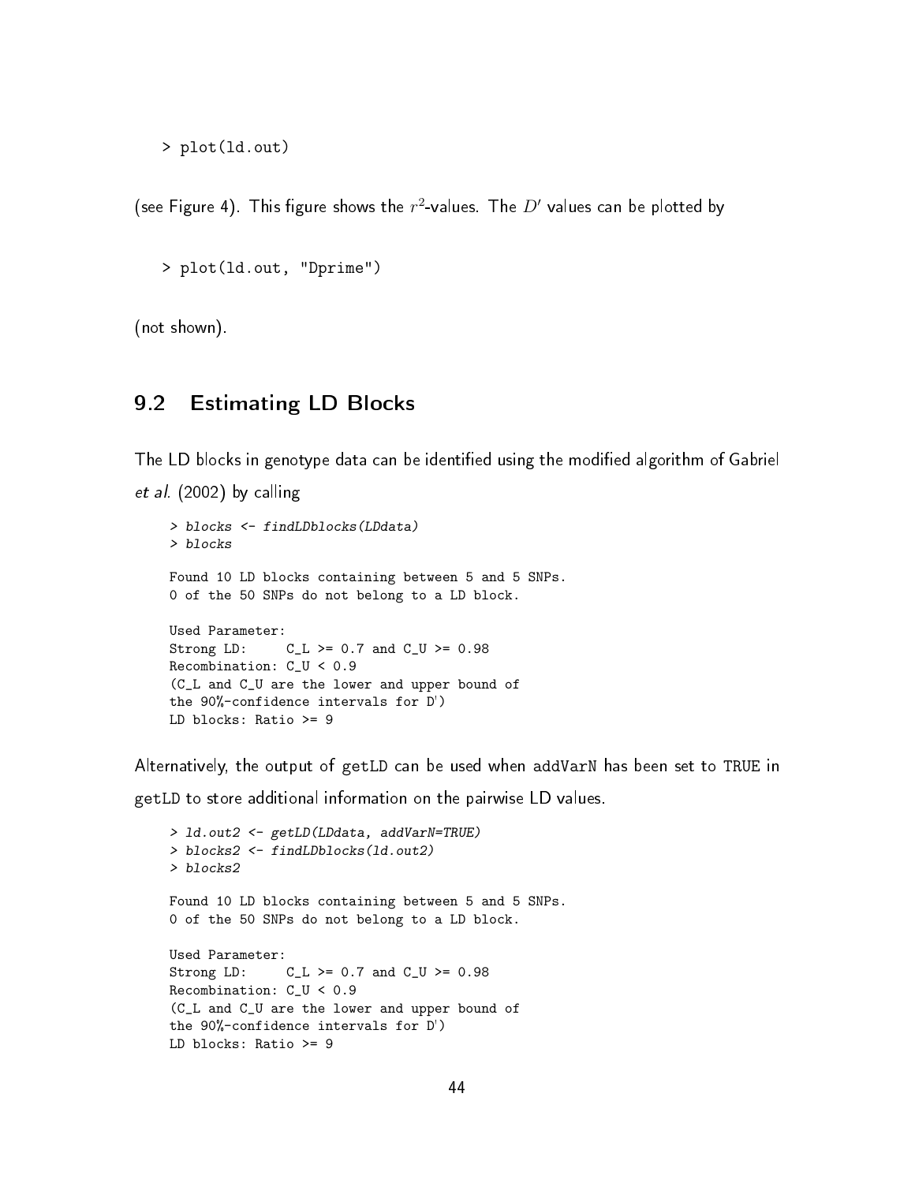```
> plot(ld.out)
```

(see Figure 4). This figure shows the $r^2$-values. The $D'$ values can be plotted by

```
> plot(ld.out, "Dprime")
```

(not shown).

## 9.2 Estimating LD Blocks

The LD blocks in genotype data can be identified using the modified algorithm of Gabriel *et al.* (2002) by calling

```
> blocks <- findLDblocks(LDdata)
> blocks

Found 10 LD blocks containing between 5 and 5 SNPs.
0 of the 50 SNPs do not belong to a LD block.

Used Parameter:
Strong LD:     C_L >= 0.7 and C_U >= 0.98
Recombination: C_U < 0.9
(C_L and C_U are the lower and upper bound of
the 90%-confidence intervals for D')
LD blocks: Ratio >= 9
```

Alternatively, the output of getLD can be used when addVarN has been set to TRUE in getLD to store additional information on the pairwise LD values.

```
> ld.out2 <- getLD(LDdata, addVarN=TRUE)
> blocks2 <- findLDblocks(ld.out2)
> blocks2

Found 10 LD blocks containing between 5 and 5 SNPs.
0 of the 50 SNPs do not belong to a LD block.

Used Parameter:
Strong LD:     C_L >= 0.7 and C_U >= 0.98
Recombination: C_U < 0.9
(C_L and C_U are the lower and upper bound of
the 90%-confidence intervals for D')
LD blocks: Ratio >= 9
```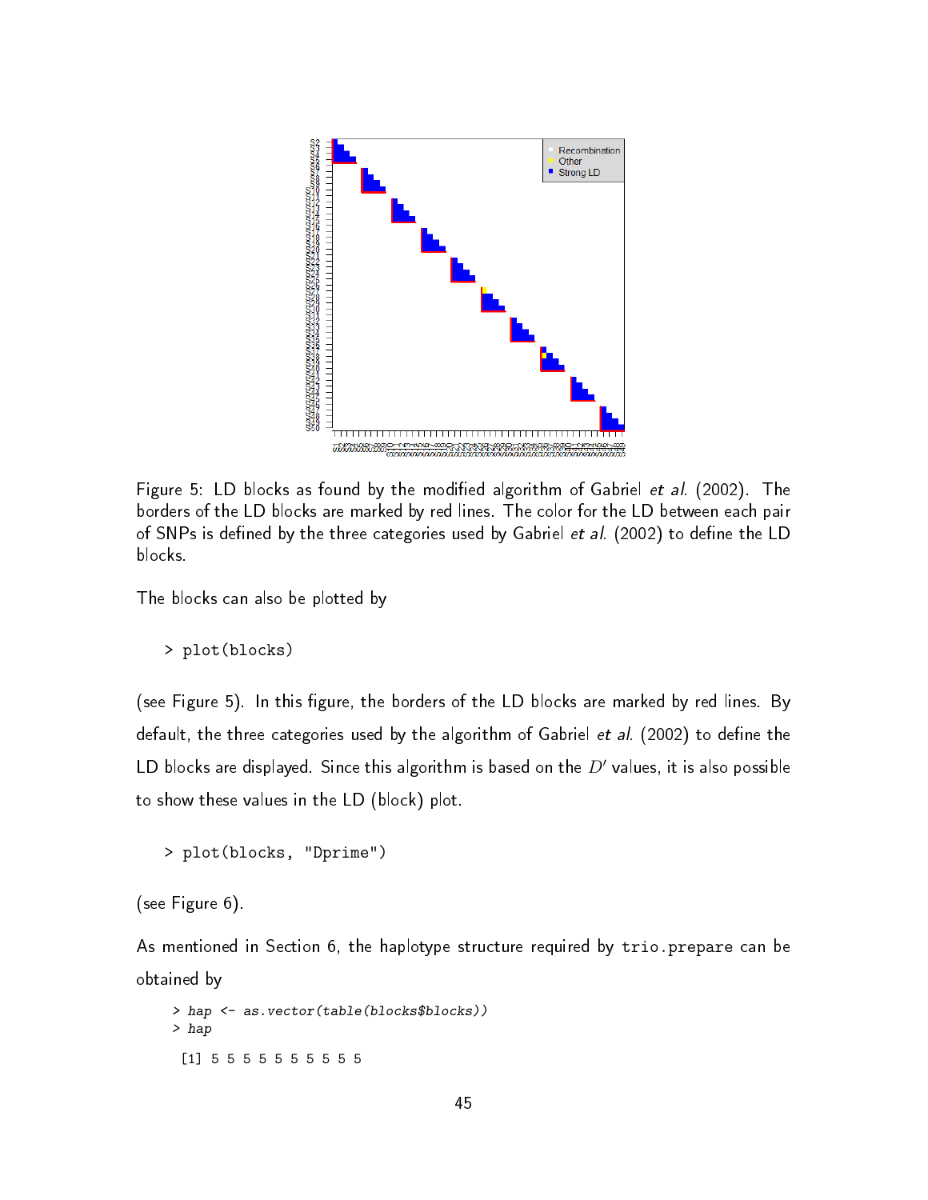Figure 5: LD blocks as found by the modified algorithm of Gabriel *et al.* (2002). The borders of the LD blocks are marked by red lines. The color for the LD between each pair of SNPs is defined by the three categories used by Gabriel *et al.* (2002) to define the LD blocks.

The blocks can also be plotted by

```
> plot(blocks)
```

(see Figure 5). In this figure, the borders of the LD blocks are marked by red lines. By default, the three categories used by the algorithm of Gabriel *et al.* (2002) to define the LD blocks are displayed. Since this algorithm is based on the $D'$ values, it is also possible to show these values in the LD (block) plot.

```
> plot(blocks, "Dprime")
```

(see Figure 6).

As mentioned in Section 6, the haplotype structure required by `trio.prepare` can be obtained by

```
> hap <- as.vector(table(blocks$blocks))
> hap

[1] 5 5 5 5 5 5 5 5 5 5
```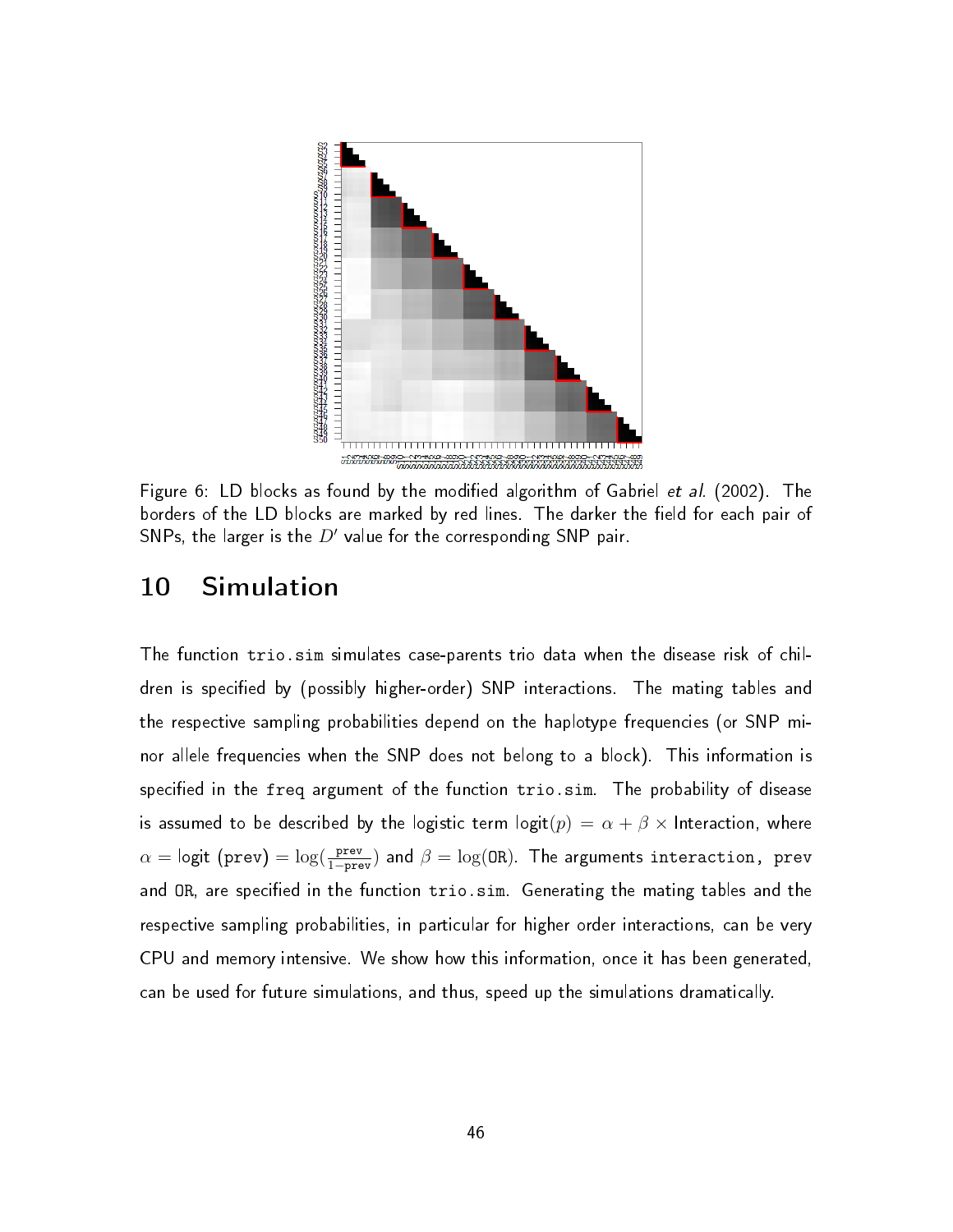Figure 6: LD blocks as found by the modified algorithm of Gabriel *et al.* (2002). The borders of the LD blocks are marked by red lines. The darker the field for each pair of SNPs, the larger is the $D'$ value for the corresponding SNP pair.

# 10 Simulation

The function `trio.sim` simulates case-parents trio data when the disease risk of children is specified by (possibly higher-order) SNP interactions. The mating tables and the respective sampling probabilities depend on the haplotype frequencies (or SNP minor allele frequencies when the SNP does not belong to a block). This information is specified in the `freq` argument of the function `trio.sim`. The probability of disease is assumed to be described by the logistic term $\text{logit}(p) = \alpha + \beta \times \text{Interaction}$, where $\alpha = \text{logit}\ (\texttt{prev}) = \log(\frac{\texttt{prev}}{1-\texttt{prev}})$ and $\beta = \log(\texttt{OR})$. The arguments `interaction`, `prev` and `OR`, are specified in the function `trio.sim`. Generating the mating tables and the respective sampling probabilities, in particular for higher order interactions, can be very CPU and memory intensive. We show how this information, once it has been generated, can be used for future simulations, and thus, speed up the simulations dramatically.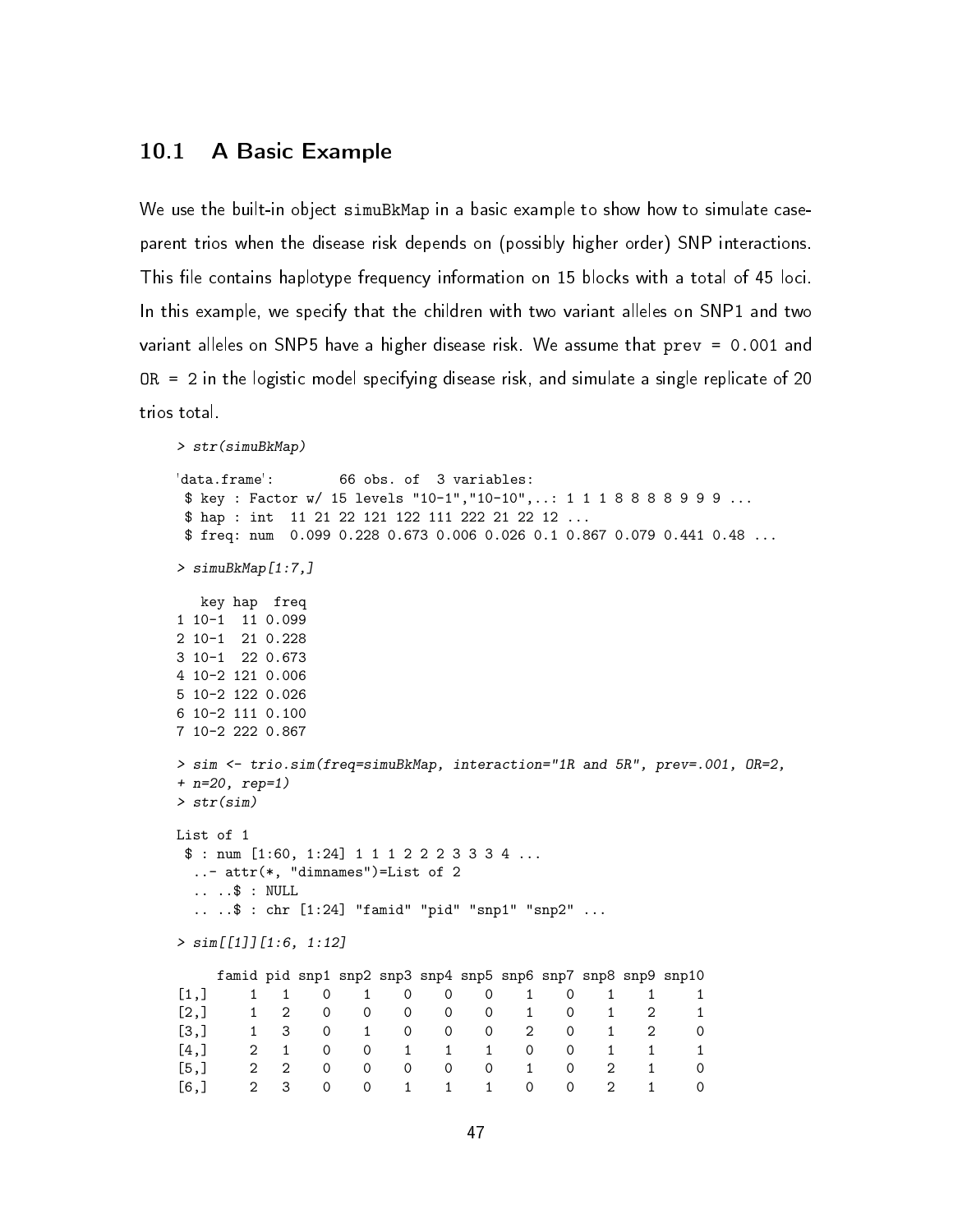## 10.1 A Basic Example

We use the built-in object `simuBkMap` in a basic example to show how to simulate case-parent trios when the disease risk depends on (possibly higher order) SNP interactions. This file contains haplotype frequency information on 15 blocks with a total of 45 loci. In this example, we specify that the children with two variant alleles on SNP1 and two variant alleles on SNP5 have a higher disease risk. We assume that `prev = 0.001` and `OR = 2` in the logistic model specifying disease risk, and simulate a single replicate of 20 trios total.

```
> str(simuBkMap)

'data.frame':        66 obs. of  3 variables:
 $ key : Factor w/ 15 levels "10-1","10-10",..: 1 1 1 8 8 8 8 9 9 9 ...
 $ hap : int  11 21 22 121 122 111 222 21 22 12 ...
 $ freq: num  0.099 0.228 0.673 0.006 0.026 0.1 0.867 0.079 0.441 0.48 ...

> simuBkMap[1:7,]

   key hap  freq
1 10-1  11 0.099
2 10-1  21 0.228
3 10-1  22 0.673
4 10-2 121 0.006
5 10-2 122 0.026
6 10-2 111 0.100
7 10-2 222 0.867

> sim <- trio.sim(freq=simuBkMap, interaction="1R and 5R", prev=.001, OR=2,
+ n=20, rep=1)
> str(sim)

List of 1
 $ : num [1:60, 1:24] 1 1 1 2 2 2 3 3 3 4 ...
  ..- attr(*, "dimnames")=List of 2
  .. ..$ : NULL
  .. ..$ : chr [1:24] "famid" "pid" "snp1" "snp2" ...

> sim[[1]][1:6, 1:12]

     famid pid snp1 snp2 snp3 snp4 snp5 snp6 snp7 snp8 snp9 snp10
[1,]     1   1    0    1    0    0    0    1    0    1    1     1
[2,]     1   2    0    0    0    0    0    1    0    1    2     1
[3,]     1   3    0    1    0    0    0    2    0    1    2     0
[4,]     2   1    0    0    1    1    1    0    0    1    1     1
[5,]     2   2    0    0    0    0    0    1    0    2    1     0
[6,]     2   3    0    0    1    1    1    0    0    2    1     0
```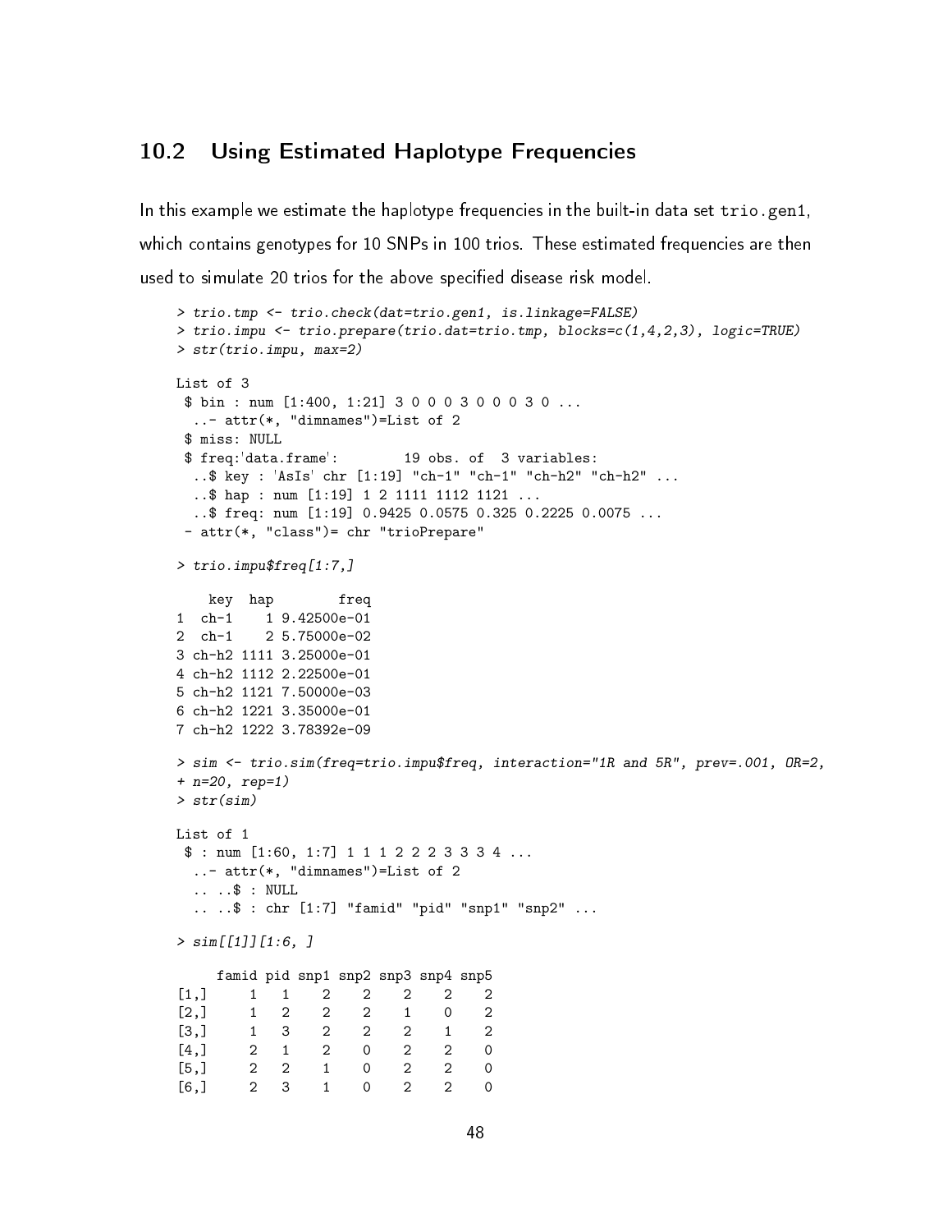## 10.2 Using Estimated Haplotype Frequencies

In this example we estimate the haplotype frequencies in the built-in data set `trio.gen1`, which contains genotypes for 10 SNPs in 100 trios. These estimated frequencies are then used to simulate 20 trios for the above specified disease risk model.

```
> trio.tmp <- trio.check(dat=trio.gen1, is.linkage=FALSE)
> trio.impu <- trio.prepare(trio.dat=trio.tmp, blocks=c(1,4,2,3), logic=TRUE)
> str(trio.impu, max=2)

List of 3
 $ bin : num [1:400, 1:21] 3 0 0 0 3 0 0 0 3 0 ...
  ..- attr(*, "dimnames")=List of 2
 $ miss: NULL
 $ freq:'data.frame':        19 obs. of  3 variables:
  ..$ key : 'AsIs' chr [1:19] "ch-1" "ch-1" "ch-h2" "ch-h2" ...
  ..$ hap : num [1:19] 1 2 1111 1112 1121 ...
  ..$ freq: num [1:19] 0.9425 0.0575 0.325 0.2225 0.0075 ...
 - attr(*, "class")= chr "trioPrepare"

> trio.impu$freq[1:7,]

    key  hap        freq
1  ch-1    1 9.42500e-01
2  ch-1    2 5.75000e-02
3 ch-h2 1111 3.25000e-01
4 ch-h2 1112 2.22500e-01
5 ch-h2 1121 7.50000e-03
6 ch-h2 1221 3.35000e-01
7 ch-h2 1222 3.78392e-09

> sim <- trio.sim(freq=trio.impu$freq, interaction="1R and 5R", prev=.001, OR=2,
+ n=20, rep=1)
> str(sim)

List of 1
 $ : num [1:60, 1:7] 1 1 1 2 2 2 3 3 3 4 ...
  ..- attr(*, "dimnames")=List of 2
  .. ..$ : NULL
  .. ..$ : chr [1:7] "famid" "pid" "snp1" "snp2" ...

> sim[[1]][1:6, ]

     famid pid snp1 snp2 snp3 snp4 snp5
[1,]     1   1    2    2    2    2    2
[2,]     1   2    2    2    1    0    2
[3,]     1   3    2    2    2    1    2
[4,]     2   1    2    0    2    2    0
[5,]     2   2    1    0    2    2    0
[6,]     2   3    1    0    2    2    0
```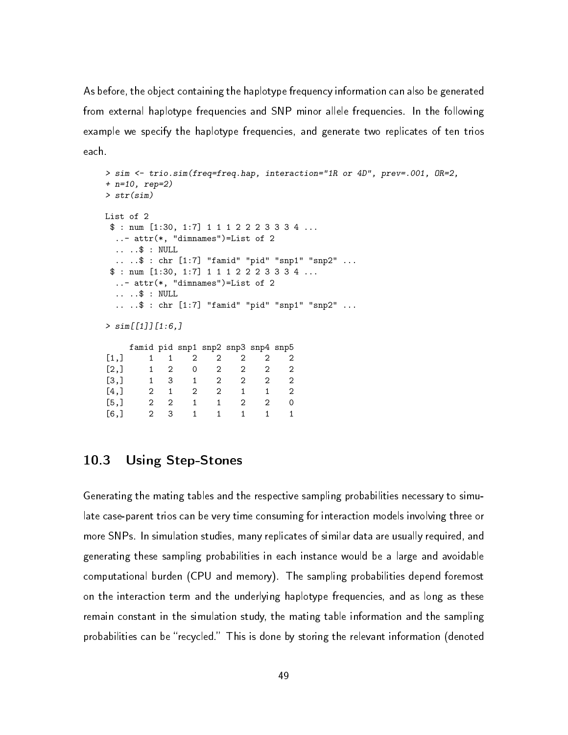As before, the object containing the haplotype frequency information can also be generated from external haplotype frequencies and SNP minor allele frequencies. In the following example we specify the haplotype frequencies, and generate two replicates of ten trios each.

```
> sim <- trio.sim(freq=freq.hap, interaction="1R or 4D", prev=.001, OR=2,
+ n=10, rep=2)
> str(sim)

List of 2
 $ : num [1:30, 1:7] 1 1 1 2 2 2 3 3 3 4 ...
  ..- attr(*, "dimnames")=List of 2
  .. ..$ : NULL
  .. ..$ : chr [1:7] "famid" "pid" "snp1" "snp2" ...
 $ : num [1:30, 1:7] 1 1 1 2 2 2 3 3 3 4 ...
  ..- attr(*, "dimnames")=List of 2
  .. ..$ : NULL
  .. ..$ : chr [1:7] "famid" "pid" "snp1" "snp2" ...

> sim[[1]][1:6,]

     famid pid snp1 snp2 snp3 snp4 snp5
[1,]     1   1    2    2    2    2    2
[2,]     1   2    0    2    2    2    2
[3,]     1   3    1    2    2    2    2
[4,]     2   1    2    2    1    1    2
[5,]     2   2    1    1    2    2    0
[6,]     2   3    1    1    1    1    1
```

## 10.3 Using Step-Stones

Generating the mating tables and the respective sampling probabilities necessary to simulate case-parent trios can be very time consuming for interaction models involving three or more SNPs. In simulation studies, many replicates of similar data are usually required, and generating these sampling probabilities in each instance would be a large and avoidable computational burden (CPU and memory). The sampling probabilities depend foremost on the interaction term and the underlying haplotype frequencies, and as long as these remain constant in the simulation study, the mating table information and the sampling probabilities can be "recycled." This is done by storing the relevant information (denoted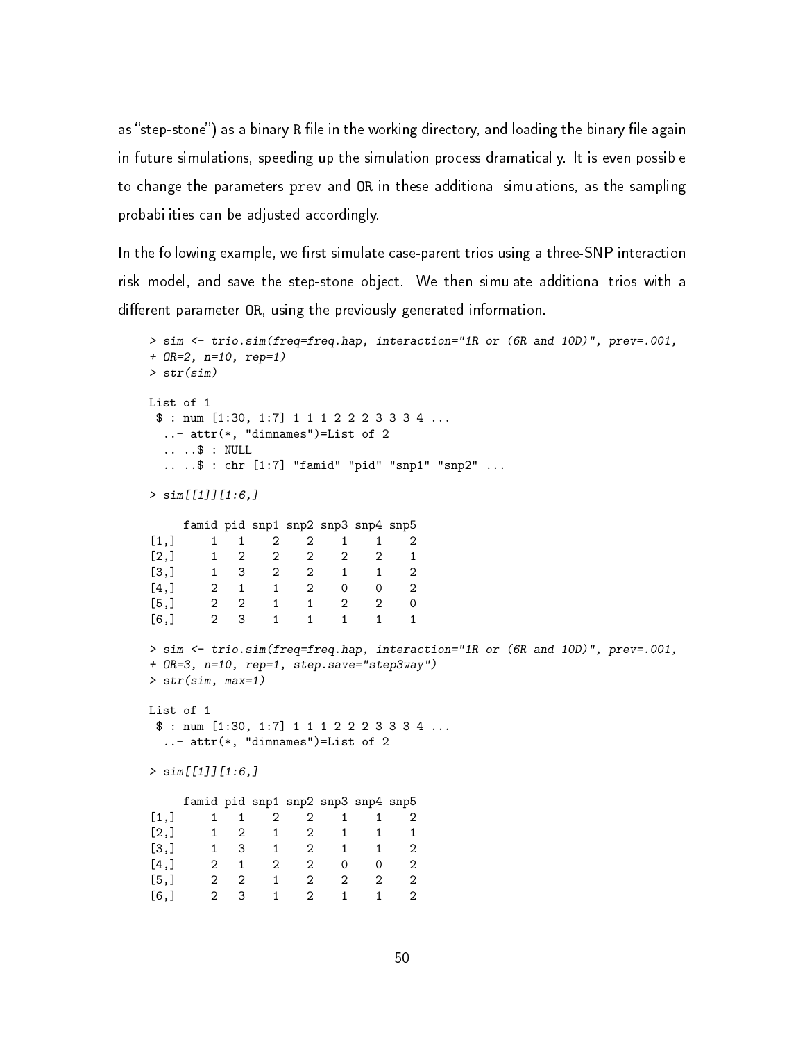as "step-stone") as a binary R file in the working directory, and loading the binary file again in future simulations, speeding up the simulation process dramatically. It is even possible to change the parameters prev and OR in these additional simulations, as the sampling probabilities can be adjusted accordingly.

In the following example, we first simulate case-parent trios using a three-SNP interaction risk model, and save the step-stone object. We then simulate additional trios with a different parameter OR, using the previously generated information.

```
> sim <- trio.sim(freq=freq.hap, interaction="1R or (6R and 10D)", prev=.001,
+ OR=2, n=10, rep=1)
> str(sim)

List of 1
 $ : num [1:30, 1:7] 1 1 1 2 2 2 3 3 3 4 ...
  ..- attr(*, "dimnames")=List of 2
  .. ..$ : NULL
  .. ..$ : chr [1:7] "famid" "pid" "snp1" "snp2" ...

> sim[[1]][1:6,]

     famid pid snp1 snp2 snp3 snp4 snp5
[1,]     1   1    2    2    1    1    2
[2,]     1   2    2    2    2    2    1
[3,]     1   3    2    2    1    1    2
[4,]     2   1    1    2    0    0    2
[5,]     2   2    1    1    2    2    0
[6,]     2   3    1    1    1    1    1

> sim <- trio.sim(freq=freq.hap, interaction="1R or (6R and 10D)", prev=.001,
+ OR=3, n=10, rep=1, step.save="step3way")
> str(sim, max=1)

List of 1
 $ : num [1:30, 1:7] 1 1 1 2 2 2 3 3 3 4 ...
  ..- attr(*, "dimnames")=List of 2

> sim[[1]][1:6,]

     famid pid snp1 snp2 snp3 snp4 snp5
[1,]     1   1    2    2    1    1    2
[2,]     1   2    1    2    1    1    1
[3,]     1   3    1    2    1    1    2
[4,]     2   1    2    2    0    0    2
[5,]     2   2    1    2    2    2    2
[6,]     2   3    1    2    1    1    2
```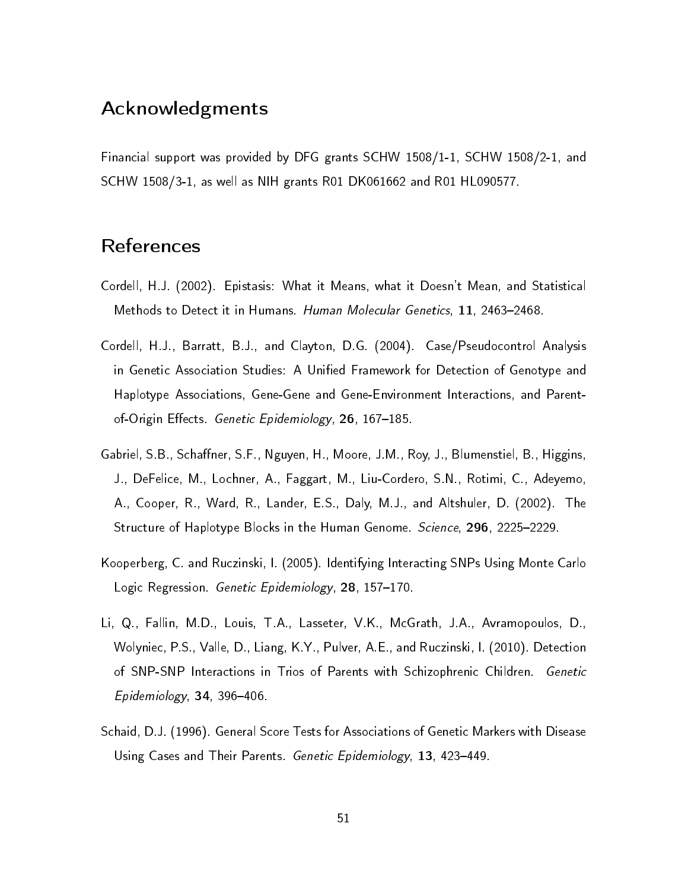## Acknowledgments

Financial support was provided by DFG grants SCHW 1508/1-1, SCHW 1508/2-1, and SCHW 1508/3-1, as well as NIH grants R01 DK061662 and R01 HL090577.

## References

Cordell, H.J. (2002). Epistasis: What it Means, what it Doesn't Mean, and Statistical Methods to Detect it in Humans. *Human Molecular Genetics*, **11**, 2463–2468.

Cordell, H.J., Barratt, B.J., and Clayton, D.G. (2004). Case/Pseudocontrol Analysis in Genetic Association Studies: A Unified Framework for Detection of Genotype and Haplotype Associations, Gene-Gene and Gene-Environment Interactions, and Parent-of-Origin Effects. *Genetic Epidemiology*, **26**, 167–185.

Gabriel, S.B., Schaffner, S.F., Nguyen, H., Moore, J.M., Roy, J., Blumenstiel, B., Higgins, J., DeFelice, M., Lochner, A., Faggart, M., Liu-Cordero, S.N., Rotimi, C., Adeyemo, A., Cooper, R., Ward, R., Lander, E.S., Daly, M.J., and Altshuler, D. (2002). The Structure of Haplotype Blocks in the Human Genome. *Science*, **296**, 2225–2229.

Kooperberg, C. and Ruczinski, I. (2005). Identifying Interacting SNPs Using Monte Carlo Logic Regression. *Genetic Epidemiology*, **28**, 157–170.

Li, Q., Fallin, M.D., Louis, T.A., Lasseter, V.K., McGrath, J.A., Avramopoulos, D., Wolyniec, P.S., Valle, D., Liang, K.Y., Pulver, A.E., and Ruczinski, I. (2010). Detection of SNP-SNP Interactions in Trios of Parents with Schizophrenic Children. *Genetic Epidemiology*, **34**, 396–406.

Schaid, D.J. (1996). General Score Tests for Associations of Genetic Markers with Disease Using Cases and Their Parents. *Genetic Epidemiology*, **13**, 423–449.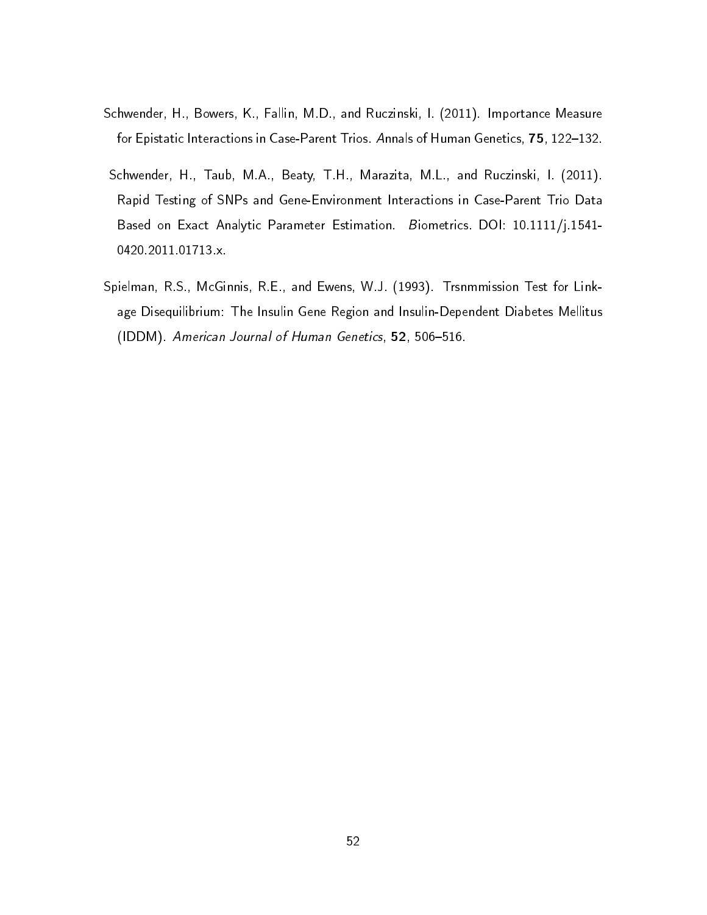Schwender, H., Bowers, K., Fallin, M.D., and Ruczinski, I. (2011). Importance Measure for Epistatic Interactions in Case-Parent Trios. *Annals of Human Genetics*, **75**, 122–132.

Schwender, H., Taub, M.A., Beaty, T.H., Marazita, M.L., and Ruczinski, I. (2011). Rapid Testing of SNPs and Gene-Environment Interactions in Case-Parent Trio Data Based on Exact Analytic Parameter Estimation. *Biometrics*. DOI: 10.1111/j.1541-0420.2011.01713.x.

Spielman, R.S., McGinnis, R.E., and Ewens, W.J. (1993). Trsnmmission Test for Linkage Disequilibrium: The Insulin Gene Region and Insulin-Dependent Diabetes Mellitus (IDDM). *American Journal of Human Genetics*, **52**, 506–516.